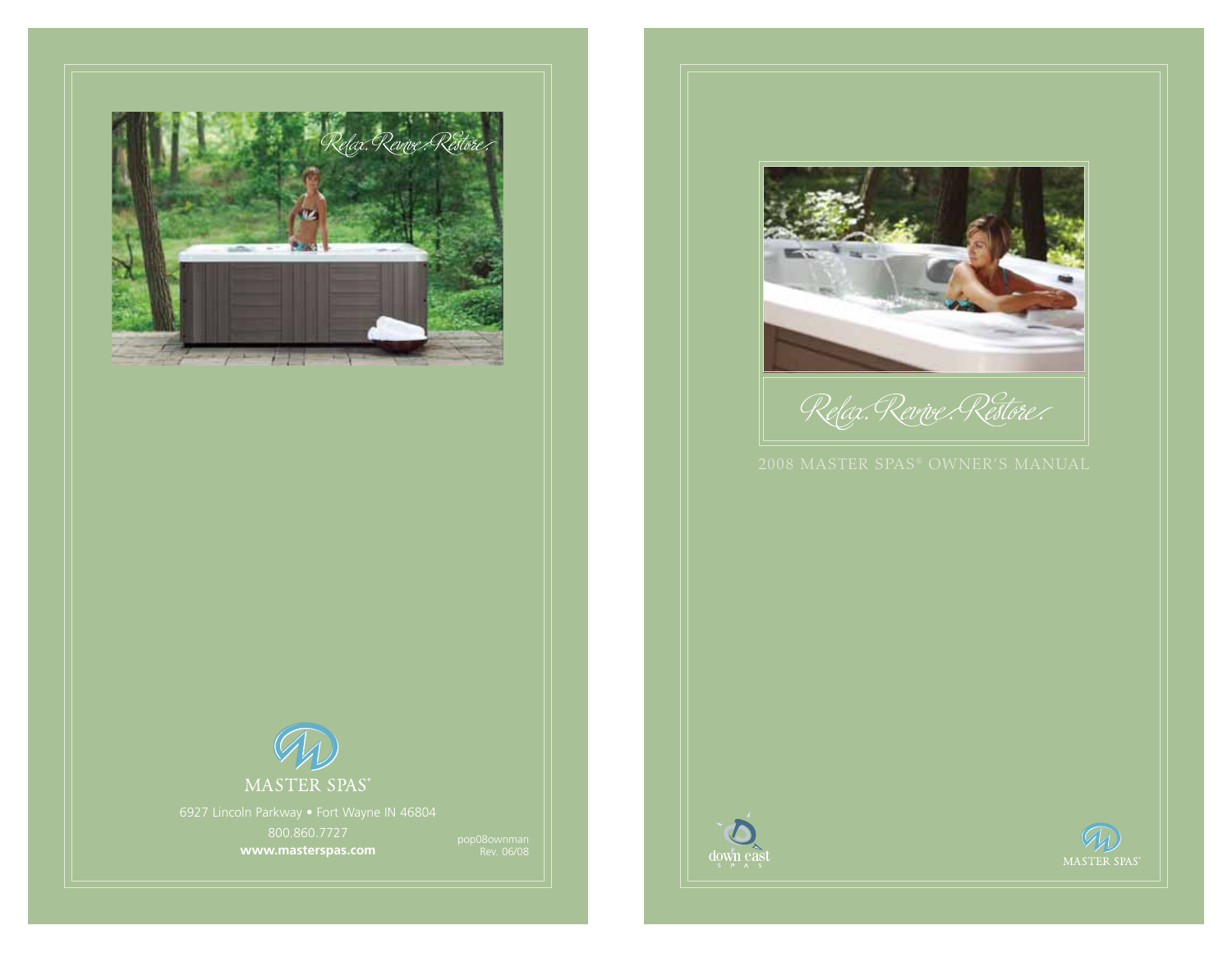*Relax. Revive. Restore.*

MASTER SPAS®

6927 Lincoln Parkway • Fort Wayne IN 46804

800.860.7727

**www.masterspas.com**

pop08ownman
Rev. 06/08

*Relax. Revive. Restore.*

# 2008 MASTER SPAS® OWNER'S MANUAL

down east SPAS

MASTER SPAS®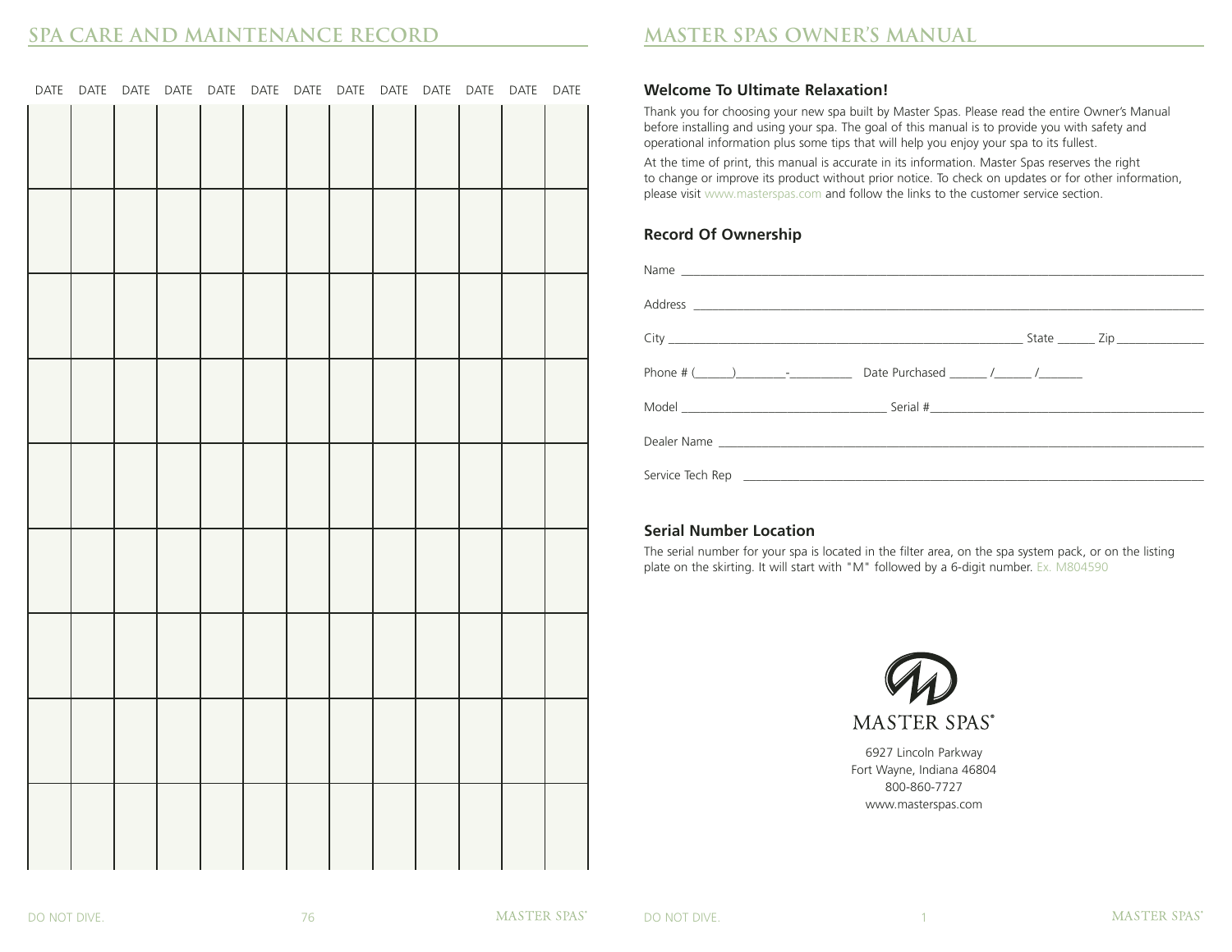# SPA CARE AND MAINTENANCE RECORD

| DATE | DATE | DATE | DATE | DATE | DATE | DATE | DATE | DATE | DATE | DATE | DATE | DATE |
|---|---|---|---|---|---|---|---|---|---|---|---|---|
| | | | | | | | | | | | | |
| | | | | | | | | | | | | |
| | | | | | | | | | | | | |
| | | | | | | | | | | | | |
| | | | | | | | | | | | | |
| | | | | | | | | | | | | |
| | | | | | | | | | | | | |
| | | | | | | | | | | | | |
| | | | | | | | | | | | | |

# MASTER SPAS OWNER'S MANUAL

## Welcome To Ultimate Relaxation!

Thank you for choosing your new spa built by Master Spas. Please read the entire Owner's Manual before installing and using your spa. The goal of this manual is to provide you with safety and operational information plus some tips that will help you enjoy your spa to its fullest.

At the time of print, this manual is accurate in its information. Master Spas reserves the right to change or improve its product without prior notice. To check on updates or for other information, please visit www.masterspas.com and follow the links to the customer service section.

## Record Of Ownership

Name ____________________________________________

Address ____________________________________________

City ______________________________ State ______ Zip ______________

Phone # (______)________-__________ Date Purchased ______ /______ /_______

Model ________________________ Serial #______________________________

Dealer Name ____________________________________________

Service Tech Rep ____________________________________________

## Serial Number Location

The serial number for your spa is located in the filter area, on the spa system pack, or on the listing plate on the skirting. It will start with "M" followed by a 6-digit number. Ex. M804590

MASTER SPAS®

6927 Lincoln Parkway
Fort Wayne, Indiana 46804
800-860-7727
www.masterspas.com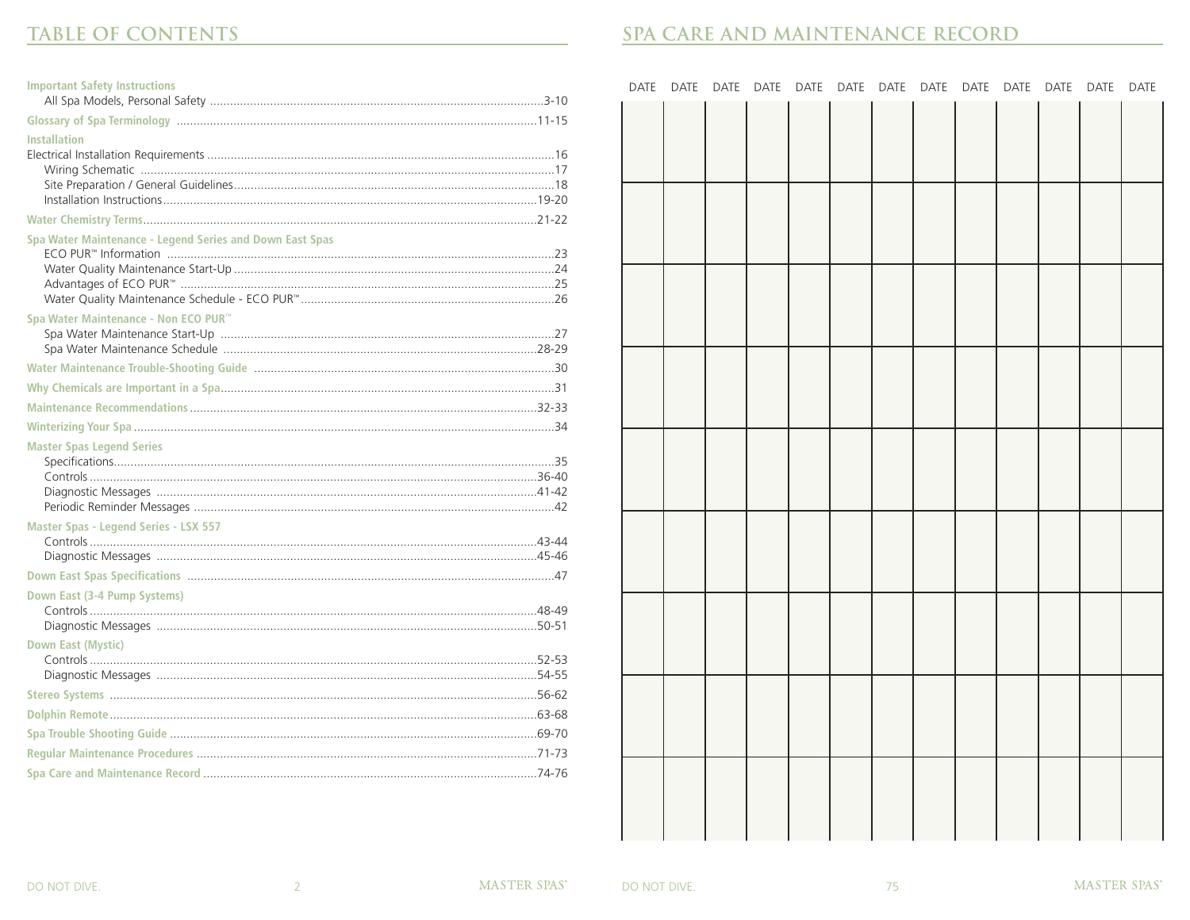# TABLE OF CONTENTS

**Important Safety Instructions**
- All Spa Models, Personal Safety ....3-10

**Glossary of Spa Terminology** ....11-15

**Installation**

Electrical Installation Requirements ....16
- Wiring Schematic ....17
- Site Preparation / General Guidelines ....18
- Installation Instructions ....19-20

**Water Chemistry Terms** ....21-22

**Spa Water Maintenance - Legend Series and Down East Spas**
- ECO PUR™ Information ....23
- Water Quality Maintenance Start-Up ....24
- Advantages of ECO PUR™ ....25
- Water Quality Maintenance Schedule - ECO PUR™ ....26

**Spa Water Maintenance - Non ECO PUR™**
- Spa Water Maintenance Start-Up ....27
- Spa Water Maintenance Schedule ....28-29

**Water Maintenance Trouble-Shooting Guide** ....30

**Why Chemicals are Important in a Spa** ....31

**Maintenance Recommendations** ....32-33

**Winterizing Your Spa** ....34

**Master Spas Legend Series**
- Specifications ....35
- Controls ....36-40
- Diagnostic Messages ....41-42
- Periodic Reminder Messages ....42

**Master Spas - Legend Series - LSX 557**
- Controls ....43-44
- Diagnostic Messages ....45-46

**Down East Spas Specifications** ....47

**Down East (3-4 Pump Systems)**
- Controls ....48-49
- Diagnostic Messages ....50-51

**Down East (Mystic)**
- Controls ....52-53
- Diagnostic Messages ....54-55

**Stereo Systems** ....56-62

**Dolphin Remote** ....63-68

**Spa Trouble Shooting Guide** ....69-70

**Regular Maintenance Procedures** ....71-73

**Spa Care and Maintenance Record** ....74-76

DO NOT DIVE.

# SPA CARE AND MAINTENANCE RECORD

| DATE | DATE | DATE | DATE | DATE | DATE | DATE | DATE | DATE | DATE | DATE | DATE | DATE |
|---|---|---|---|---|---|---|---|---|---|---|---|---|
| | | | | | | | | | | | | |
| | | | | | | | | | | | | |
| | | | | | | | | | | | | |
| | | | | | | | | | | | | |
| | | | | | | | | | | | | |
| | | | | | | | | | | | | |
| | | | | | | | | | | | | |
| | | | | | | | | | | | | |
| | | | | | | | | | | | | |

DO NOT DIVE.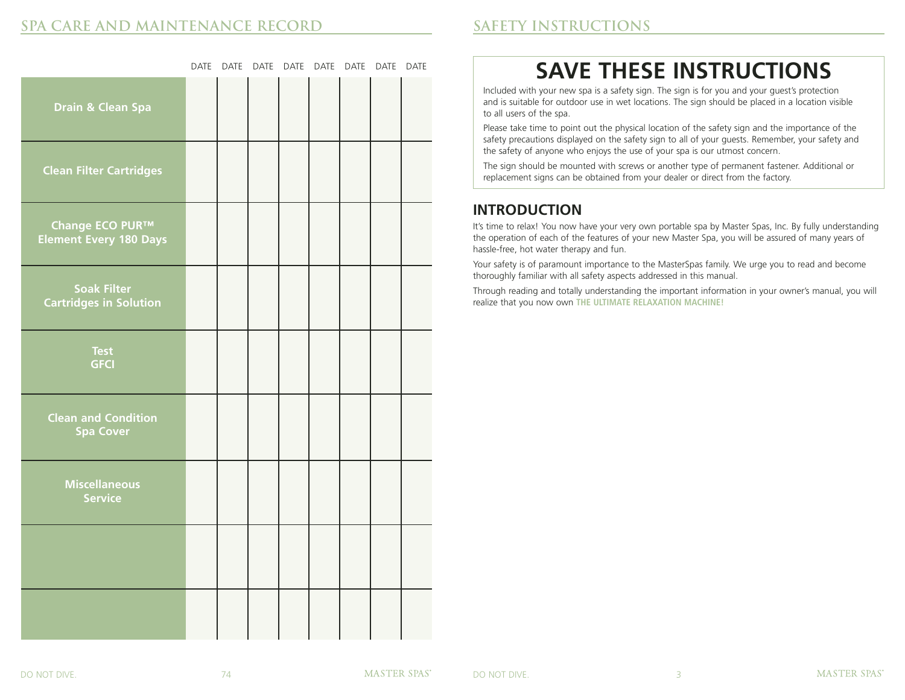## SPA CARE AND MAINTENANCE RECORD

| | DATE | DATE | DATE | DATE | DATE | DATE | DATE | DATE |
|---|---|---|---|---|---|---|---|---|
| Drain & Clean Spa | | | | | | | | |
| Clean Filter Cartridges | | | | | | | | |
| Change ECO PUR™ Element Every 180 Days | | | | | | | | |
| Soak Filter Cartridges in Solution | | | | | | | | |
| Test GFCI | | | | | | | | |
| Clean and Condition Spa Cover | | | | | | | | |
| Miscellaneous Service | | | | | | | | |
| | | | | | | | | |
| | | | | | | | | |

DO NOT DIVE.

## SAFETY INSTRUCTIONS

# SAVE THESE INSTRUCTIONS

Included with your new spa is a safety sign. The sign is for you and your guest's protection and is suitable for outdoor use in wet locations. The sign should be placed in a location visible to all users of the spa.

Please take time to point out the physical location of the safety sign and the importance of the safety precautions displayed on the safety sign to all of your guests. Remember, your safety and the safety of anyone who enjoys the use of your spa is our utmost concern.

The sign should be mounted with screws or another type of permanent fastener. Additional or replacement signs can be obtained from your dealer or direct from the factory.

## INTRODUCTION

It's time to relax! You now have your very own portable spa by Master Spas, Inc. By fully understanding the operation of each of the features of your new Master Spa, you will be assured of many years of hassle-free, hot water therapy and fun.

Your safety is of paramount importance to the MasterSpas family. We urge you to read and become thoroughly familiar with all safety aspects addressed in this manual.

Through reading and totally understanding the important information in your owner's manual, you will realize that you now own **THE ULTIMATE RELAXATION MACHINE!**

DO NOT DIVE.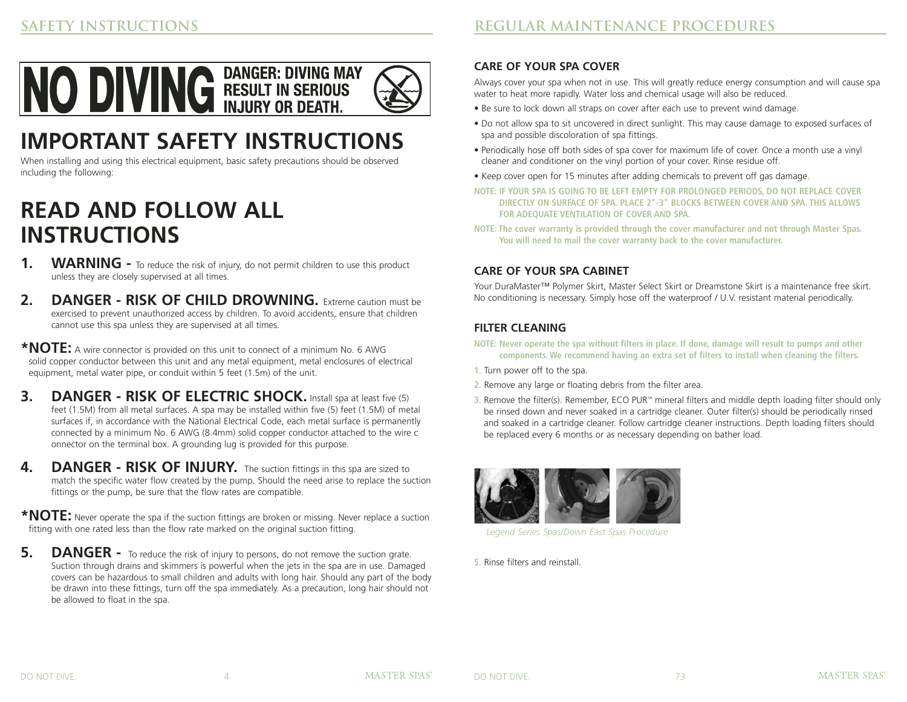## SAFETY INSTRUCTIONS

**NO DIVING** DANGER: DIVING MAY RESULT IN SERIOUS INJURY OR DEATH.

# IMPORTANT SAFETY INSTRUCTIONS

When installing and using this electrical equipment, basic safety precautions should be observed including the following:

# READ AND FOLLOW ALL INSTRUCTIONS

1. **WARNING -** To reduce the risk of injury, do not permit children to use this product unless they are closely supervised at all times.

2. **DANGER - RISK OF CHILD DROWNING.** Extreme caution must be exercised to prevent unauthorized access by children. To avoid accidents, ensure that children cannot use this spa unless they are supervised at all times.

***NOTE:** A wire connector is provided on this unit to connect of a minimum No. 6 AWG solid copper conductor between this unit and any metal equipment, metal enclosures of electrical equipment, metal water pipe, or conduit within 5 feet (1.5m) of the unit.

3. **DANGER - RISK OF ELECTRIC SHOCK.** Install spa at least five (5) feet (1.5M) from all metal surfaces. A spa may be installed within five (5) feet (1.5M) of metal surfaces if, in accordance with the National Electrical Code, each metal surface is permanently connected by a minimum No. 6 AWG (8.4mm) solid copper conductor attached to the wire c onnector on the terminal box. A grounding lug is provided for this purpose.

4. **DANGER - RISK OF INJURY.** The suction fittings in this spa are sized to match the specific water flow created by the pump. Should the need arise to replace the suction fittings or the pump, be sure that the flow rates are compatible.

***NOTE:** Never operate the spa if the suction fittings are broken or missing. Never replace a suction fitting with one rated less than the flow rate marked on the original suction fitting.

5. **DANGER -** To reduce the risk of injury to persons, do not remove the suction grate. Suction through drains and skimmers is powerful when the jets in the spa are in use. Damaged covers can be hazardous to small children and adults with long hair. Should any part of the body be drawn into these fittings, turn off the spa immediately. As a precaution, long hair should not be allowed to float in the spa.

## REGULAR MAINTENANCE PROCEDURES

### CARE OF YOUR SPA COVER

Always cover your spa when not in use. This will greatly reduce energy consumption and will cause spa water to heat more rapidly. Water loss and chemical usage will also be reduced.

- Be sure to lock down all straps on cover after each use to prevent wind damage.
- Do not allow spa to sit uncovered in direct sunlight. This may cause damage to exposed surfaces of spa and possible discoloration of spa fittings.
- Periodically hose off both sides of spa cover for maximum life of cover. Once a month use a vinyl cleaner and conditioner on the vinyl portion of your cover. Rinse residue off.
- Keep cover open for 15 minutes after adding chemicals to prevent off gas damage.

**NOTE: IF YOUR SPA IS GOING TO BE LEFT EMPTY FOR PROLONGED PERIODS, DO NOT REPLACE COVER DIRECTLY ON SURFACE OF SPA. PLACE 2"-3" BLOCKS BETWEEN COVER AND SPA. THIS ALLOWS FOR ADEQUATE VENTILATION OF COVER AND SPA.**

**NOTE: The cover warranty is provided through the cover manufacturer and not through Master Spas. You will need to mail the cover warranty back to the cover manufacturer.**

### CARE OF YOUR SPA CABINET

Your DuraMaster™ Polymer Skirt, Master Select Skirt or Dreamstone Skirt is a maintenance free skirt. No conditioning is necessary. Simply hose off the waterproof / U.V. resistant material periodically.

### FILTER CLEANING

**NOTE: Never operate the spa without filters in place. If done, damage will result to pumps and other components. We recommend having an extra set of filters to install when cleaning the filters.**

1. Turn power off to the spa.
2. Remove any large or floating debris from the filter area.
3. Remove the filter(s). Remember, ECO PUR™ mineral filters and middle depth loading filter should only be rinsed down and never soaked in a cartridge cleaner. Outer filter(s) should be periodically rinsed and soaked in a cartridge cleaner. Follow cartridge cleaner instructions. Depth loading filters should be replaced every 6 months or as necessary depending on bather load.

*Legend Series Spas/Down East Spas Procedure*

5. Rinse filters and reinstall.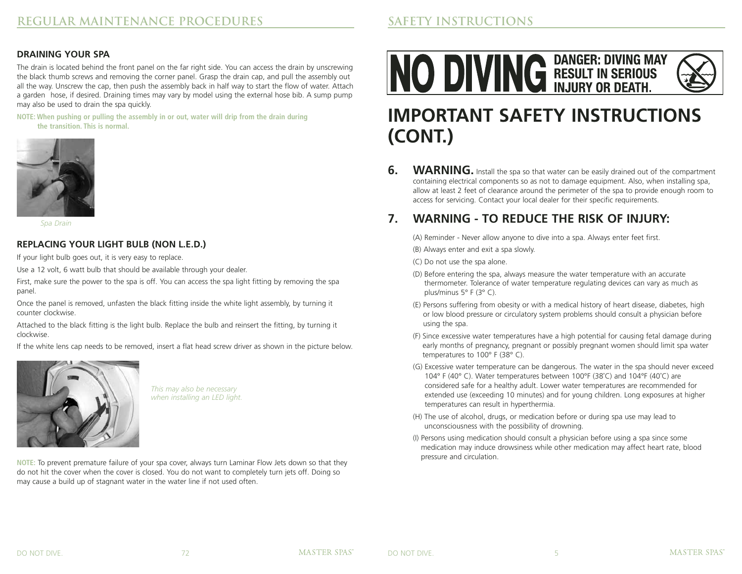## REGULAR MAINTENANCE PROCEDURES

### DRAINING YOUR SPA

The drain is located behind the front panel on the far right side. You can access the drain by unscrewing the black thumb screws and removing the corner panel. Grasp the drain cap, and pull the assembly out all the way. Unscrew the cap, then push the assembly back in half way to start the flow of water. Attach a garden hose, if desired. Draining times may vary by model using the external hose bib. A sump pump may also be used to drain the spa quickly.

**NOTE: When pushing or pulling the assembly in or out, water will drip from the drain during the transition. This is normal.**

*Spa Drain*

### REPLACING YOUR LIGHT BULB (NON L.E.D.)

If your light bulb goes out, it is very easy to replace.

Use a 12 volt, 6 watt bulb that should be available through your dealer.

First, make sure the power to the spa is off. You can access the spa light fitting by removing the spa panel.

Once the panel is removed, unfasten the black fitting inside the white light assembly, by turning it counter clockwise.

Attached to the black fitting is the light bulb. Replace the bulb and reinsert the fitting, by turning it clockwise.

If the white lens cap needs to be removed, insert a flat head screw driver as shown in the picture below.

*This may also be necessary when installing an LED light.*

**NOTE:** To prevent premature failure of your spa cover, always turn Laminar Flow Jets down so that they do not hit the cover when the cover is closed. You do not want to completely turn jets off. Doing so may cause a build up of stagnant water in the water line if not used often.

## SAFETY INSTRUCTIONS

**NO DIVING** DANGER: DIVING MAY RESULT IN SERIOUS INJURY OR DEATH.

# IMPORTANT SAFETY INSTRUCTIONS (CONT.)

**6. WARNING.** Install the spa so that water can be easily drained out of the compartment containing electrical components so as not to damage equipment. Also, when installing spa, allow at least 2 feet of clearance around the perimeter of the spa to provide enough room to access for servicing. Contact your local dealer for their specific requirements.

### 7. WARNING - TO REDUCE THE RISK OF INJURY:

(A) Reminder - Never allow anyone to dive into a spa. Always enter feet first.

(B) Always enter and exit a spa slowly.

(C) Do not use the spa alone.

(D) Before entering the spa, always measure the water temperature with an accurate thermometer. Tolerance of water temperature regulating devices can vary as much as plus/minus 5° F (3° C).

(E) Persons suffering from obesity or with a medical history of heart disease, diabetes, high or low blood pressure or circulatory system problems should consult a physician before using the spa.

(F) Since excessive water temperatures have a high potential for causing fetal damage during early months of pregnancy, pregnant or possibly pregnant women should limit spa water temperatures to 100° F (38° C).

(G) Excessive water temperature can be dangerous. The water in the spa should never exceed 104° F (40° C). Water temperatures between 100°F (38˚C) and 104°F (40˚C) are considered safe for a healthy adult. Lower water temperatures are recommended for extended use (exceeding 10 minutes) and for young children. Long exposures at higher temperatures can result in hyperthermia.

(H) The use of alcohol, drugs, or medication before or during spa use may lead to unconsciousness with the possibility of drowning.

(I) Persons using medication should consult a physician before using a spa since some medication may induce drowsiness while other medication may affect heart rate, blood pressure and circulation.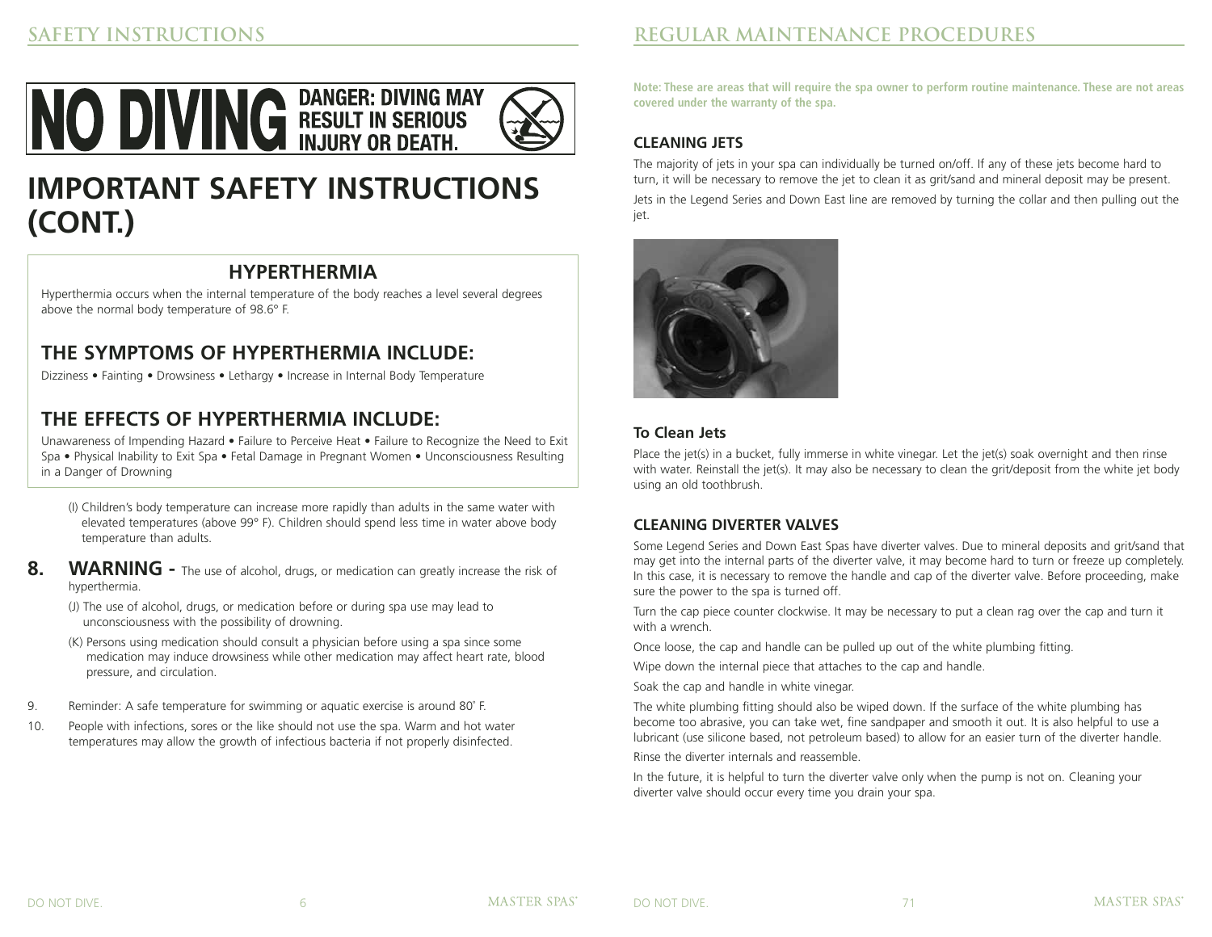## SAFETY INSTRUCTIONS

**NO DIVING** DANGER: DIVING MAY RESULT IN SERIOUS INJURY OR DEATH.

# IMPORTANT SAFETY INSTRUCTIONS (CONT.)

### HYPERTHERMIA

Hyperthermia occurs when the internal temperature of the body reaches a level several degrees above the normal body temperature of 98.6° F.

### THE SYMPTOMS OF HYPERTHERMIA INCLUDE:

Dizziness • Fainting • Drowsiness • Lethargy • Increase in Internal Body Temperature

### THE EFFECTS OF HYPERTHERMIA INCLUDE:

Unawareness of Impending Hazard • Failure to Perceive Heat • Failure to Recognize the Need to Exit Spa • Physical Inability to Exit Spa • Fetal Damage in Pregnant Women • Unconsciousness Resulting in a Danger of Drowning

(I) Children's body temperature can increase more rapidly than adults in the same water with elevated temperatures (above 99° F). Children should spend less time in water above body temperature than adults.

**8. WARNING -** The use of alcohol, drugs, or medication can greatly increase the risk of hyperthermia.

(J) The use of alcohol, drugs, or medication before or during spa use may lead to unconsciousness with the possibility of drowning.

(K) Persons using medication should consult a physician before using a spa since some medication may induce drowsiness while other medication may affect heart rate, blood pressure, and circulation.

9. Reminder: A safe temperature for swimming or aquatic exercise is around 80˚ F.

10. People with infections, sores or the like should not use the spa. Warm and hot water temperatures may allow the growth of infectious bacteria if not properly disinfected.

## REGULAR MAINTENANCE PROCEDURES

**Note: These are areas that will require the spa owner to perform routine maintenance. These are not areas covered under the warranty of the spa.**

### CLEANING JETS

The majority of jets in your spa can individually be turned on/off. If any of these jets become hard to turn, it will be necessary to remove the jet to clean it as grit/sand and mineral deposit may be present.

Jets in the Legend Series and Down East line are removed by turning the collar and then pulling out the jet.

### To Clean Jets

Place the jet(s) in a bucket, fully immerse in white vinegar. Let the jet(s) soak overnight and then rinse with water. Reinstall the jet(s). It may also be necessary to clean the grit/deposit from the white jet body using an old toothbrush.

### CLEANING DIVERTER VALVES

Some Legend Series and Down East Spas have diverter valves. Due to mineral deposits and grit/sand that may get into the internal parts of the diverter valve, it may become hard to turn or freeze up completely. In this case, it is necessary to remove the handle and cap of the diverter valve. Before proceeding, make sure the power to the spa is turned off.

Turn the cap piece counter clockwise. It may be necessary to put a clean rag over the cap and turn it with a wrench.

Once loose, the cap and handle can be pulled up out of the white plumbing fitting.

Wipe down the internal piece that attaches to the cap and handle.

Soak the cap and handle in white vinegar.

The white plumbing fitting should also be wiped down. If the surface of the white plumbing has become too abrasive, you can take wet, fine sandpaper and smooth it out. It is also helpful to use a lubricant (use silicone based, not petroleum based) to allow for an easier turn of the diverter handle.

Rinse the diverter internals and reassemble.

In the future, it is helpful to turn the diverter valve only when the pump is not on. Cleaning your diverter valve should occur every time you drain your spa.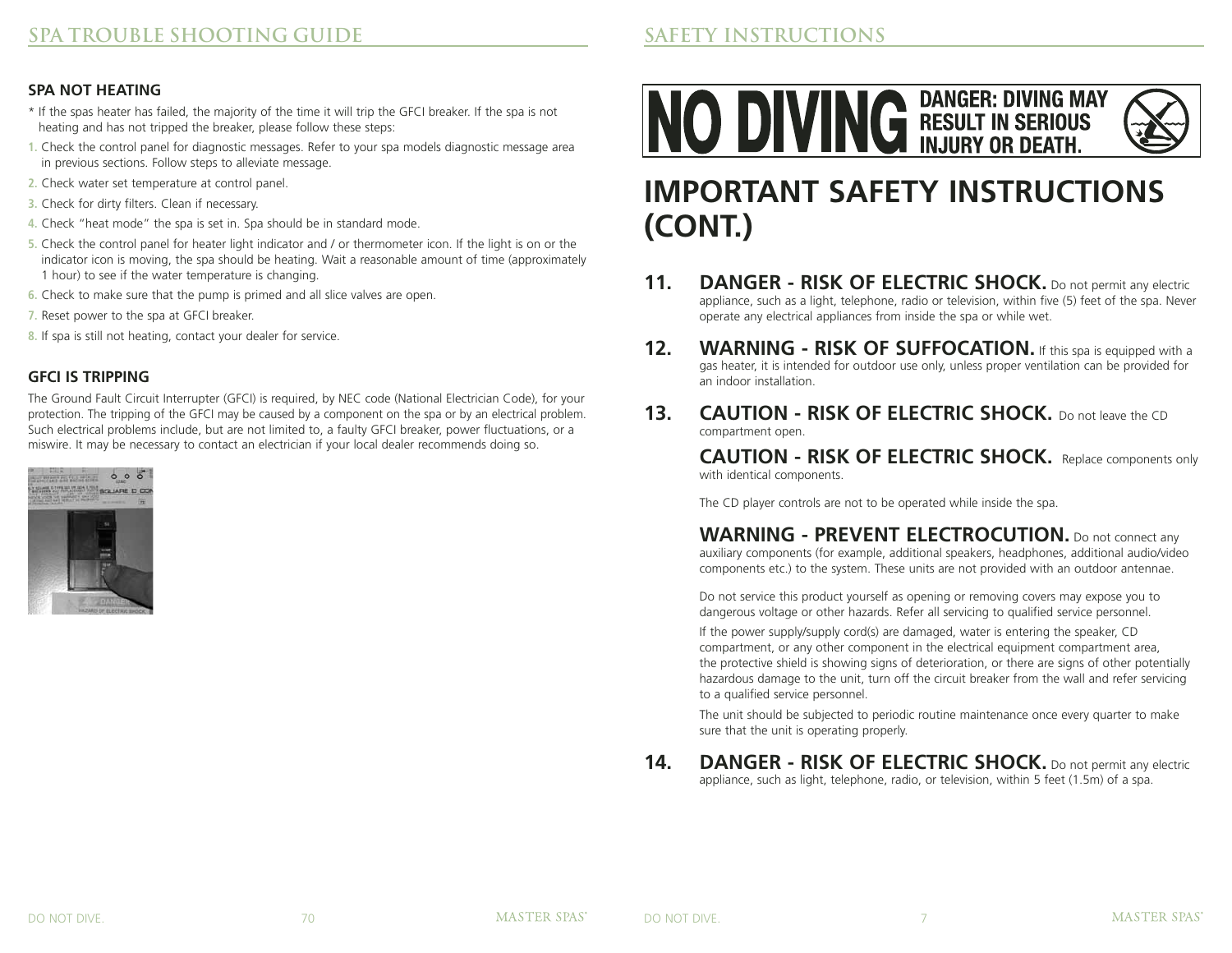## SPA TROUBLE SHOOTING GUIDE

### SPA NOT HEATING

\* If the spas heater has failed, the majority of the time it will trip the GFCI breaker. If the spa is not heating and has not tripped the breaker, please follow these steps:

1. Check the control panel for diagnostic messages. Refer to your spa models diagnostic message area in previous sections. Follow steps to alleviate message.
2. Check water set temperature at control panel.
3. Check for dirty filters. Clean if necessary.
4. Check "heat mode" the spa is set in. Spa should be in standard mode.
5. Check the control panel for heater light indicator and / or thermometer icon. If the light is on or the indicator icon is moving, the spa should be heating. Wait a reasonable amount of time (approximately 1 hour) to see if the water temperature is changing.
6. Check to make sure that the pump is primed and all slice valves are open.
7. Reset power to the spa at GFCI breaker.
8. If spa is still not heating, contact your dealer for service.

### GFCI IS TRIPPING

The Ground Fault Circuit Interrupter (GFCI) is required, by NEC code (National Electrician Code), for your protection. The tripping of the GFCI may be caused by a component on the spa or by an electrical problem. Such electrical problems include, but are not limited to, a faulty GFCI breaker, power fluctuations, or a miswire. It may be necessary to contact an electrician if your local dealer recommends doing so.

## SAFETY INSTRUCTIONS

**NO DIVING** DANGER: DIVING MAY RESULT IN SERIOUS INJURY OR DEATH.

# IMPORTANT SAFETY INSTRUCTIONS (CONT.)

**11. DANGER - RISK OF ELECTRIC SHOCK.** Do not permit any electric appliance, such as a light, telephone, radio or television, within five (5) feet of the spa. Never operate any electrical appliances from inside the spa or while wet.

**12. WARNING - RISK OF SUFFOCATION.** If this spa is equipped with a gas heater, it is intended for outdoor use only, unless proper ventilation can be provided for an indoor installation.

**13. CAUTION - RISK OF ELECTRIC SHOCK.** Do not leave the CD compartment open.

**CAUTION - RISK OF ELECTRIC SHOCK.** Replace components only with identical components.

The CD player controls are not to be operated while inside the spa.

**WARNING - PREVENT ELECTROCUTION.** Do not connect any auxiliary components (for example, additional speakers, headphones, additional audio/video components etc.) to the system. These units are not provided with an outdoor antennae.

Do not service this product yourself as opening or removing covers may expose you to dangerous voltage or other hazards. Refer all servicing to qualified service personnel.

If the power supply/supply cord(s) are damaged, water is entering the speaker, CD compartment, or any other component in the electrical equipment compartment area, the protective shield is showing signs of deterioration, or there are signs of other potentially hazardous damage to the unit, turn off the circuit breaker from the wall and refer servicing to a qualified service personnel.

The unit should be subjected to periodic routine maintenance once every quarter to make sure that the unit is operating properly.

**14. DANGER - RISK OF ELECTRIC SHOCK.** Do not permit any electric appliance, such as light, telephone, radio, or television, within 5 feet (1.5m) of a spa.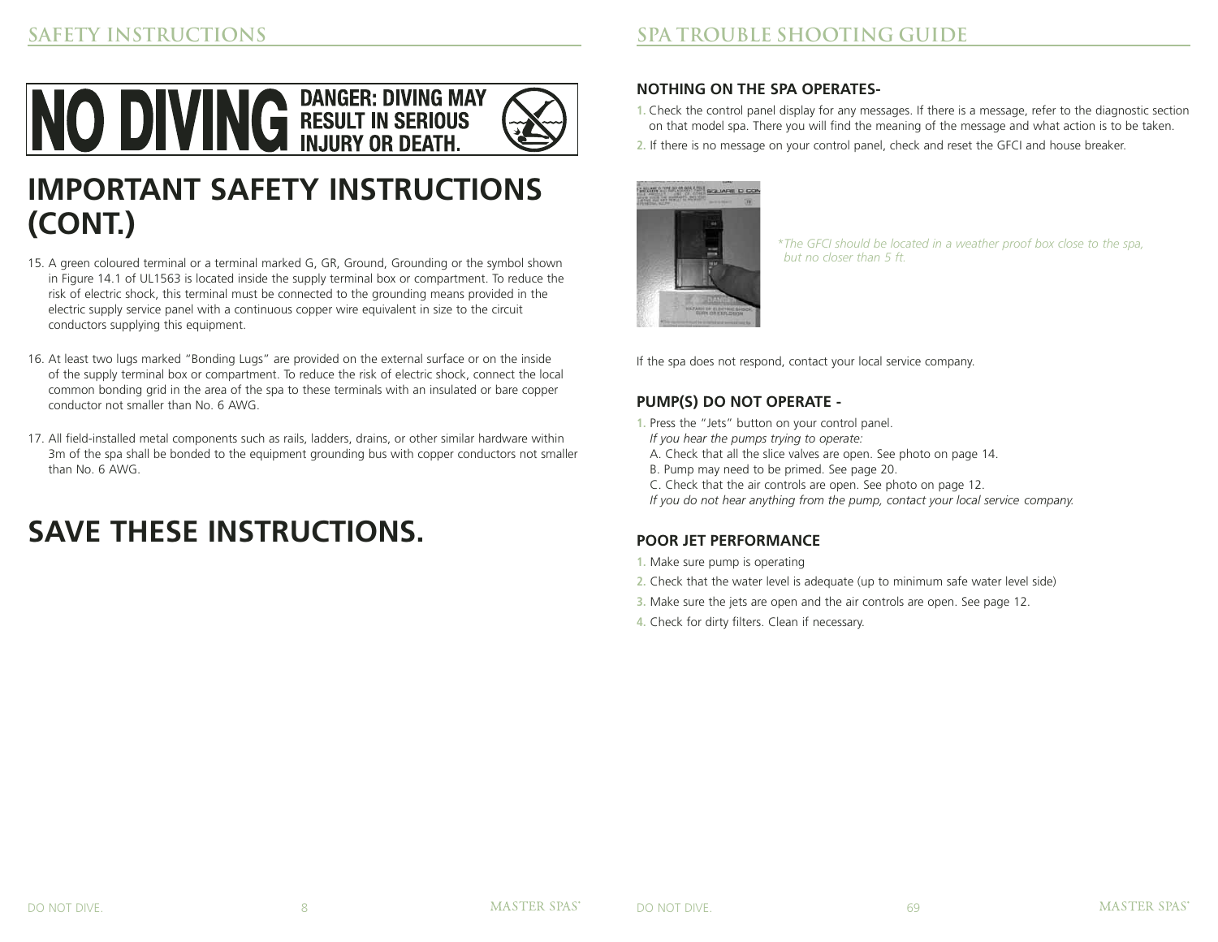## SAFETY INSTRUCTIONS

**NO DIVING** DANGER: DIVING MAY RESULT IN SERIOUS INJURY OR DEATH.

# IMPORTANT SAFETY INSTRUCTIONS (CONT.)

15. A green coloured terminal or a terminal marked G, GR, Ground, Grounding or the symbol shown in Figure 14.1 of UL1563 is located inside the supply terminal box or compartment. To reduce the risk of electric shock, this terminal must be connected to the grounding means provided in the electric supply service panel with a continuous copper wire equivalent in size to the circuit conductors supplying this equipment.

16. At least two lugs marked "Bonding Lugs" are provided on the external surface or on the inside of the supply terminal box or compartment. To reduce the risk of electric shock, connect the local common bonding grid in the area of the spa to these terminals with an insulated or bare copper conductor not smaller than No. 6 AWG.

17. All field-installed metal components such as rails, ladders, drains, or other similar hardware within 3m of the spa shall be bonded to the equipment grounding bus with copper conductors not smaller than No. 6 AWG.

# SAVE THESE INSTRUCTIONS.

## SPA TROUBLE SHOOTING GUIDE

### NOTHING ON THE SPA OPERATES-

1. Check the control panel display for any messages. If there is a message, refer to the diagnostic section on that model spa. There you will find the meaning of the message and what action is to be taken.
2. If there is no message on your control panel, check and reset the GFCI and house breaker.

*\*The GFCI should be located in a weather proof box close to the spa, but no closer than 5 ft.*

If the spa does not respond, contact your local service company.

### PUMP(S) DO NOT OPERATE -

1. Press the "Jets" button on your control panel.
   *If you hear the pumps trying to operate:*
   A. Check that all the slice valves are open. See photo on page 14.
   B. Pump may need to be primed. See page 20.
   C. Check that the air controls are open. See photo on page 12.
   *If you do not hear anything from the pump, contact your local service company.*

### POOR JET PERFORMANCE

1. Make sure pump is operating
2. Check that the water level is adequate (up to minimum safe water level side)
3. Make sure the jets are open and the air controls are open. See page 12.
4. Check for dirty filters. Clean if necessary.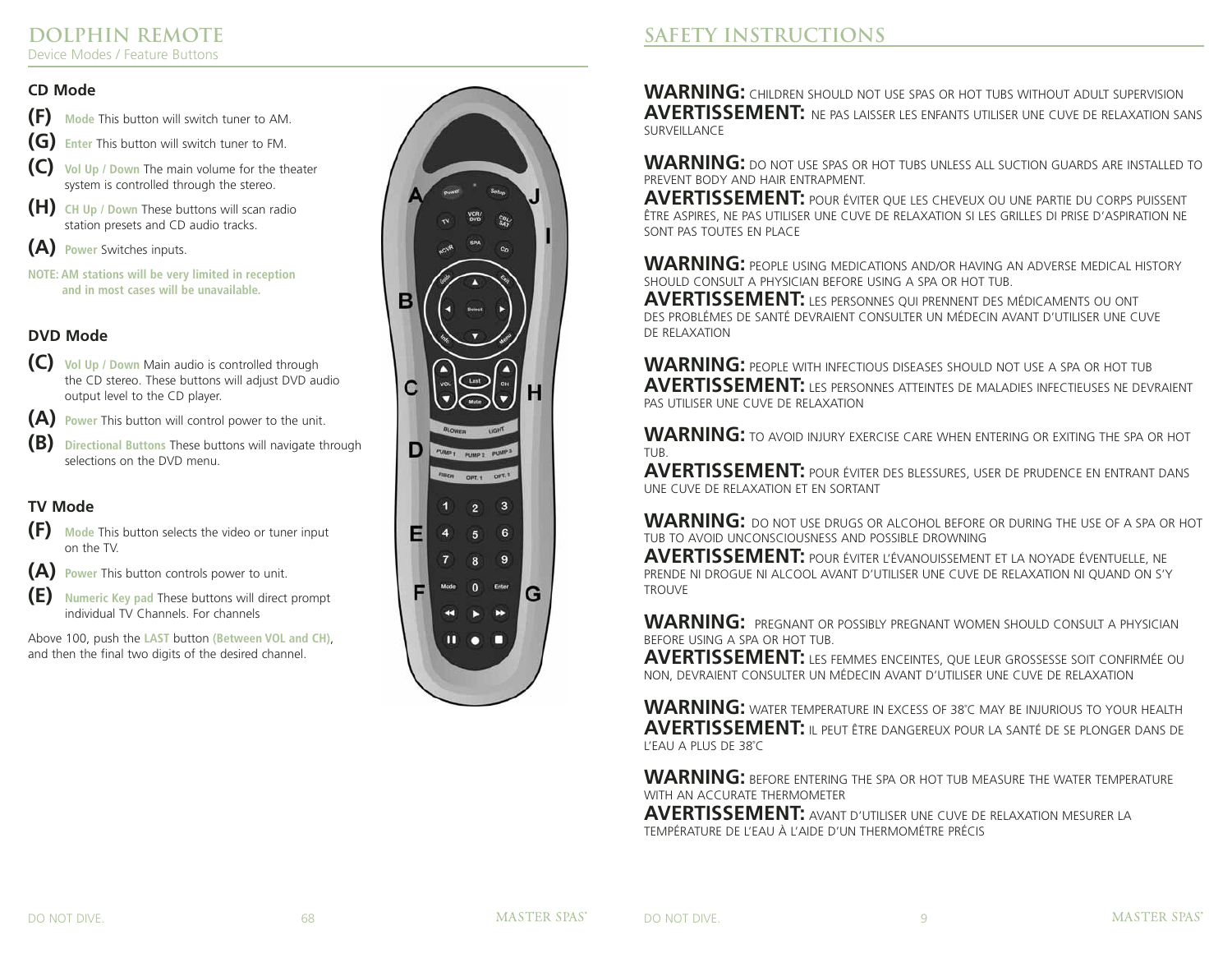# DOLPHIN REMOTE

Device Modes / Feature Buttons

### CD Mode

**(F)** **Mode** This button will switch tuner to AM.

**(G)** **Enter** This button will switch tuner to FM.

**(C)** **Vol Up / Down** The main volume for the theater system is controlled through the stereo.

**(H)** **CH Up / Down** These buttons will scan radio station presets and CD audio tracks.

**(A)** **Power** Switches inputs.

**NOTE: AM stations will be very limited in reception and in most cases will be unavailable.**

### DVD Mode

**(C)** **Vol Up / Down** Main audio is controlled through the CD stereo. These buttons will adjust DVD audio output level to the CD player.

**(A)** **Power** This button will control power to the unit.

**(B)** **Directional Buttons** These buttons will navigate through selections on the DVD menu.

### TV Mode

**(F)** **Mode** This button selects the video or tuner input on the TV.

**(A)** **Power** This button controls power to unit.

**(E)** **Numeric Key pad** These buttons will direct prompt individual TV Channels. For channels

Above 100, push the **LAST** button **(Between VOL and CH)**, and then the final two digits of the desired channel.

A
J
I
B
C
H
D
E
F
G

# SAFETY INSTRUCTIONS

**WARNING:** CHILDREN SHOULD NOT USE SPAS OR HOT TUBS WITHOUT ADULT SUPERVISION
**AVERTISSEMENT:** NE PAS LAISSER LES ENFANTS UTILISER UNE CUVE DE RELAXATION SANS SURVEILLANCE

**WARNING:** DO NOT USE SPAS OR HOT TUBS UNLESS ALL SUCTION GUARDS ARE INSTALLED TO PREVENT BODY AND HAIR ENTRAPMENT.
**AVERTISSEMENT:** POUR ÉVITER QUE LES CHEVEUX OU UNE PARTIE DU CORPS PUISSENT ÊTRE ASPIRES, NE PAS UTILISER UNE CUVE DE RELAXATION SI LES GRILLES DI PRISE D'ASPIRATION NE SONT PAS TOUTES EN PLACE

**WARNING:** PEOPLE USING MEDICATIONS AND/OR HAVING AN ADVERSE MEDICAL HISTORY SHOULD CONSULT A PHYSICIAN BEFORE USING A SPA OR HOT TUB.
**AVERTISSEMENT:** LES PERSONNES QUI PRENNENT DES MÉDICAMENTS OU ONT DES PROBLÉMES DE SANTÉ DEVRAIENT CONSULTER UN MÉDECIN AVANT D'UTILISER UNE CUVE DE RELAXATION

**WARNING:** PEOPLE WITH INFECTIOUS DISEASES SHOULD NOT USE A SPA OR HOT TUB
**AVERTISSEMENT:** LES PERSONNES ATTEINTES DE MALADIES INFECTIEUSES NE DEVRAIENT PAS UTILISER UNE CUVE DE RELAXATION

**WARNING:** TO AVOID INJURY EXERCISE CARE WHEN ENTERING OR EXITING THE SPA OR HOT TUB.
**AVERTISSEMENT:** POUR ÉVITER DES BLESSURES, USER DE PRUDENCE EN ENTRANT DANS UNE CUVE DE RELAXATION ET EN SORTANT

**WARNING:** DO NOT USE DRUGS OR ALCOHOL BEFORE OR DURING THE USE OF A SPA OR HOT TUB TO AVOID UNCONSCIOUSNESS AND POSSIBLE DROWNING
**AVERTISSEMENT:** POUR ÉVITER L'ÉVANOUISSEMENT ET LA NOYADE ÉVENTUELLE, NE PRENDE NI DROGUE NI ALCOOL AVANT D'UTILISER UNE CUVE DE RELAXATION NI QUAND ON S'Y TROUVE

**WARNING:** PREGNANT OR POSSIBLY PREGNANT WOMEN SHOULD CONSULT A PHYSICIAN BEFORE USING A SPA OR HOT TUB.
**AVERTISSEMENT:** LES FEMMES ENCEINTES, QUE LEUR GROSSESSE SOIT CONFIRMÉE OU NON, DEVRAIENT CONSULTER UN MÉDECIN AVANT D'UTILISER UNE CUVE DE RELAXATION

**WARNING:** WATER TEMPERATURE IN EXCESS OF 38˚C MAY BE INJURIOUS TO YOUR HEALTH
**AVERTISSEMENT:** IL PEUT ÊTRE DANGEREUX POUR LA SANTÉ DE SE PLONGER DANS DE L'EAU A PLUS DE 38˚C

**WARNING:** BEFORE ENTERING THE SPA OR HOT TUB MEASURE THE WATER TEMPERATURE WITH AN ACCURATE THERMOMETER
**AVERTISSEMENT:** AVANT D'UTILISER UNE CUVE DE RELAXATION MESURER LA TEMPÉRATURE DE L'EAU À L'AIDE D'UN THERMOMÉTRE PRÉCIS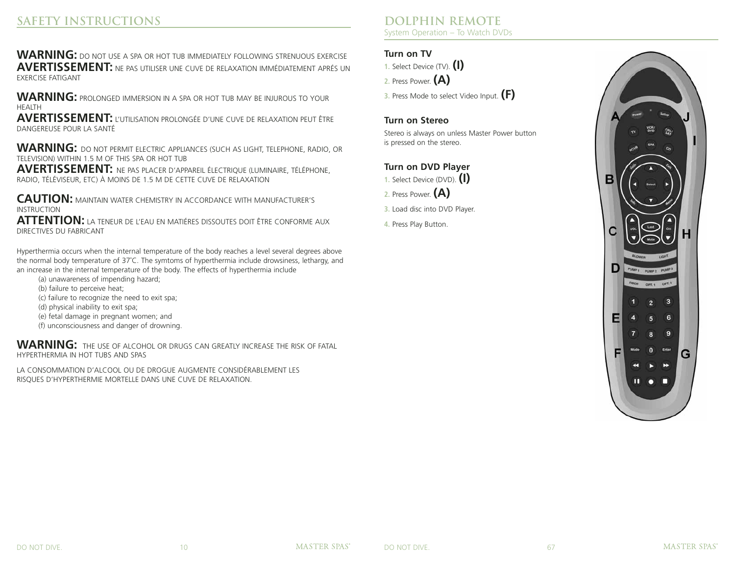## SAFETY INSTRUCTIONS

**WARNING:** DO NOT USE A SPA OR HOT TUB IMMEDIATELY FOLLOWING STRENUOUS EXERCISE
**AVERTISSEMENT:** NE PAS UTILISER UNE CUVE DE RELAXATION IMMÉDIATEMENT APRÉS UN EXERCISE FATIGANT

**WARNING:** PROLONGED IMMERSION IN A SPA OR HOT TUB MAY BE INJUROUS TO YOUR HEALTH
**AVERTISSEMENT:** L'UTILISATION PROLONGÉE D'UNE CUVE DE RELAXATION PEUT ÊTRE DANGEREUSE POUR LA SANTÉ

**WARNING:** DO NOT PERMIT ELECTRIC APPLIANCES (SUCH AS LIGHT, TELEPHONE, RADIO, OR TELEVISION) WITHIN 1.5 M OF THIS SPA OR HOT TUB
**AVERTISSEMENT:** NE PAS PLACER D'APPAREIL ÉLECTRIQUE (LUMINAIRE, TÉLÉPHONE, RADIO, TÉLÉVISEUR, ETC) À MOINS DE 1.5 M DE CETTE CUVE DE RELAXATION

**CAUTION:** MAINTAIN WATER CHEMISTRY IN ACCORDANCE WITH MANUFACTURER'S INSTRUCTION
**ATTENTION:** LA TENEUR DE L'EAU EN MATIÉRES DISSOUTES DOIT ÊTRE CONFORME AUX DIRECTIVES DU FABRICANT

Hyperthermia occurs when the internal temperature of the body reaches a level several degrees above the normal body temperature of 37˚C. The symtoms of hyperthermia include drowsiness, lethargy, and an increase in the internal temperature of the body. The effects of hyperthermia include

(a) unawareness of impending hazard;
(b) failure to perceive heat;
(c) failure to recognize the need to exit spa;
(d) physical inability to exit spa;
(e) fetal damage in pregnant women; and
(f) unconsciousness and danger of drowning.

**WARNING:** THE USE OF ALCOHOL OR DRUGS CAN GREATLY INCREASE THE RISK OF FATAL HYPERTHERMIA IN HOT TUBS AND SPAS

LA CONSOMMATION D'ALCOOL OU DE DROGUE AUGMENTE CONSIDÉRABLEMENT LES RISQUES D'HYPERTHERMIE MORTELLE DANS UNE CUVE DE RELAXATION.

## DOLPHIN REMOTE

System Operation – To Watch DVDs

### Turn on TV

1. Select Device (TV). **(I)**
2. Press Power. **(A)**
3. Press Mode to select Video Input. **(F)**

### Turn on Stereo

Stereo is always on unless Master Power button is pressed on the stereo.

### Turn on DVD Player

1. Select Device (DVD). **(I)**
2. Press Power. **(A)**
3. Load disc into DVD Player.
4. Press Play Button.

A
J
I
B
C
H
D
E
F
G

DO NOT DIVE.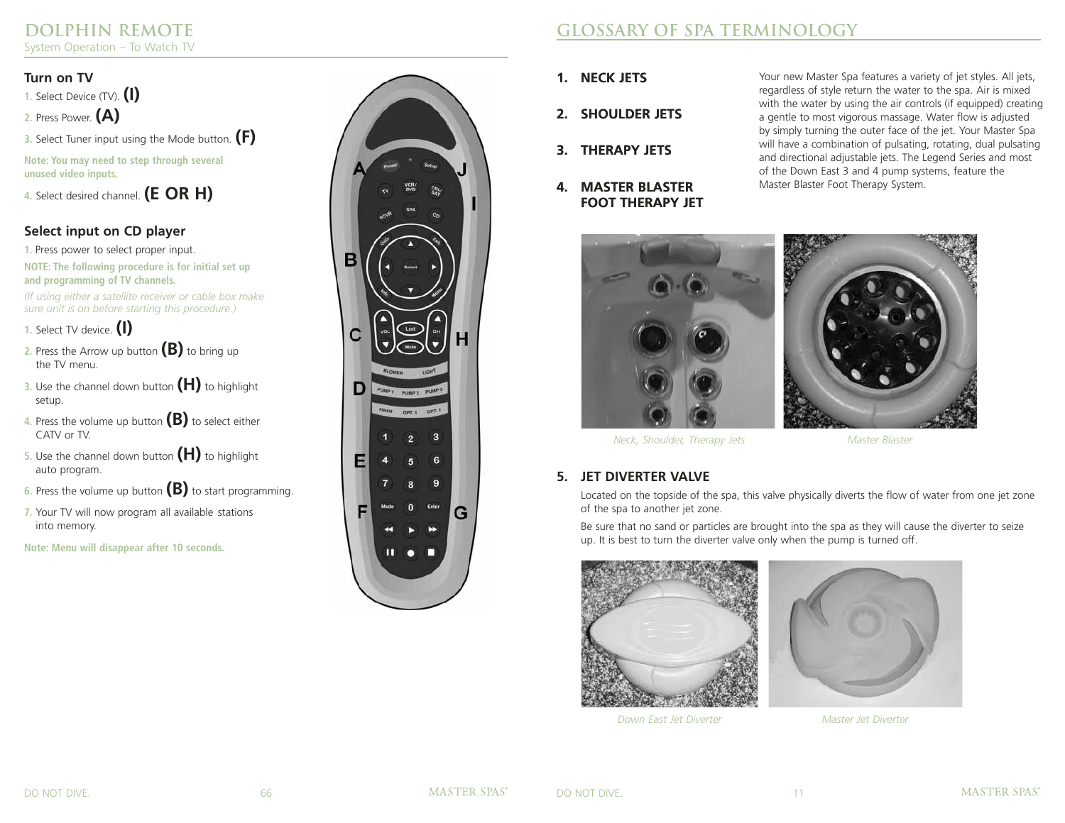## DOLPHIN REMOTE

System Operation – To Watch TV

### Turn on TV

1. Select Device (TV). **(I)**
2. Press Power. **(A)**
3. Select Tuner input using the Mode button. **(F)**

**Note: You may need to step through several unused video inputs.**

4. Select desired channel. **(E OR H)**

### Select input on CD player

1. Press power to select proper input.

**NOTE: The following procedure is for initial set up and programming of TV channels.**

*(If using either a satellite receiver or cable box make sure unit is on before starting this procedure.)*

1. Select TV device. **(I)**
2. Press the Arrow up button **(B)** to bring up the TV menu.
3. Use the channel down button **(H)** to highlight setup.
4. Press the volume up button **(B)** to select either CATV or TV.
5. Use the channel down button **(H)** to highlight auto program.
6. Press the volume up button **(B)** to start programming.
7. Your TV will now program all available stations into memory.

**Note: Menu will disappear after 10 seconds.**

## GLOSSARY OF SPA TERMINOLOGY

1. **NECK JETS**
2. **SHOULDER JETS**
3. **THERAPY JETS**
4. **MASTER BLASTER FOOT THERAPY JET**

Your new Master Spa features a variety of jet styles. All jets, regardless of style return the water to the spa. Air is mixed with the water by using the air controls (if equipped) creating a gentle to most vigorous massage. Water flow is adjusted by simply turning the outer face of the jet. Your Master Spa will have a combination of pulsating, rotating, dual pulsating and directional adjustable jets. The Legend Series and most of the Down East 3 and 4 pump systems, feature the Master Blaster Foot Therapy System.

*Neck, Shoulder, Therapy Jets*

*Master Blaster*

5. **JET DIVERTER VALVE**

Located on the topside of the spa, this valve physically diverts the flow of water from one jet zone of the spa to another jet zone.

Be sure that no sand or particles are brought into the spa as they will cause the diverter to seize up. It is best to turn the diverter valve only when the pump is turned off.

*Down East Jet Diverter*

*Master Jet Diverter*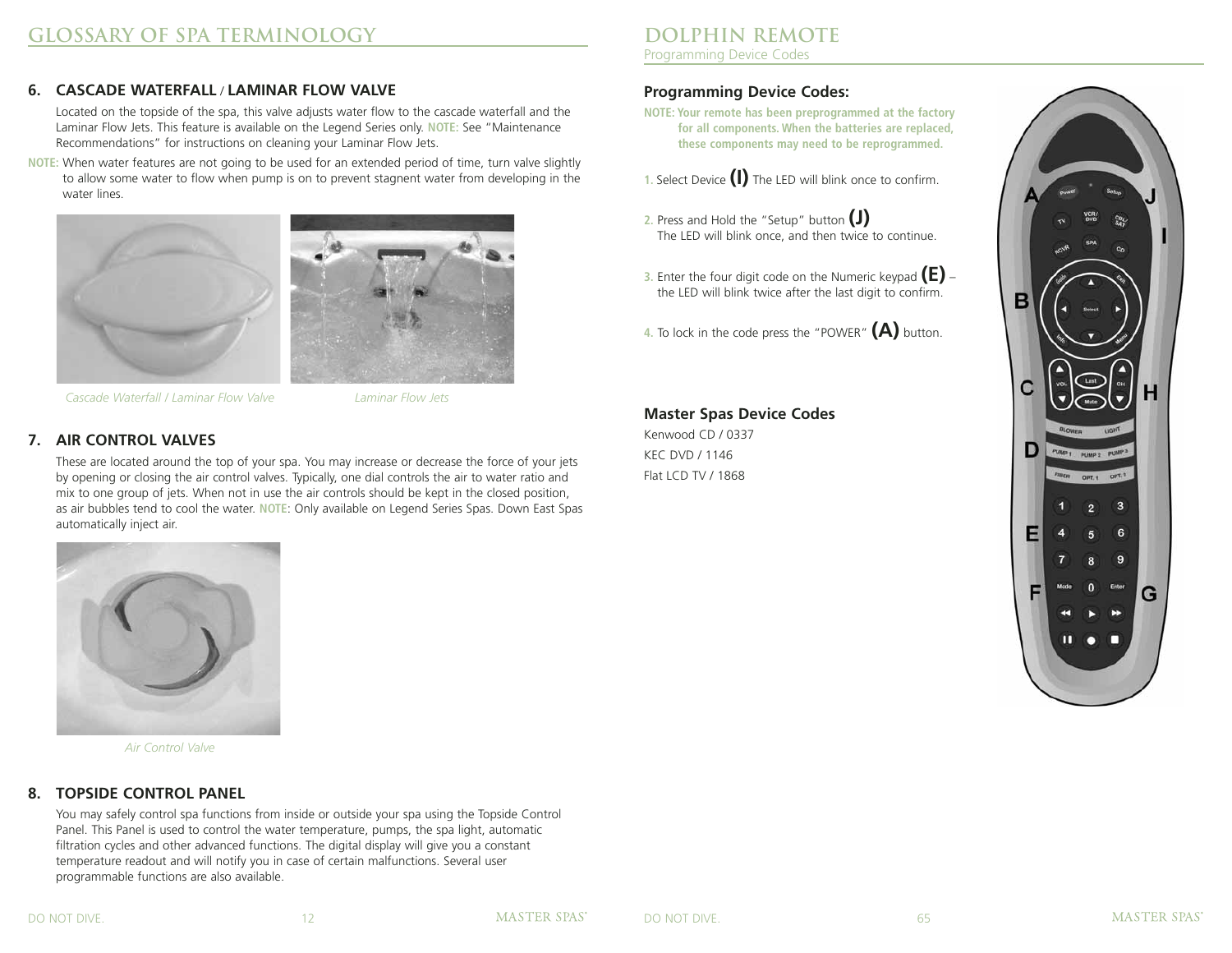# GLOSSARY OF SPA TERMINOLOGY

### 6. CASCADE WATERFALL / LAMINAR FLOW VALVE

Located on the topside of the spa, this valve adjusts water flow to the cascade waterfall and the Laminar Flow Jets. This feature is available on the Legend Series only. **NOTE:** See "Maintenance Recommendations" for instructions on cleaning your Laminar Flow Jets.

**NOTE:** When water features are not going to be used for an extended period of time, turn valve slightly to allow some water to flow when pump is on to prevent stagnant water from developing in the water lines.

*Cascade Waterfall / Laminar Flow Valve*

*Laminar Flow Jets*

### 7. AIR CONTROL VALVES

These are located around the top of your spa. You may increase or decrease the force of your jets by opening or closing the air control valves. Typically, one dial controls the air to water ratio and mix to one group of jets. When not in use the air controls should be kept in the closed position, as air bubbles tend to cool the water. **NOTE:** Only available on Legend Series Spas. Down East Spas automatically inject air.

*Air Control Valve*

### 8. TOPSIDE CONTROL PANEL

You may safely control spa functions from inside or outside your spa using the Topside Control Panel. This Panel is used to control the water temperature, pumps, the spa light, automatic filtration cycles and other advanced functions. The digital display will give you a constant temperature readout and will notify you in case of certain malfunctions. Several user programmable functions are also available.

# DOLPHIN REMOTE

Programming Device Codes

### Programming Device Codes:

**NOTE: Your remote has been preprogrammed at the factory for all components. When the batteries are replaced, these components may need to be reprogrammed.**

1. Select Device **(I)** The LED will blink once to confirm.
2. Press and Hold the "Setup" button **(J)** The LED will blink once, and then twice to continue.
3. Enter the four digit code on the Numeric keypad **(E)** – the LED will blink twice after the last digit to confirm.
4. To lock in the code press the "POWER" **(A)** button.

### Master Spas Device Codes

Kenwood CD / 0337
KEC DVD / 1146
Flat LCD TV / 1868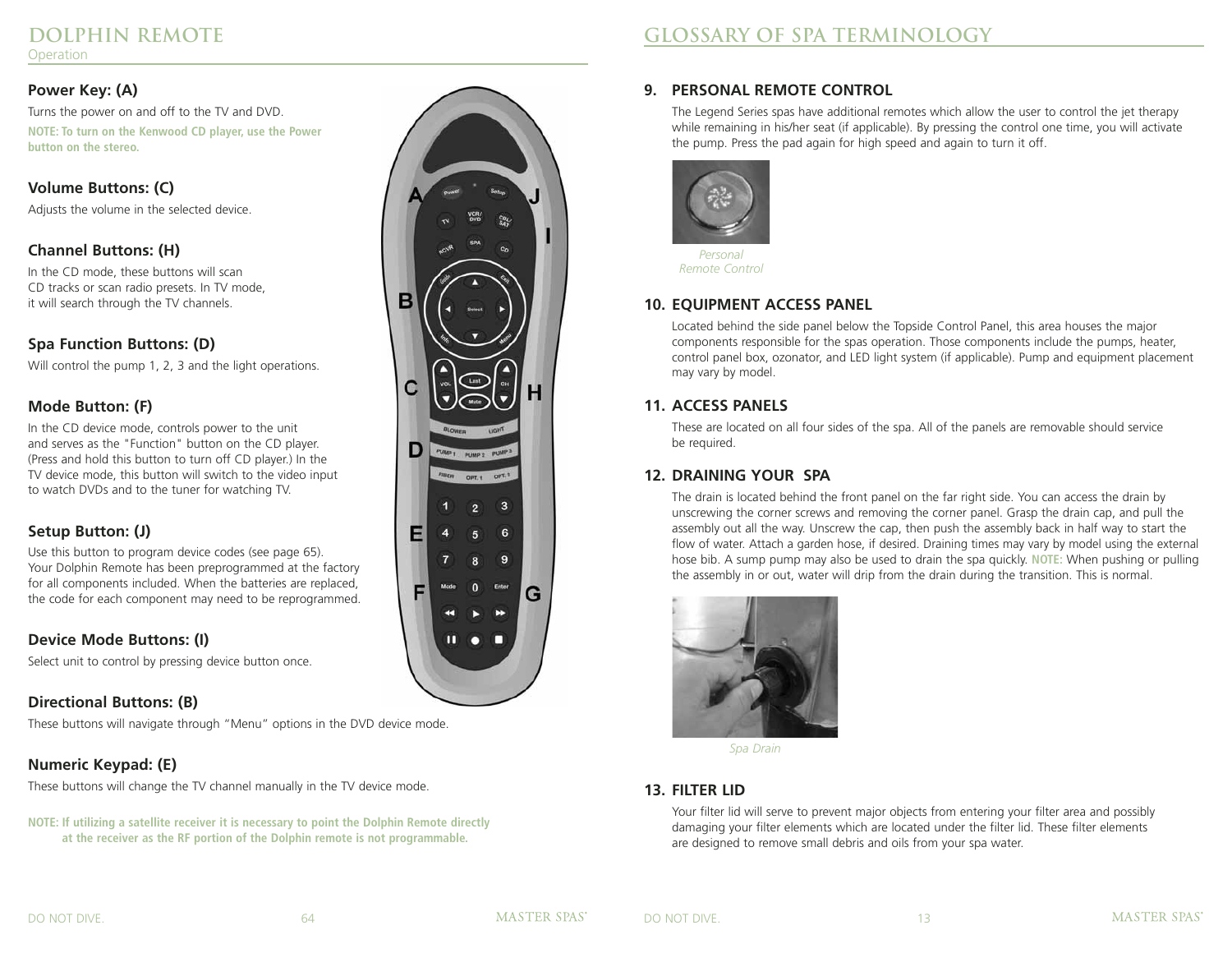# DOLPHIN REMOTE

Operation

### Power Key: (A)

Turns the power on and off to the TV and DVD.

**NOTE: To turn on the Kenwood CD player, use the Power button on the stereo.**

### Volume Buttons: (C)

Adjusts the volume in the selected device.

### Channel Buttons: (H)

In the CD mode, these buttons will scan CD tracks or scan radio presets. In TV mode, it will search through the TV channels.

### Spa Function Buttons: (D)

Will control the pump 1, 2, 3 and the light operations.

### Mode Button: (F)

In the CD device mode, controls power to the unit and serves as the "Function" button on the CD player. (Press and hold this button to turn off CD player.) In the TV device mode, this button will switch to the video input to watch DVDs and to the tuner for watching TV.

### Setup Button: (J)

Use this button to program device codes (see page 65). Your Dolphin Remote has been preprogrammed at the factory for all components included. When the batteries are replaced, the code for each component may need to be reprogrammed.

### Device Mode Buttons: (I)

Select unit to control by pressing device button once.

### Directional Buttons: (B)

These buttons will navigate through "Menu" options in the DVD device mode.

### Numeric Keypad: (E)

These buttons will change the TV channel manually in the TV device mode.

**NOTE: If utilizing a satellite receiver it is necessary to point the Dolphin Remote directly at the receiver as the RF portion of the Dolphin remote is not programmable.**

# GLOSSARY OF SPA TERMINOLOGY

### 9. PERSONAL REMOTE CONTROL

The Legend Series spas have additional remotes which allow the user to control the jet therapy while remaining in his/her seat (if applicable). By pressing the control one time, you will activate the pump. Press the pad again for high speed and again to turn it off.

*Personal Remote Control*

### 10. EQUIPMENT ACCESS PANEL

Located behind the side panel below the Topside Control Panel, this area houses the major components responsible for the spas operation. Those components include the pumps, heater, control panel box, ozonator, and LED light system (if applicable). Pump and equipment placement may vary by model.

### 11. ACCESS PANELS

These are located on all four sides of the spa. All of the panels are removable should service be required.

### 12. DRAINING YOUR SPA

The drain is located behind the front panel on the far right side. You can access the drain by unscrewing the corner screws and removing the corner panel. Grasp the drain cap, and pull the assembly out all the way. Unscrew the cap, then push the assembly back in half way to start the flow of water. Attach a garden hose, if desired. Draining times may vary by model using the external hose bib. A sump pump may also be used to drain the spa quickly. **NOTE:** When pushing or pulling the assembly in or out, water will drip from the drain during the transition. This is normal.

*Spa Drain*

### 13. FILTER LID

Your filter lid will serve to prevent major objects from entering your filter area and possibly damaging your filter elements which are located under the filter lid. These filter elements are designed to remove small debris and oils from your spa water.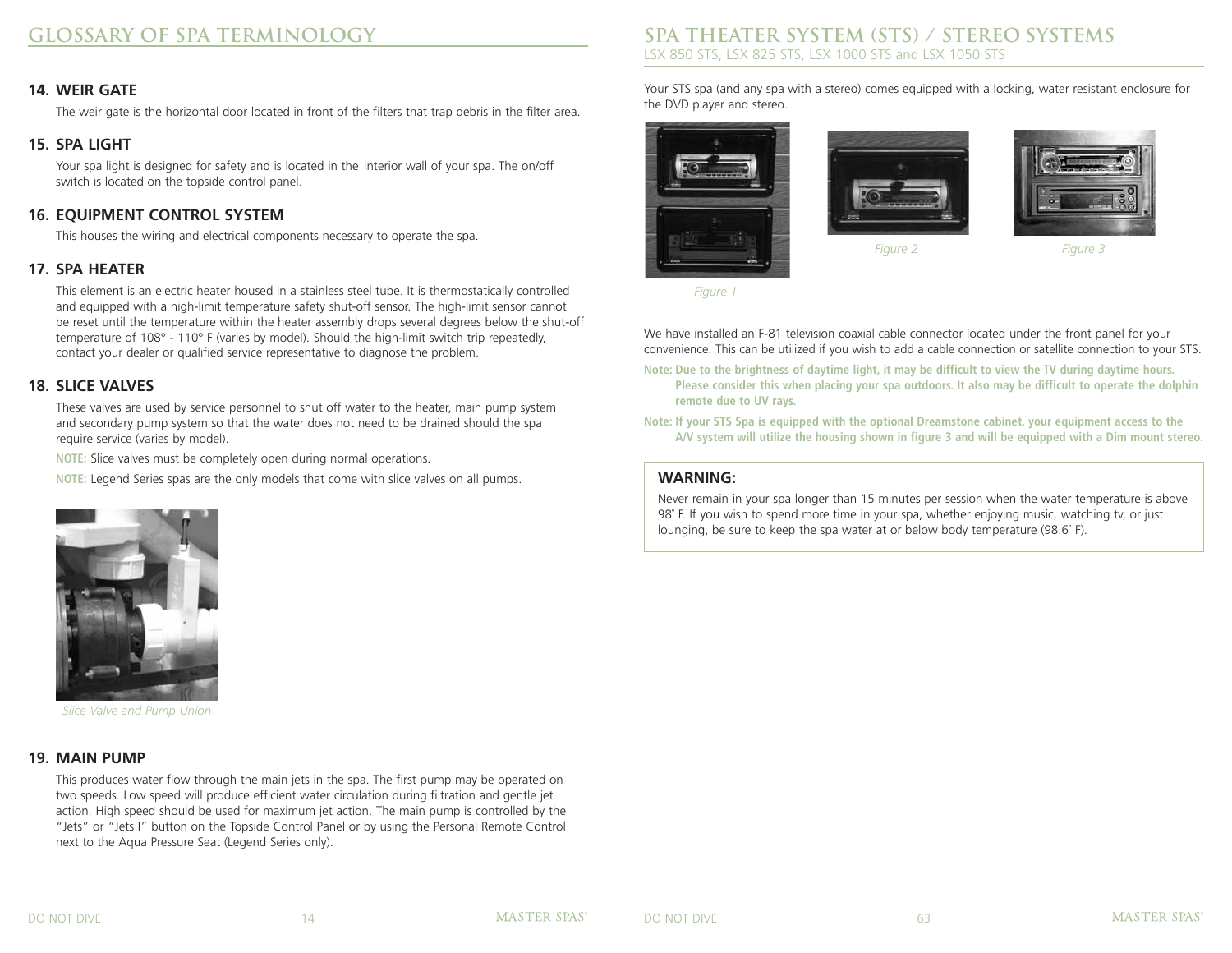# GLOSSARY OF SPA TERMINOLOGY

### 14. WEIR GATE

The weir gate is the horizontal door located in front of the filters that trap debris in the filter area.

### 15. SPA LIGHT

Your spa light is designed for safety and is located in the interior wall of your spa. The on/off switch is located on the topside control panel.

### 16. EQUIPMENT CONTROL SYSTEM

This houses the wiring and electrical components necessary to operate the spa.

### 17. SPA HEATER

This element is an electric heater housed in a stainless steel tube. It is thermostatically controlled and equipped with a high-limit temperature safety shut-off sensor. The high-limit sensor cannot be reset until the temperature within the heater assembly drops several degrees below the shut-off temperature of 108° - 110° F (varies by model). Should the high-limit switch trip repeatedly, contact your dealer or qualified service representative to diagnose the problem.

### 18. SLICE VALVES

These valves are used by service personnel to shut off water to the heater, main pump system and secondary pump system so that the water does not need to be drained should the spa require service (varies by model).

**NOTE:** Slice valves must be completely open during normal operations.

**NOTE:** Legend Series spas are the only models that come with slice valves on all pumps.

*Slice Valve and Pump Union*

### 19. MAIN PUMP

This produces water flow through the main jets in the spa. The first pump may be operated on two speeds. Low speed will produce efficient water circulation during filtration and gentle jet action. High speed should be used for maximum jet action. The main pump is controlled by the "Jets" or "Jets I" button on the Topside Control Panel or by using the Personal Remote Control next to the Aqua Pressure Seat (Legend Series only).

# SPA THEATER SYSTEM (STS) / STEREO SYSTEMS

LSX 850 STS, LSX 825 STS, LSX 1000 STS and LSX 1050 STS

Your STS spa (and any spa with a stereo) comes equipped with a locking, water resistant enclosure for the DVD player and stereo.

*Figure 1*

*Figure 2*

*Figure 3*

We have installed an F-81 television coaxial cable connector located under the front panel for your convenience. This can be utilized if you wish to add a cable connection or satellite connection to your STS.

**Note: Due to the brightness of daytime light, it may be difficult to view the TV during daytime hours. Please consider this when placing your spa outdoors. It also may be difficult to operate the dolphin remote due to UV rays.**

**Note: If your STS Spa is equipped with the optional Dreamstone cabinet, your equipment access to the A/V system will utilize the housing shown in figure 3 and will be equipped with a Dim mount stereo.**

**WARNING:**

Never remain in your spa longer than 15 minutes per session when the water temperature is above 98° F. If you wish to spend more time in your spa, whether enjoying music, watching tv, or just lounging, be sure to keep the spa water at or below body temperature (98.6° F).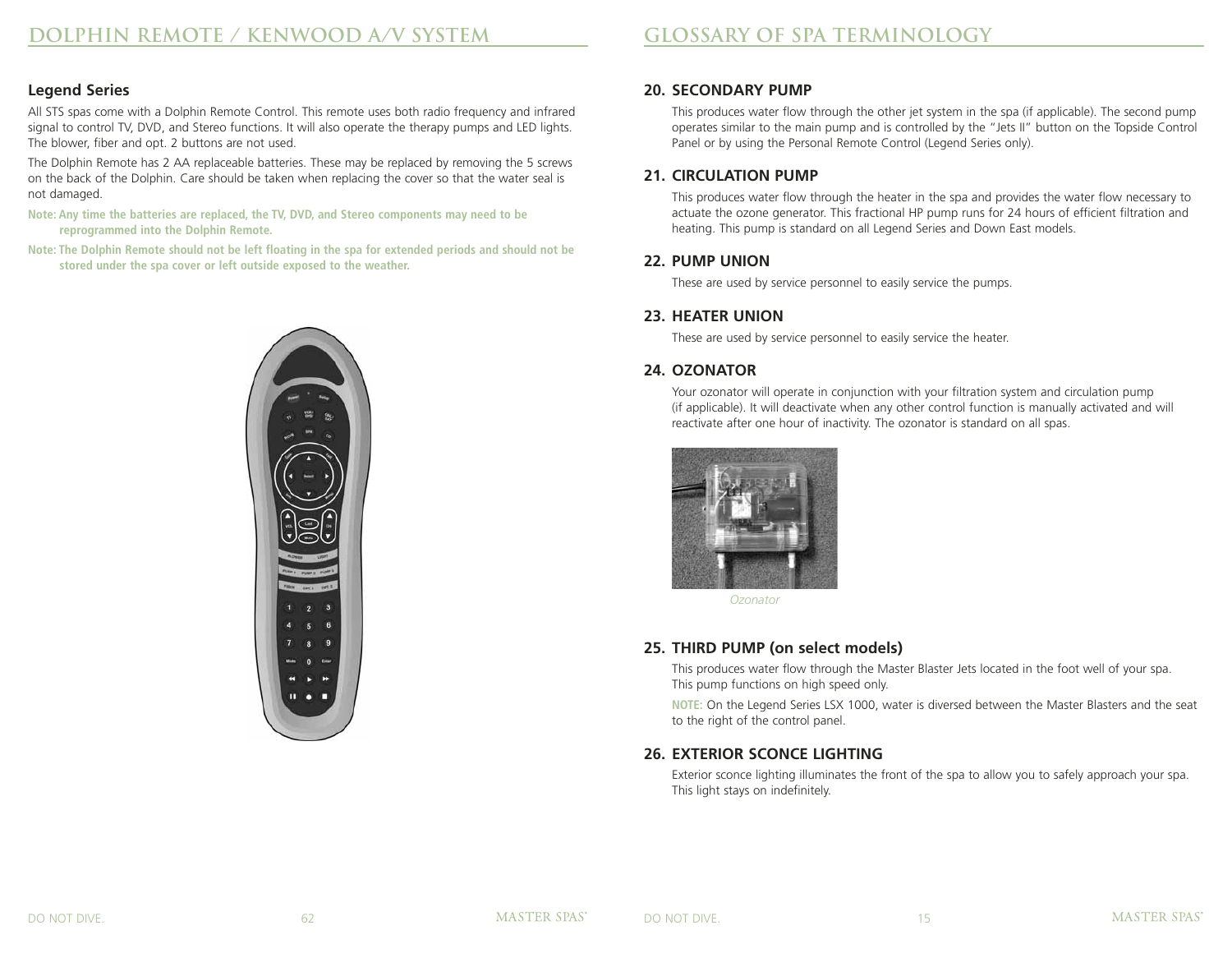# DOLPHIN REMOTE / KENWOOD A/V SYSTEM

## Legend Series

All STS spas come with a Dolphin Remote Control. This remote uses both radio frequency and infrared signal to control TV, DVD, and Stereo functions. It will also operate the therapy pumps and LED lights. The blower, fiber and opt. 2 buttons are not used.

The Dolphin Remote has 2 AA replaceable batteries. These may be replaced by removing the 5 screws on the back of the Dolphin. Care should be taken when replacing the cover so that the water seal is not damaged.

**Note: Any time the batteries are replaced, the TV, DVD, and Stereo components may need to be reprogrammed into the Dolphin Remote.**

**Note: The Dolphin Remote should not be left floating in the spa for extended periods and should not be stored under the spa cover or left outside exposed to the weather.**

# GLOSSARY OF SPA TERMINOLOGY

### 20. SECONDARY PUMP

This produces water flow through the other jet system in the spa (if applicable). The second pump operates similar to the main pump and is controlled by the "Jets II" button on the Topside Control Panel or by using the Personal Remote Control (Legend Series only).

### 21. CIRCULATION PUMP

This produces water flow through the heater in the spa and provides the water flow necessary to actuate the ozone generator. This fractional HP pump runs for 24 hours of efficient filtration and heating. This pump is standard on all Legend Series and Down East models.

### 22. PUMP UNION

These are used by service personnel to easily service the pumps.

### 23. HEATER UNION

These are used by service personnel to easily service the heater.

### 24. OZONATOR

Your ozonator will operate in conjunction with your filtration system and circulation pump (if applicable). It will deactivate when any other control function is manually activated and will reactivate after one hour of inactivity. The ozonator is standard on all spas.

*Ozonator*

### 25. THIRD PUMP (on select models)

This produces water flow through the Master Blaster Jets located in the foot well of your spa. This pump functions on high speed only.

**NOTE:** On the Legend Series LSX 1000, water is diversed between the Master Blasters and the seat to the right of the control panel.

### 26. EXTERIOR SCONCE LIGHTING

Exterior sconce lighting illuminates the front of the spa to allow you to safely approach your spa. This light stays on indefinitely.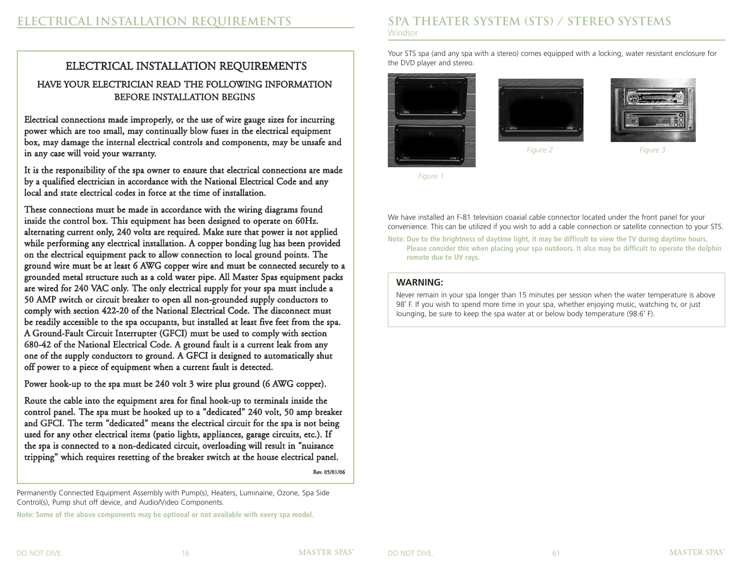# ELECTRICAL INSTALLATION REQUIREMENTS

## ELECTRICAL INSTALLATION REQUIREMENTS

### HAVE YOUR ELECTRICIAN READ THE FOLLOWING INFORMATION BEFORE INSTALLATION BEGINS

Electrical connections made improperly, or the use of wire gauge sizes for incurring power which are too small, may continually blow fuses in the electrical equipment box, may damage the internal electrical controls and components, may be unsafe and in any case will void your warranty.

It is the responsibility of the spa owner to ensure that electrical connections are made by a qualified electrician in accordance with the National Electrical Code and any local and state electrical codes in force at the time of installation.

These connections must be made in accordance with the wiring diagrams found inside the control box. This equipment has been designed to operate on 60Hz. alternating current only, 240 volts are required. Make sure that power is not applied while performing any electrical installation. A copper bonding lug has been provided on the electrical equipment pack to allow connection to local ground points. The ground wire must be at least 6 AWG copper wire and must be connected securely to a grounded metal structure such as a cold water pipe. All Master Spas equipment packs are wired for 240 VAC only. The only electrical supply for your spa must include a 50 AMP switch or circuit breaker to open all non-grounded supply conductors to comply with section 422-20 of the National Electrical Code. The disconnect must be readily accessible to the spa occupants, but installed at least five feet from the spa. A Ground-Fault Circuit Interrupter (GFCI) must be used to comply with section 680-42 of the National Electrical Code. A ground fault is a current leak from any one of the supply conductors to ground. A GFCI is designed to automatically shut off power to a piece of equipment when a current fault is detected.

Power hook-up to the spa must be 240 volt 3 wire plus ground (6 AWG copper).

Route the cable into the equipment area for final hook-up to terminals inside the control panel. The spa must be hooked up to a "dedicated" 240 volt, 50 amp breaker and GFCI. The term "dedicated" means the electrical circuit for the spa is not being used for any other electrical items (patio lights, appliances, garage circuits, etc.). If the spa is connected to a non-dedicated circuit, overloading will result in "nuisance tripping" which requires resetting of the breaker switch at the house electrical panel.

Rev. 05/01/06

Permanently Connected Equipment Assembly with Pump(s), Heaters, Luminaine, Ozone, Spa Side Control(s), Pump shut off device, and Audio/Video Components.

**Note: Some of the above components may be optional or not available with every spa model.**

# SPA THEATER SYSTEM (STS) / STEREO SYSTEMS

Windsor

Your STS spa (and any spa with a stereo) comes equipped with a locking, water resistant enclosure for the DVD player and stereo.

Figure 1

Figure 2

Figure 3

We have installed an F-81 television coaxial cable connector located under the front panel for your convenience. This can be utilized if you wish to add a cable connection or satellite connection to your STS.

**Note: Due to the brightness of daytime light, it may be difficult to view the TV during daytime hours. Please consider this when placing your spa outdoors. It also may be difficult to operate the dolphin remote due to UV rays.**

**WARNING:**

Never remain in your spa longer than 15 minutes per session when the water temperature is above 98° F. If you wish to spend more time in your spa, whether enjoying music, watching tv, or just lounging, be sure to keep the spa water at or below body temperature (98.6° F).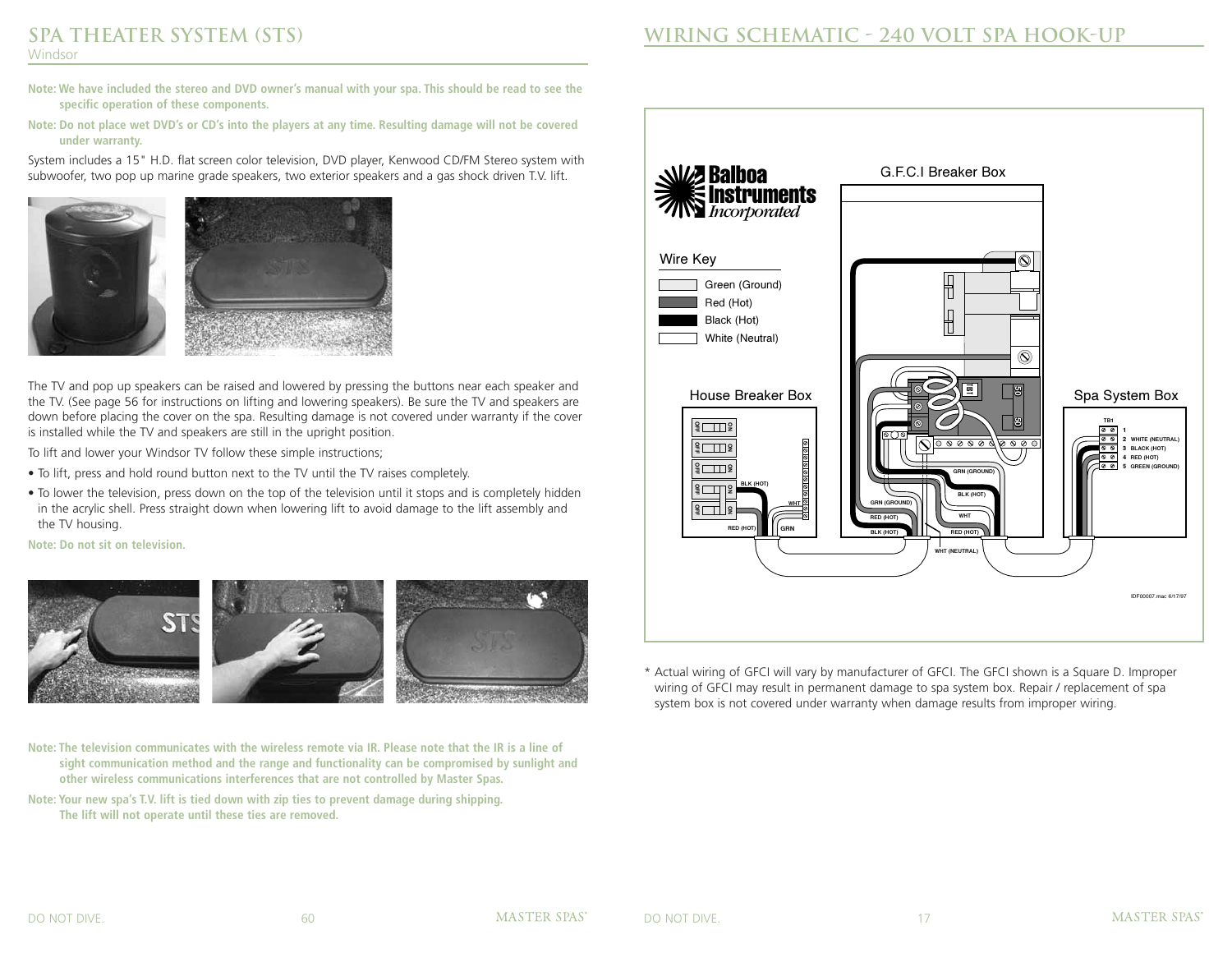# SPA THEATER SYSTEM (STS)

Windsor

**Note: We have included the stereo and DVD owner's manual with your spa. This should be read to see the specific operation of these components.**

**Note: Do not place wet DVD's or CD's into the players at any time. Resulting damage will not be covered under warranty.**

System includes a 15" H.D. flat screen color television, DVD player, Kenwood CD/FM Stereo system with subwoofer, two pop up marine grade speakers, two exterior speakers and a gas shock driven T.V. lift.

The TV and pop up speakers can be raised and lowered by pressing the buttons near each speaker and the TV. (See page 56 for instructions on lifting and lowering speakers). Be sure the TV and speakers are down before placing the cover on the spa. Resulting damage is not covered under warranty if the cover is installed while the TV and speakers are still in the upright position.

To lift and lower your Windsor TV follow these simple instructions;

- To lift, press and hold round button next to the TV until the TV raises completely.
- To lower the television, press down on the top of the television until it stops and is completely hidden in the acrylic shell. Press straight down when lowering lift to avoid damage to the lift assembly and the TV housing.

**Note: Do not sit on television.**

**Note: The television communicates with the wireless remote via IR. Please note that the IR is a line of sight communication method and the range and functionality can be compromised by sunlight and other wireless communications interferences that are not controlled by Master Spas.**

**Note: Your new spa's T.V. lift is tied down with zip ties to prevent damage during shipping. The lift will not operate until these ties are removed.**

# WIRING SCHEMATIC - 240 VOLT SPA HOOK-UP

Balboa Instruments Incorporated

Wire Key

Green (Ground)
Red (Hot)
Black (Hot)
White (Neutral)

G.F.C.I Breaker Box

House Breaker Box

Spa System Box

TB1
1
2 WHITE (NEUTRAL)
3 BLACK (HOT)
4 RED (HOT)
5 GREEN (GROUND)

BLK (HOT)
WHT
RED (HOT)
GRN
GRN (GROUND)
BLK (HOT)
GRN (GROUND)
RED (HOT)
WHT
BLK (HOT)
RED (HOT)
WHT (NEUTRAL)
50
50

IDF00007.mac 6/17/97

\* Actual wiring of GFCI will vary by manufacturer of GFCI. The GFCI shown is a Square D. Improper wiring of GFCI may result in permanent damage to spa system box. Repair / replacement of spa system box is not covered under warranty when damage results from improper wiring.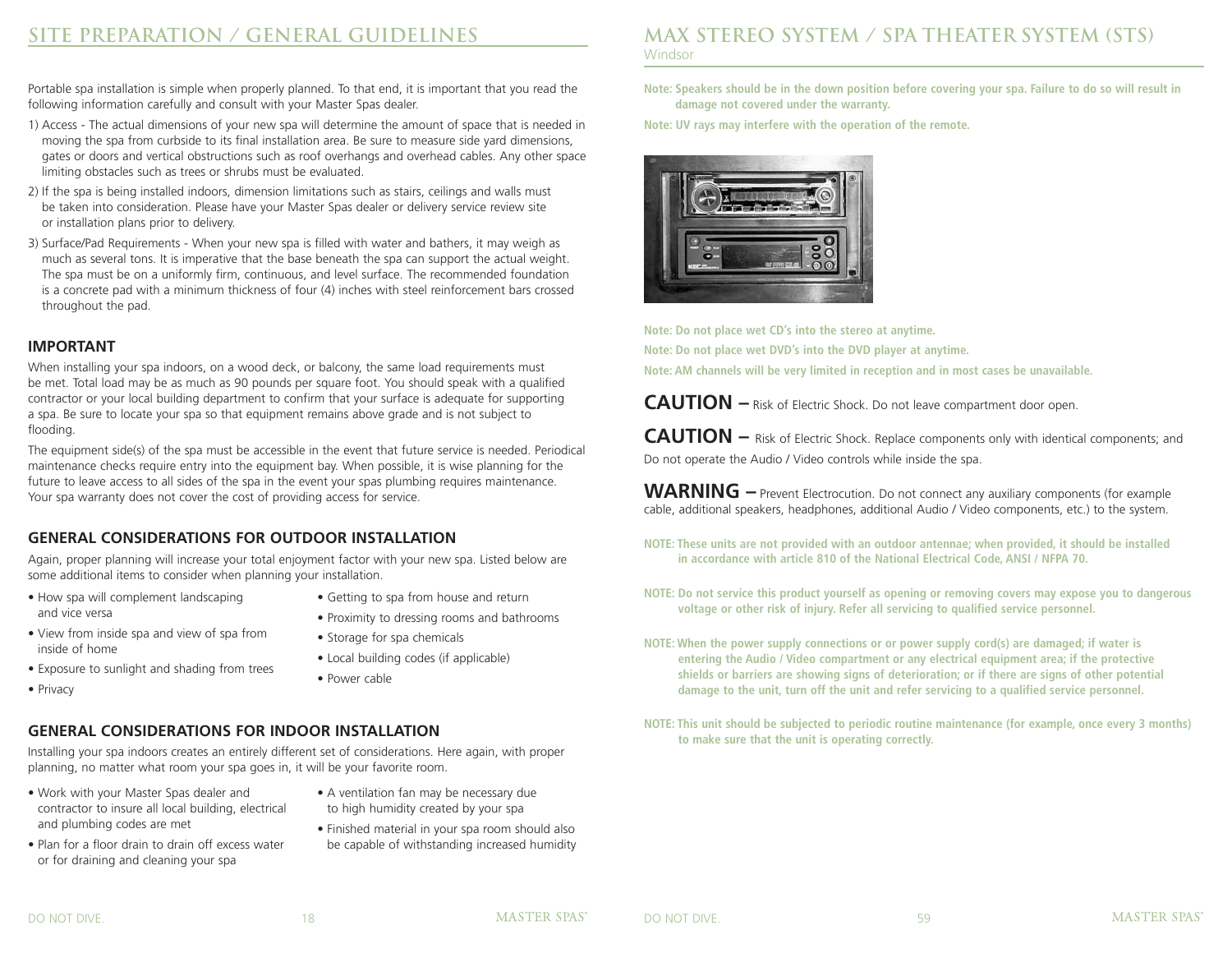# SITE PREPARATION / GENERAL GUIDELINES

Portable spa installation is simple when properly planned. To that end, it is important that you read the following information carefully and consult with your Master Spas dealer.

1) Access - The actual dimensions of your new spa will determine the amount of space that is needed in moving the spa from curbside to its final installation area. Be sure to measure side yard dimensions, gates or doors and vertical obstructions such as roof overhangs and overhead cables. Any other space limiting obstacles such as trees or shrubs must be evaluated.
2) If the spa is being installed indoors, dimension limitations such as stairs, ceilings and walls must be taken into consideration. Please have your Master Spas dealer or delivery service review site or installation plans prior to delivery.
3) Surface/Pad Requirements - When your new spa is filled with water and bathers, it may weigh as much as several tons. It is imperative that the base beneath the spa can support the actual weight. The spa must be on a uniformly firm, continuous, and level surface. The recommended foundation is a concrete pad with a minimum thickness of four (4) inches with steel reinforcement bars crossed throughout the pad.

### IMPORTANT

When installing your spa indoors, on a wood deck, or balcony, the same load requirements must be met. Total load may be as much as 90 pounds per square foot. You should speak with a qualified contractor or your local building department to confirm that your surface is adequate for supporting a spa. Be sure to locate your spa so that equipment remains above grade and is not subject to flooding.

The equipment side(s) of the spa must be accessible in the event that future service is needed. Periodical maintenance checks require entry into the equipment bay. When possible, it is wise planning for the future to leave access to all sides of the spa in the event your spas plumbing requires maintenance. Your spa warranty does not cover the cost of providing access for service.

### GENERAL CONSIDERATIONS FOR OUTDOOR INSTALLATION

Again, proper planning will increase your total enjoyment factor with your new spa. Listed below are some additional items to consider when planning your installation.

- How spa will complement landscaping and vice versa
- View from inside spa and view of spa from inside of home
- Exposure to sunlight and shading from trees
- Privacy
- Getting to spa from house and return
- Proximity to dressing rooms and bathrooms
- Storage for spa chemicals
- Local building codes (if applicable)
- Power cable

### GENERAL CONSIDERATIONS FOR INDOOR INSTALLATION

Installing your spa indoors creates an entirely different set of considerations. Here again, with proper planning, no matter what room your spa goes in, it will be your favorite room.

- Work with your Master Spas dealer and contractor to insure all local building, electrical and plumbing codes are met
- Plan for a floor drain to drain off excess water or for draining and cleaning your spa
- A ventilation fan may be necessary due to high humidity created by your spa
- Finished material in your spa room should also be capable of withstanding increased humidity

# MAX STEREO SYSTEM / SPA THEATER SYSTEM (STS)

Windsor

**Note: Speakers should be in the down position before covering your spa. Failure to do so will result in damage not covered under the warranty.**

**Note: UV rays may interfere with the operation of the remote.**

**Note: Do not place wet CD's into the stereo at anytime.**

**Note: Do not place wet DVD's into the DVD player at anytime.**

**Note: AM channels will be very limited in reception and in most cases be unavailable.**

**CAUTION –** Risk of Electric Shock. Do not leave compartment door open.

**CAUTION –** Risk of Electric Shock. Replace components only with identical components; and Do not operate the Audio / Video controls while inside the spa.

**WARNING –** Prevent Electrocution. Do not connect any auxiliary components (for example cable, additional speakers, headphones, additional Audio / Video components, etc.) to the system.

**NOTE: These units are not provided with an outdoor antennae; when provided, it should be installed in accordance with article 810 of the National Electrical Code, ANSI / NFPA 70.**

**NOTE: Do not service this product yourself as opening or removing covers may expose you to dangerous voltage or other risk of injury. Refer all servicing to qualified service personnel.**

**NOTE: When the power supply connections or or power supply cord(s) are damaged; if water is entering the Audio / Video compartment or any electrical equipment area; if the protective shields or barriers are showing signs of deterioration; or if there are signs of other potential damage to the unit, turn off the unit and refer servicing to a qualified service personnel.**

**NOTE: This unit should be subjected to periodic routine maintenance (for example, once every 3 months) to make sure that the unit is operating correctly.**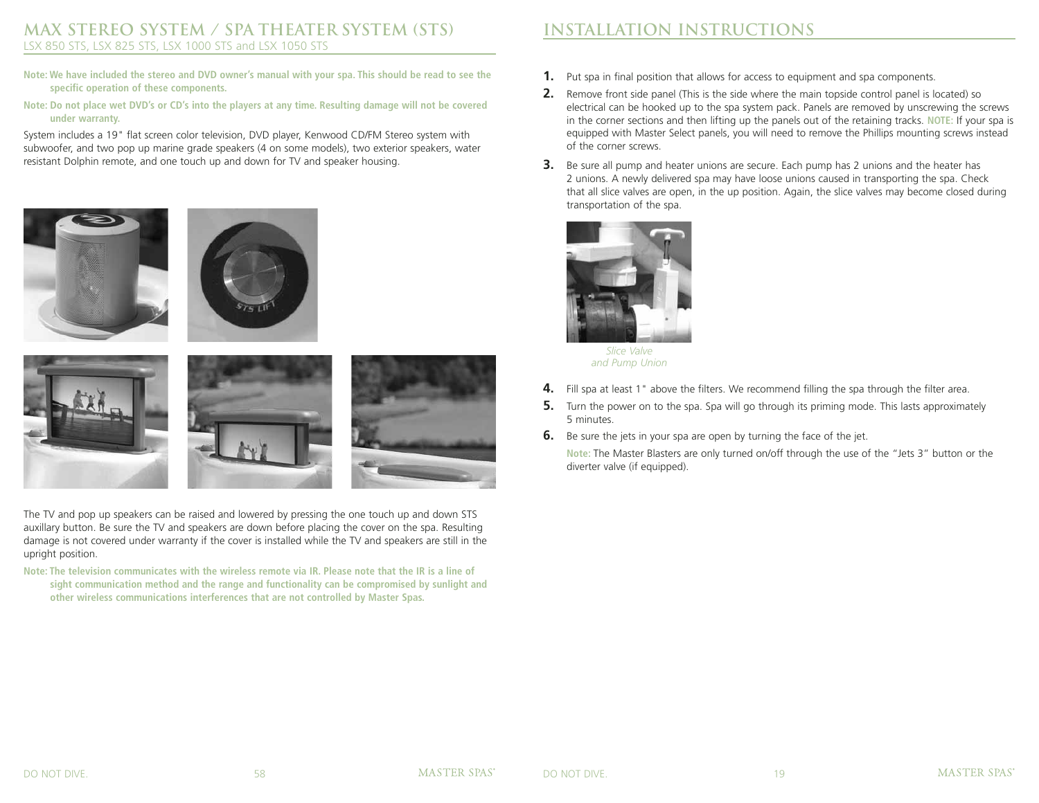# MAX STEREO SYSTEM / SPA THEATER SYSTEM (STS)

LSX 850 STS, LSX 825 STS, LSX 1000 STS and LSX 1050 STS

**Note: We have included the stereo and DVD owner's manual with your spa. This should be read to see the specific operation of these components.**

**Note: Do not place wet DVD's or CD's into the players at any time. Resulting damage will not be covered under warranty.**

System includes a 19" flat screen color television, DVD player, Kenwood CD/FM Stereo system with subwoofer, and two pop up marine grade speakers (4 on some models), two exterior speakers, water resistant Dolphin remote, and one touch up and down for TV and speaker housing.

The TV and pop up speakers can be raised and lowered by pressing the one touch up and down STS auxillary button. Be sure the TV and speakers are down before placing the cover on the spa. Resulting damage is not covered under warranty if the cover is installed while the TV and speakers are still in the upright position.

**Note: The television communicates with the wireless remote via IR. Please note that the IR is a line of sight communication method and the range and functionality can be compromised by sunlight and other wireless communications interferences that are not controlled by Master Spas.**

# INSTALLATION INSTRUCTIONS

1. Put spa in final position that allows for access to equipment and spa components.
2. Remove front side panel (This is the side where the main topside control panel is located) so electrical can be hooked up to the spa system pack. Panels are removed by unscrewing the screws in the corner sections and then lifting up the panels out of the retaining tracks. **NOTE:** If your spa is equipped with Master Select panels, you will need to remove the Phillips mounting screws instead of the corner screws.
3. Be sure all pump and heater unions are secure. Each pump has 2 unions and the heater has 2 unions. A newly delivered spa may have loose unions caused in transporting the spa. Check that all slice valves are open, in the up position. Again, the slice valves may become closed during transportation of the spa.

*Slice Valve and Pump Union*

4. Fill spa at least 1" above the filters. We recommend filling the spa through the filter area.
5. Turn the power on to the spa. Spa will go through its priming mode. This lasts approximately 5 minutes.
6. Be sure the jets in your spa are open by turning the face of the jet.

   **Note:** The Master Blasters are only turned on/off through the use of the "Jets 3" button or the diverter valve (if equipped).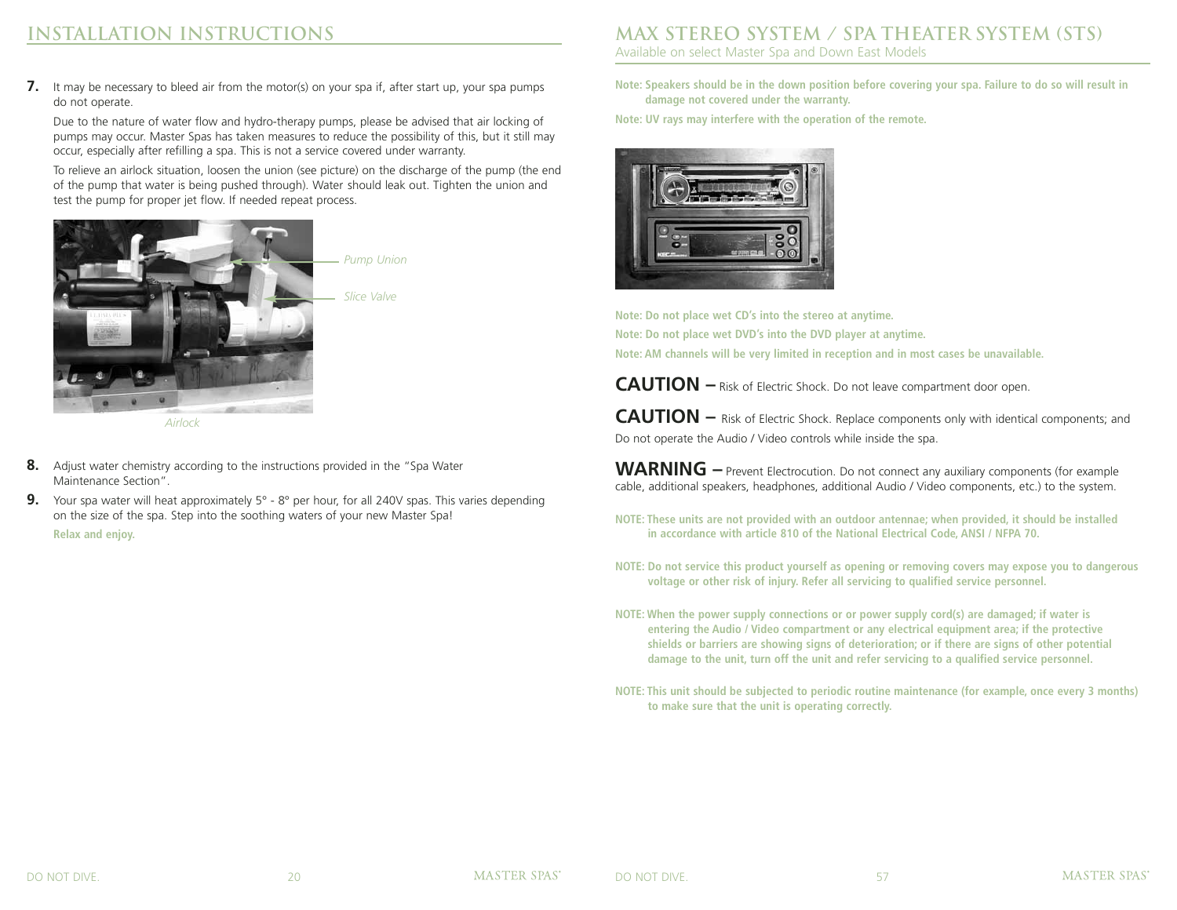# INSTALLATION INSTRUCTIONS

**7.** It may be necessary to bleed air from the motor(s) on your spa if, after start up, your spa pumps do not operate.

Due to the nature of water flow and hydro-therapy pumps, please be advised that air locking of pumps may occur. Master Spas has taken measures to reduce the possibility of this, but it still may occur, especially after refilling a spa. This is not a service covered under warranty.

To relieve an airlock situation, loosen the union (see picture) on the discharge of the pump (the end of the pump that water is being pushed through). Water should leak out. Tighten the union and test the pump for proper jet flow. If needed repeat process.

*Pump Union*

*Slice Valve*

*Airlock*

**8.** Adjust water chemistry according to the instructions provided in the "Spa Water Maintenance Section".

**9.** Your spa water will heat approximately 5° - 8° per hour, for all 240V spas. This varies depending on the size of the spa. Step into the soothing waters of your new Master Spa!

**Relax and enjoy.**

# MAX STEREO SYSTEM / SPA THEATER SYSTEM (STS)

Available on select Master Spa and Down East Models

**Note: Speakers should be in the down position before covering your spa. Failure to do so will result in damage not covered under the warranty.**

**Note: UV rays may interfere with the operation of the remote.**

**Note: Do not place wet CD's into the stereo at anytime.**

**Note: Do not place wet DVD's into the DVD player at anytime.**

**Note: AM channels will be very limited in reception and in most cases be unavailable.**

**CAUTION –** Risk of Electric Shock. Do not leave compartment door open.

**CAUTION –** Risk of Electric Shock. Replace components only with identical components; and Do not operate the Audio / Video controls while inside the spa.

**WARNING –** Prevent Electrocution. Do not connect any auxiliary components (for example cable, additional speakers, headphones, additional Audio / Video components, etc.) to the system.

**NOTE: These units are not provided with an outdoor antennae; when provided, it should be installed in accordance with article 810 of the National Electrical Code, ANSI / NFPA 70.**

**NOTE: Do not service this product yourself as opening or removing covers may expose you to dangerous voltage or other risk of injury. Refer all servicing to qualified service personnel.**

**NOTE: When the power supply connections or or power supply cord(s) are damaged; if water is entering the Audio / Video compartment or any electrical equipment area; if the protective shields or barriers are showing signs of deterioration; or if there are signs of other potential damage to the unit, turn off the unit and refer servicing to a qualified service personnel.**

**NOTE: This unit should be subjected to periodic routine maintenance (for example, once every 3 months) to make sure that the unit is operating correctly.**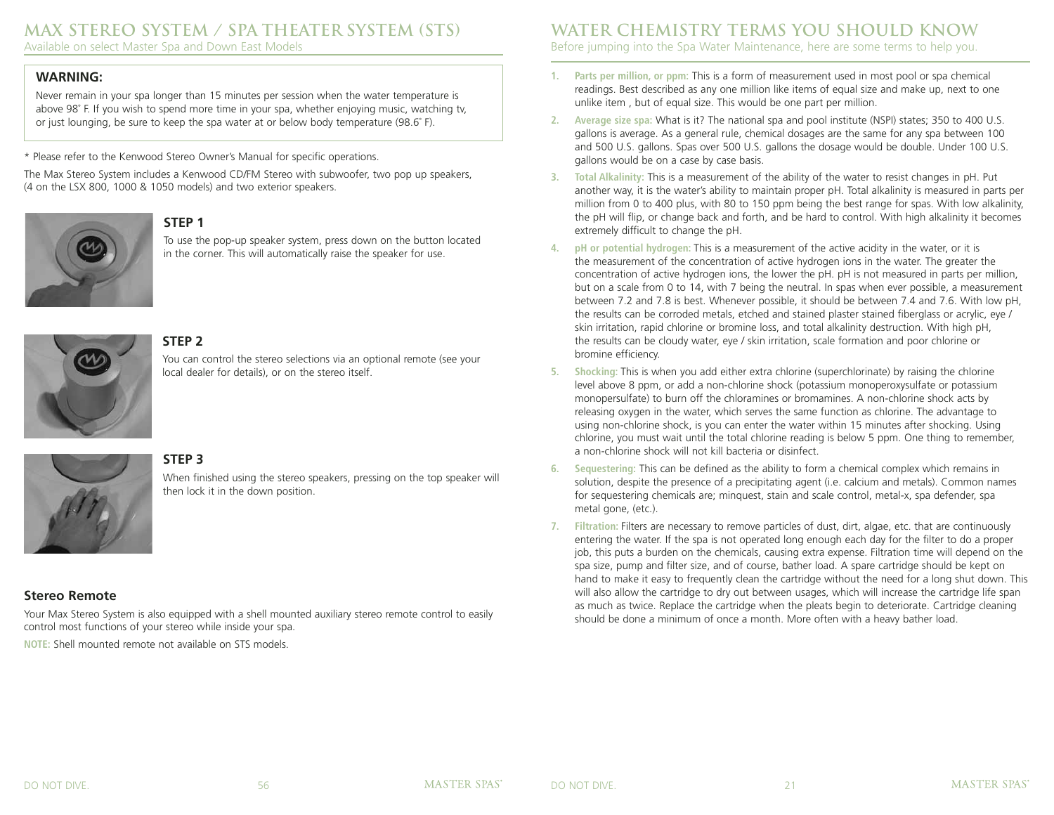# MAX STEREO SYSTEM / SPA THEATER SYSTEM (STS)

Available on select Master Spa and Down East Models

**WARNING:**

Never remain in your spa longer than 15 minutes per session when the water temperature is above 98˚ F. If you wish to spend more time in your spa, whether enjoying music, watching tv, or just lounging, be sure to keep the spa water at or below body temperature (98.6˚ F).

* Please refer to the Kenwood Stereo Owner's Manual for specific operations.

The Max Stereo System includes a Kenwood CD/FM Stereo with subwoofer, two pop up speakers, (4 on the LSX 800, 1000 & 1050 models) and two exterior speakers.

### STEP 1

To use the pop-up speaker system, press down on the button located in the corner. This will automatically raise the speaker for use.

### STEP 2

You can control the stereo selections via an optional remote (see your local dealer for details), or on the stereo itself.

### STEP 3

When finished using the stereo speakers, pressing on the top speaker will then lock it in the down position.

### Stereo Remote

Your Max Stereo System is also equipped with a shell mounted auxiliary stereo remote control to easily control most functions of your stereo while inside your spa.

**NOTE:** Shell mounted remote not available on STS models.

# WATER CHEMISTRY TERMS YOU SHOULD KNOW

Before jumping into the Spa Water Maintenance, here are some terms to help you.

1. **Parts per million, or ppm:** This is a form of measurement used in most pool or spa chemical readings. Best described as any one million like items of equal size and make up, next to one unlike item , but of equal size. This would be one part per million.
2. **Average size spa:** What is it? The national spa and pool institute (NSPI) states; 350 to 400 U.S. gallons is average. As a general rule, chemical dosages are the same for any spa between 100 and 500 U.S. gallons. Spas over 500 U.S. gallons the dosage would be double. Under 100 U.S. gallons would be on a case by case basis.
3. **Total Alkalinity:** This is a measurement of the ability of the water to resist changes in pH. Put another way, it is the water's ability to maintain proper pH. Total alkalinity is measured in parts per million from 0 to 400 plus, with 80 to 150 ppm being the best range for spas. With low alkalinity, the pH will flip, or change back and forth, and be hard to control. With high alkalinity it becomes extremely difficult to change the pH.
4. **pH or potential hydrogen:** This is a measurement of the active acidity in the water, or it is the measurement of the concentration of active hydrogen ions in the water. The greater the concentration of active hydrogen ions, the lower the pH. pH is not measured in parts per million, but on a scale from 0 to 14, with 7 being the neutral. In spas when ever possible, a measurement between 7.2 and 7.8 is best. Whenever possible, it should be between 7.4 and 7.6. With low pH, the results can be corroded metals, etched and stained plaster stained fiberglass or acrylic, eye / skin irritation, rapid chlorine or bromine loss, and total alkalinity destruction. With high pH, the results can be cloudy water, eye / skin irritation, scale formation and poor chlorine or bromine efficiency.
5. **Shocking:** This is when you add either extra chlorine (superchlorinate) by raising the chlorine level above 8 ppm, or add a non-chlorine shock (potassium monoperoxysulfate or potassium monopersulfate) to burn off the chloramines or bromamines. A non-chlorine shock acts by releasing oxygen in the water, which serves the same function as chlorine. The advantage to using non-chlorine shock, is you can enter the water within 15 minutes after shocking. Using chlorine, you must wait until the total chlorine reading is below 5 ppm. One thing to remember, a non-chlorine shock will not kill bacteria or disinfect.
6. **Sequestering:** This can be defined as the ability to form a chemical complex which remains in solution, despite the presence of a precipitating agent (i.e. calcium and metals). Common names for sequestering chemicals are; minquest, stain and scale control, metal-x, spa defender, spa metal gone, (etc.).
7. **Filtration:** Filters are necessary to remove particles of dust, dirt, algae, etc. that are continuously entering the water. If the spa is not operated long enough each day for the filter to do a proper job, this puts a burden on the chemicals, causing extra expense. Filtration time will depend on the spa size, pump and filter size, and of course, bather load. A spare cartridge should be kept on hand to make it easy to frequently clean the cartridge without the need for a long shut down. This will also allow the cartridge to dry out between usages, which will increase the cartridge life span as much as twice. Replace the cartridge when the pleats begin to deteriorate. Cartridge cleaning should be done a minimum of once a month. More often with a heavy bather load.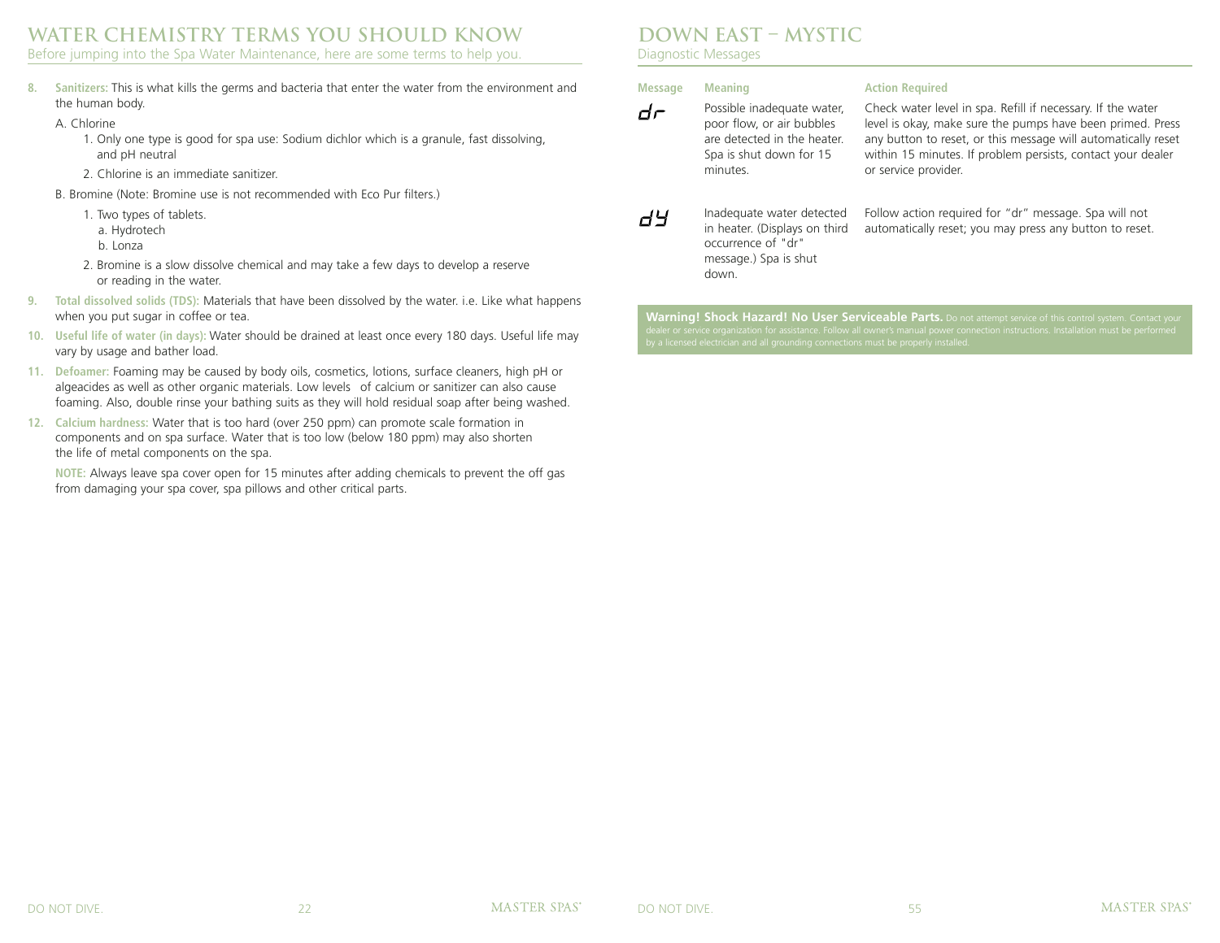# WATER CHEMISTRY TERMS YOU SHOULD KNOW

Before jumping into the Spa Water Maintenance, here are some terms to help you.

8. **Sanitizers:** This is what kills the germs and bacteria that enter the water from the environment and the human body.

   A. Chlorine

      1. Only one type is good for spa use: Sodium dichlor which is a granule, fast dissolving, and pH neutral

      2. Chlorine is an immediate sanitizer.

   B. Bromine (Note: Bromine use is not recommended with Eco Pur filters.)

      1. Two types of tablets.
         a. Hydrotech
         b. Lonza

      2. Bromine is a slow dissolve chemical and may take a few days to develop a reserve or reading in the water.

9. **Total dissolved solids (TDS):** Materials that have been dissolved by the water. i.e. Like what happens when you put sugar in coffee or tea.

10. **Useful life of water (in days):** Water should be drained at least once every 180 days. Useful life may vary by usage and bather load.

11. **Defoamer:** Foaming may be caused by body oils, cosmetics, lotions, surface cleaners, high pH or algeacides as well as other organic materials. Low levels of calcium or sanitizer can also cause foaming. Also, double rinse your bathing suits as they will hold residual soap after being washed.

12. **Calcium hardness:** Water that is too hard (over 250 ppm) can promote scale formation in components and on spa surface. Water that is too low (below 180 ppm) may also shorten the life of metal components on the spa.

    **NOTE:** Always leave spa cover open for 15 minutes after adding chemicals to prevent the off gas from damaging your spa cover, spa pillows and other critical parts.

# DOWN EAST – MYSTIC

Diagnostic Messages

| Message | Meaning | Action Required |
| --- | --- | --- |
| dr | Possible inadequate water, poor flow, or air bubbles are detected in the heater. Spa is shut down for 15 minutes. | Check water level in spa. Refill if necessary. If the water level is okay, make sure the pumps have been primed. Press any button to reset, or this message will automatically reset within 15 minutes. If problem persists, contact your dealer or service provider. |
| dy | Inadequate water detected in heater. (Displays on third occurrence of "dr" message.) Spa is shut down. | Follow action required for "dr" message. Spa will not automatically reset; you may press any button to reset. |

**Warning! Shock Hazard! No User Serviceable Parts.** Do not attempt service of this control system. Contact your dealer or service organization for assistance. Follow all owner's manual power connection instructions. Installation must be performed by a licensed electrician and all grounding connections must be properly installed.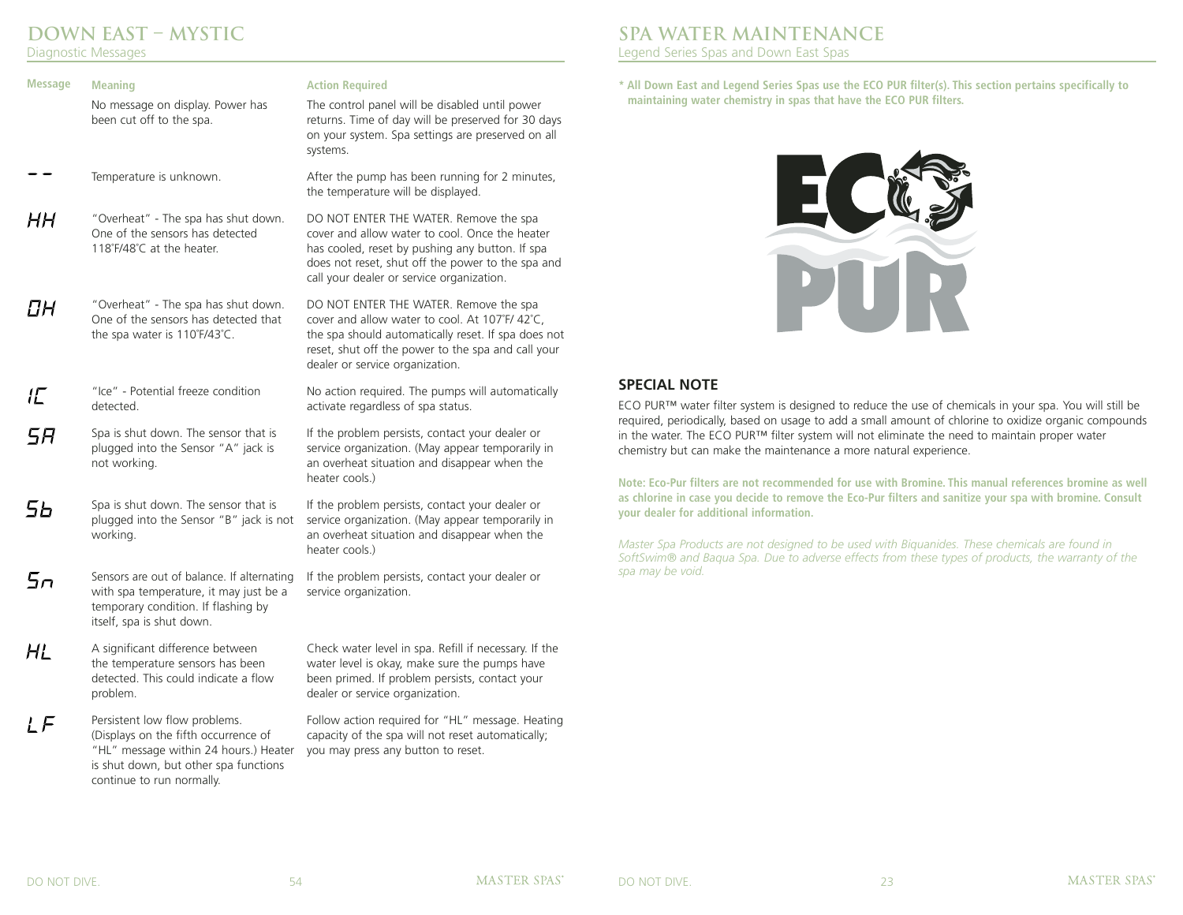## DOWN EAST – MYSTIC

Diagnostic Messages

| Message | Meaning | Action Required |
|---|---|---|
| | No message on display. Power has been cut off to the spa. | The control panel will be disabled until power returns. Time of day will be preserved for 30 days on your system. Spa settings are preserved on all systems. |
| -- | Temperature is unknown. | After the pump has been running for 2 minutes, the temperature will be displayed. |
| HH | "Overheat" - The spa has shut down. One of the sensors has detected 118˚F/48˚C at the heater. | DO NOT ENTER THE WATER. Remove the spa cover and allow water to cool. Once the heater has cooled, reset by pushing any button. If spa does not reset, shut off the power to the spa and call your dealer or service organization. |
| OH | "Overheat" - The spa has shut down. One of the sensors has detected that the spa water is 110˚F/43˚C. | DO NOT ENTER THE WATER. Remove the spa cover and allow water to cool. At 107˚F/ 42˚C, the spa should automatically reset. If spa does not reset, shut off the power to the spa and call your dealer or service organization. |
| IC | "Ice" - Potential freeze condition detected. | No action required. The pumps will automatically activate regardless of spa status. |
| SA | Spa is shut down. The sensor that is plugged into the Sensor "A" jack is not working. | If the problem persists, contact your dealer or service organization. (May appear temporarily in an overheat situation and disappear when the heater cools.) |
| Sb | Spa is shut down. The sensor that is plugged into the Sensor "B" jack is not working. | If the problem persists, contact your dealer or service organization. (May appear temporarily in an overheat situation and disappear when the heater cools.) |
| Sn | Sensors are out of balance. If alternating with spa temperature, it may just be a temporary condition. If flashing by itself, spa is shut down. | If the problem persists, contact your dealer or service organization. |
| HL | A significant difference between the temperature sensors has been detected. This could indicate a flow problem. | Check water level in spa. Refill if necessary. If the water level is okay, make sure the pumps have been primed. If problem persists, contact your dealer or service organization. |
| LF | Persistent low flow problems. (Displays on the fifth occurrence of "HL" message within 24 hours.) Heater is shut down, but other spa functions continue to run normally. | Follow action required for "HL" message. Heating capacity of the spa will not reset automatically; you may press any button to reset. |

## SPA WATER MAINTENANCE

Legend Series Spas and Down East Spas

**\* All Down East and Legend Series Spas use the ECO PUR filter(s). This section pertains specifically to maintaining water chemistry in spas that have the ECO PUR filters.**

ECO PUR

### SPECIAL NOTE

ECO PUR™ water filter system is designed to reduce the use of chemicals in your spa. You will still be required, periodically, based on usage to add a small amount of chlorine to oxidize organic compounds in the water. The ECO PUR™ filter system will not eliminate the need to maintain proper water chemistry but can make the maintenance a more natural experience.

**Note: Eco-Pur filters are not recommended for use with Bromine. This manual references bromine as well as chlorine in case you decide to remove the Eco-Pur filters and sanitize your spa with bromine. Consult your dealer for additional information.**

*Master Spa Products are not designed to be used with Biquanides. These chemicals are found in SoftSwim® and Baqua Spa. Due to adverse effects from these types of products, the warranty of the spa may be void.*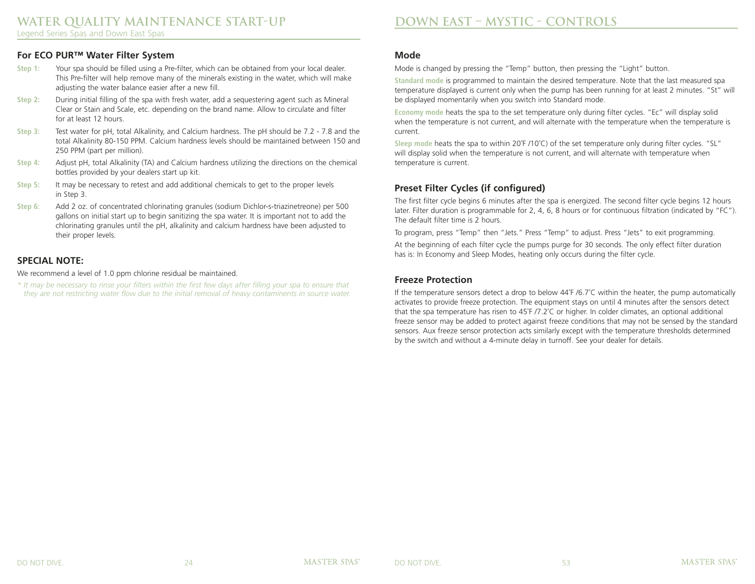# WATER QUALITY MAINTENANCE START-UP

Legend Series Spas and Down East Spas

### For ECO PUR™ Water Filter System

**Step 1:** Your spa should be filled using a Pre-filter, which can be obtained from your local dealer. This Pre-filter will help remove many of the minerals existing in the water, which will make adjusting the water balance easier after a new fill.

**Step 2:** During initial filling of the spa with fresh water, add a sequestering agent such as Mineral Clear or Stain and Scale, etc. depending on the brand name. Allow to circulate and filter for at least 12 hours.

**Step 3:** Test water for pH, total Alkalinity, and Calcium hardness. The pH should be 7.2 - 7.8 and the total Alkalinity 80-150 PPM. Calcium hardness levels should be maintained between 150 and 250 PPM (part per million).

**Step 4:** Adjust pH, total Alkalinity (TA) and Calcium hardness utilizing the directions on the chemical bottles provided by your dealers start up kit.

**Step 5:** It may be necessary to retest and add additional chemicals to get to the proper levels in Step 3.

**Step 6:** Add 2 oz. of concentrated chlorinating granules (sodium Dichlor-s-triazinetreone) per 500 gallons on initial start up to begin sanitizing the spa water. It is important not to add the chlorinating granules until the pH, alkalinity and calcium hardness have been adjusted to their proper levels.

### SPECIAL NOTE:

We recommend a level of 1.0 ppm chlorine residual be maintained.

*\* It may be necessary to rinse your filters within the first few days after filling your spa to ensure that they are not restricting water flow due to the initial removal of heavy contaminents in source water.*

# DOWN EAST – MYSTIC - CONTROLS

### Mode

Mode is changed by pressing the "Temp" button, then pressing the "Light" button.

**Standard mode** is programmed to maintain the desired temperature. Note that the last measured spa temperature displayed is current only when the pump has been running for at least 2 minutes. "St" will be displayed momentarily when you switch into Standard mode.

**Economy mode** heats the spa to the set temperature only during filter cycles. "Ec" will display solid when the temperature is not current, and will alternate with the temperature when the temperature is current.

**Sleep mode** heats the spa to within 20˚F /10˚C) of the set temperature only during filter cycles. "SL" will display solid when the temperature is not current, and will alternate with temperature when temperature is current.

### Preset Filter Cycles (if configured)

The first filter cycle begins 6 minutes after the spa is energized. The second filter cycle begins 12 hours later. Filter duration is programmable for 2, 4, 6, 8 hours or for continuous filtration (indicated by "FC"). The default filter time is 2 hours.

To program, press "Temp" then "Jets." Press "Temp" to adjust. Press "Jets" to exit programming.

At the beginning of each filter cycle the pumps purge for 30 seconds. The only effect filter duration has is: In Economy and Sleep Modes, heating only occurs during the filter cycle.

### Freeze Protection

If the temperature sensors detect a drop to below 44˚F /6.7˚C within the heater, the pump automatically activates to provide freeze protection. The equipment stays on until 4 minutes after the sensors detect that the spa temperature has risen to 45˚F /7.2˚C or higher. In colder climates, an optional additional freeze sensor may be added to protect against freeze conditions that may not be sensed by the standard sensors. Aux freeze sensor protection acts similarly except with the temperature thresholds determined by the switch and without a 4-minute delay in turnoff. See your dealer for details.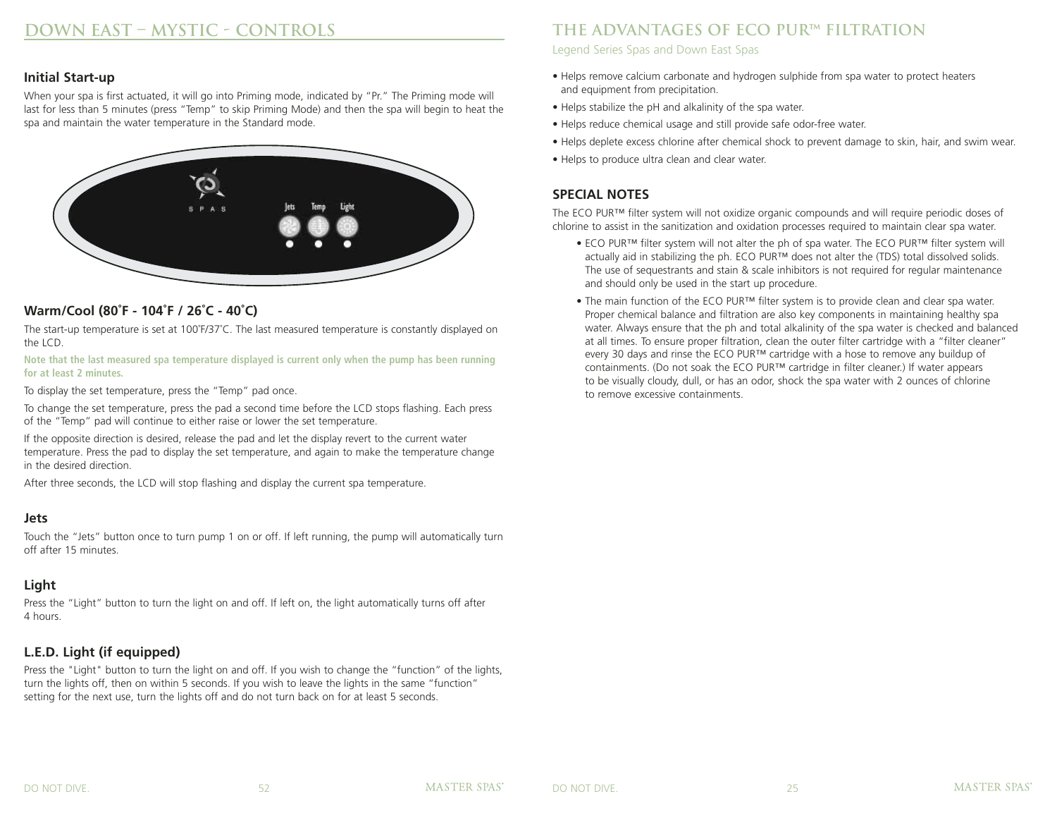# DOWN EAST – MYSTIC - CONTROLS

### Initial Start-up

When your spa is first actuated, it will go into Priming mode, indicated by "Pr." The Priming mode will last for less than 5 minutes (press "Temp" to skip Priming Mode) and then the spa will begin to heat the spa and maintain the water temperature in the Standard mode.

S P A S

Jets Temp Light

### Warm/Cool (80˚F - 104˚F / 26˚C - 40˚C)

The start-up temperature is set at 100˚F/37˚C. The last measured temperature is constantly displayed on the LCD.

**Note that the last measured spa temperature displayed is current only when the pump has been running for at least 2 minutes.**

To display the set temperature, press the "Temp" pad once.

To change the set temperature, press the pad a second time before the LCD stops flashing. Each press of the "Temp" pad will continue to either raise or lower the set temperature.

If the opposite direction is desired, release the pad and let the display revert to the current water temperature. Press the pad to display the set temperature, and again to make the temperature change in the desired direction.

After three seconds, the LCD will stop flashing and display the current spa temperature.

### Jets

Touch the "Jets" button once to turn pump 1 on or off. If left running, the pump will automatically turn off after 15 minutes.

### Light

Press the "Light" button to turn the light on and off. If left on, the light automatically turns off after 4 hours.

### L.E.D. Light (if equipped)

Press the "Light" button to turn the light on and off. If you wish to change the "function" of the lights, turn the lights off, then on within 5 seconds. If you wish to leave the lights in the same "function" setting for the next use, turn the lights off and do not turn back on for at least 5 seconds.

# THE ADVANTAGES OF ECO PUR™ FILTRATION

Legend Series Spas and Down East Spas

- Helps remove calcium carbonate and hydrogen sulphide from spa water to protect heaters and equipment from precipitation.
- Helps stabilize the pH and alkalinity of the spa water.
- Helps reduce chemical usage and still provide safe odor-free water.
- Helps deplete excess chlorine after chemical shock to prevent damage to skin, hair, and swim wear.
- Helps to produce ultra clean and clear water.

### SPECIAL NOTES

The ECO PUR™ filter system will not oxidize organic compounds and will require periodic doses of chlorine to assist in the sanitization and oxidation processes required to maintain clear spa water.

- ECO PUR™ filter system will not alter the ph of spa water. The ECO PUR™ filter system will actually aid in stabilizing the ph. ECO PUR™ does not alter the (TDS) total dissolved solids. The use of sequestrants and stain & scale inhibitors is not required for regular maintenance and should only be used in the start up procedure.
- The main function of the ECO PUR™ filter system is to provide clean and clear spa water. Proper chemical balance and filtration are also key components in maintaining healthy spa water. Always ensure that the ph and total alkalinity of the spa water is checked and balanced at all times. To ensure proper filtration, clean the outer filter cartridge with a "filter cleaner" every 30 days and rinse the ECO PUR™ cartridge with a hose to remove any buildup of containments. (Do not soak the ECO PUR™ cartridge in filter cleaner.) If water appears to be visually cloudy, dull, or has an odor, shock the spa water with 2 ounces of chlorine to remove excessive containments.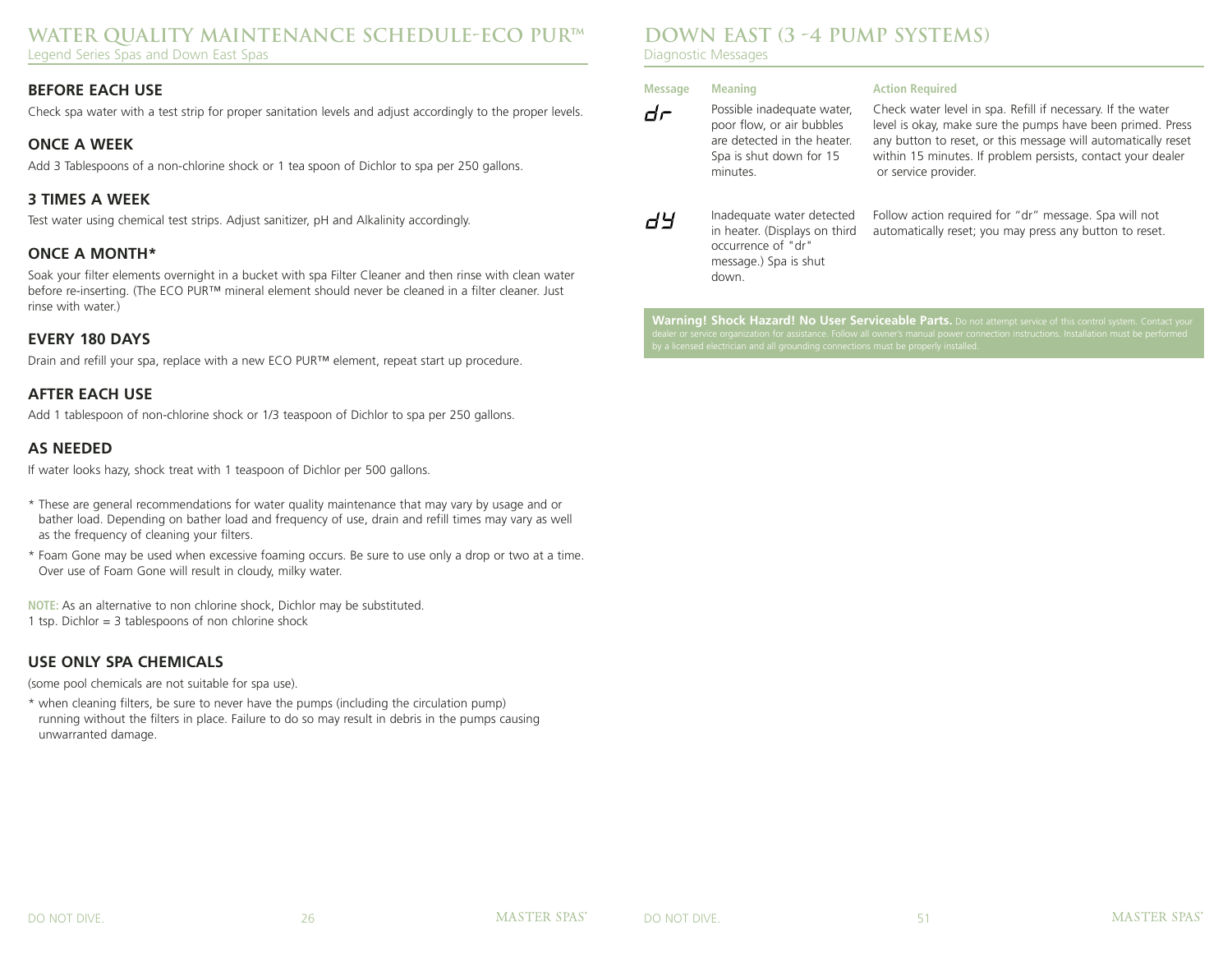# WATER QUALITY MAINTENANCE SCHEDULE-ECO PUR™

Legend Series Spas and Down East Spas

## BEFORE EACH USE

Check spa water with a test strip for proper sanitation levels and adjust accordingly to the proper levels.

## ONCE A WEEK

Add 3 Tablespoons of a non-chlorine shock or 1 tea spoon of Dichlor to spa per 250 gallons.

## 3 TIMES A WEEK

Test water using chemical test strips. Adjust sanitizer, pH and Alkalinity accordingly.

## ONCE A MONTH*

Soak your filter elements overnight in a bucket with spa Filter Cleaner and then rinse with clean water before re-inserting. (The ECO PUR™ mineral element should never be cleaned in a filter cleaner. Just rinse with water.)

## EVERY 180 DAYS

Drain and refill your spa, replace with a new ECO PUR™ element, repeat start up procedure.

## AFTER EACH USE

Add 1 tablespoon of non-chlorine shock or 1/3 teaspoon of Dichlor to spa per 250 gallons.

## AS NEEDED

If water looks hazy, shock treat with 1 teaspoon of Dichlor per 500 gallons.

* These are general recommendations for water quality maintenance that may vary by usage and or bather load. Depending on bather load and frequency of use, drain and refill times may vary as well as the frequency of cleaning your filters.
* Foam Gone may be used when excessive foaming occurs. Be sure to use only a drop or two at a time. Over use of Foam Gone will result in cloudy, milky water.

**NOTE:** As an alternative to non chlorine shock, Dichlor may be substituted.
1 tsp. Dichlor = 3 tablespoons of non chlorine shock

## USE ONLY SPA CHEMICALS

(some pool chemicals are not suitable for spa use).

* when cleaning filters, be sure to never have the pumps (including the circulation pump) running without the filters in place. Failure to do so may result in debris in the pumps causing unwarranted damage.

# DOWN EAST (3 -4 PUMP SYSTEMS)

Diagnostic Messages

| Message | Meaning | Action Required |
|---|---|---|
| dr | Possible inadequate water, poor flow, or air bubbles are detected in the heater. Spa is shut down for 15 minutes. | Check water level in spa. Refill if necessary. If the water level is okay, make sure the pumps have been primed. Press any button to reset, or this message will automatically reset within 15 minutes. If problem persists, contact your dealer or service provider. |
| dY | Inadequate water detected in heater. (Displays on third occurrence of "dr" message.) Spa is shut down. | Follow action required for "dr" message. Spa will not automatically reset; you may press any button to reset. |

**Warning! Shock Hazard! No User Serviceable Parts.** Do not attempt service of this control system. Contact your dealer or service organization for assistance. Follow all owner's manual power connection instructions. Installation must be performed by a licensed electrician and all grounding connections must be properly installed.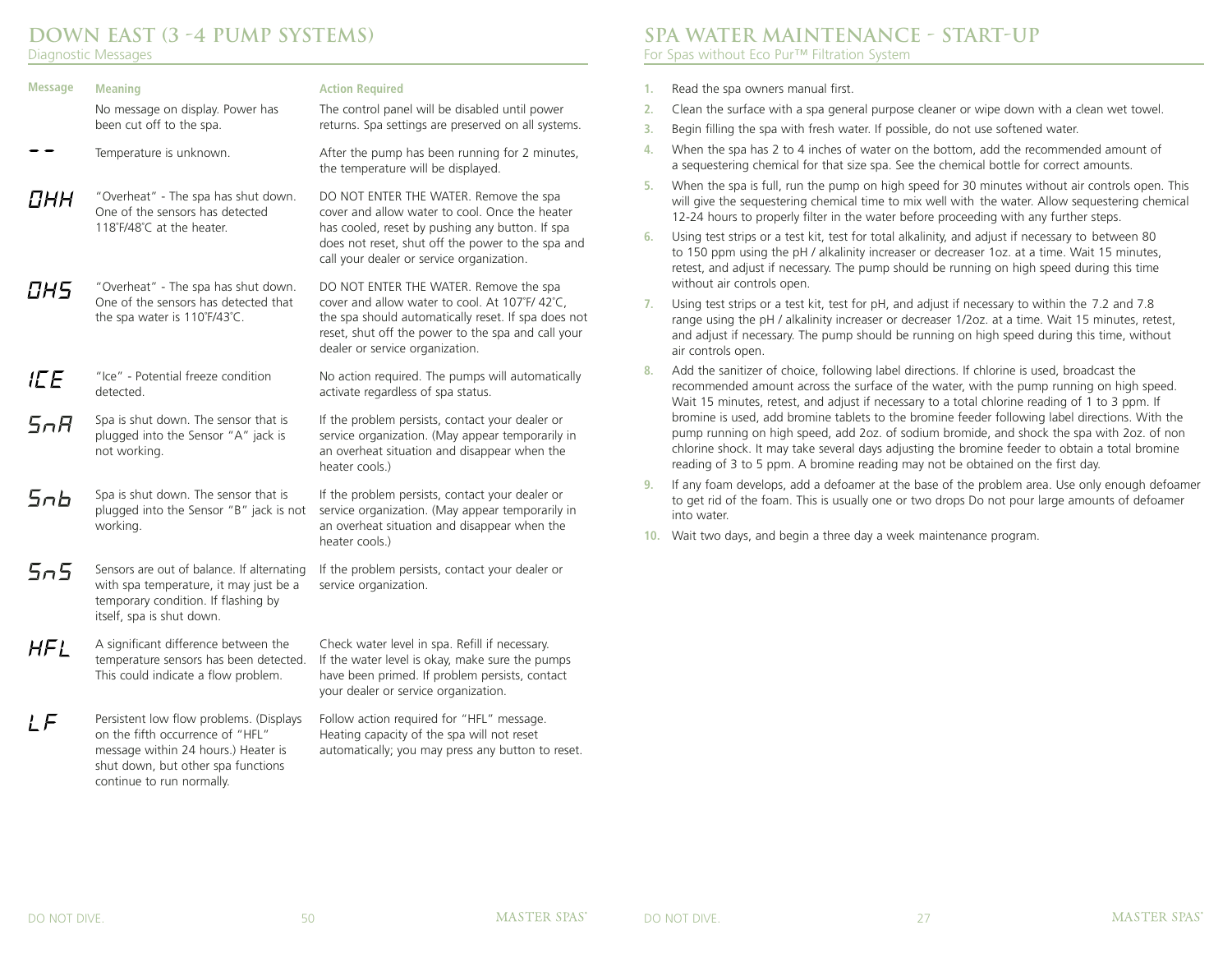## DOWN EAST (3 -4 PUMP SYSTEMS)

Diagnostic Messages

| Message | Meaning | Action Required |
|---|---|---|
| | No message on display. Power has been cut off to the spa. | The control panel will be disabled until power returns. Spa settings are preserved on all systems. |
| -- | Temperature is unknown. | After the pump has been running for 2 minutes, the temperature will be displayed. |
| OHH | "Overheat" - The spa has shut down. One of the sensors has detected 118˚F/48˚C at the heater. | DO NOT ENTER THE WATER. Remove the spa cover and allow water to cool. Once the heater has cooled, reset by pushing any button. If spa does not reset, shut off the power to the spa and call your dealer or service organization. |
| OHS | "Overheat" - The spa has shut down. One of the sensors has detected that the spa water is 110˚F/43˚C. | DO NOT ENTER THE WATER. Remove the spa cover and allow water to cool. At 107˚F/ 42˚C, the spa should automatically reset. If spa does not reset, shut off the power to the spa and call your dealer or service organization. |
| ICE | "Ice" - Potential freeze condition detected. | No action required. The pumps will automatically activate regardless of spa status. |
| SnA | Spa is shut down. The sensor that is plugged into the Sensor "A" jack is not working. | If the problem persists, contact your dealer or service organization. (May appear temporarily in an overheat situation and disappear when the heater cools.) |
| Snb | Spa is shut down. The sensor that is plugged into the Sensor "B" jack is not working. | If the problem persists, contact your dealer or service organization. (May appear temporarily in an overheat situation and disappear when the heater cools.) |
| SnS | Sensors are out of balance. If alternating with spa temperature, it may just be a temporary condition. If flashing by itself, spa is shut down. | If the problem persists, contact your dealer or service organization. |
| HFL | A significant difference between the temperature sensors has been detected. This could indicate a flow problem. | Check water level in spa. Refill if necessary. If the water level is okay, make sure the pumps have been primed. If problem persists, contact your dealer or service organization. |
| LF | Persistent low flow problems. (Displays on the fifth occurrence of "HFL" message within 24 hours.) Heater is shut down, but other spa functions continue to run normally. | Follow action required for "HFL" message. Heating capacity of the spa will not reset automatically; you may press any button to reset. |

## SPA WATER MAINTENANCE - START-UP

For Spas without Eco Pur™ Filtration System

1. Read the spa owners manual first.
2. Clean the surface with a spa general purpose cleaner or wipe down with a clean wet towel.
3. Begin filling the spa with fresh water. If possible, do not use softened water.
4. When the spa has 2 to 4 inches of water on the bottom, add the recommended amount of a sequestering chemical for that size spa. See the chemical bottle for correct amounts.
5. When the spa is full, run the pump on high speed for 30 minutes without air controls open. This will give the sequestering chemical time to mix well with the water. Allow sequestering chemical 12-24 hours to properly filter in the water before proceeding with any further steps.
6. Using test strips or a test kit, test for total alkalinity, and adjust if necessary to between 80 to 150 ppm using the pH / alkalinity increaser or decreaser 1oz. at a time. Wait 15 minutes, retest, and adjust if necessary. The pump should be running on high speed during this time without air controls open.
7. Using test strips or a test kit, test for pH, and adjust if necessary to within the 7.2 and 7.8 range using the pH / alkalinity increaser or decreaser 1/2oz. at a time. Wait 15 minutes, retest, and adjust if necessary. The pump should be running on high speed during this time, without air controls open.
8. Add the sanitizer of choice, following label directions. If chlorine is used, broadcast the recommended amount across the surface of the water, with the pump running on high speed. Wait 15 minutes, retest, and adjust if necessary to a total chlorine reading of 1 to 3 ppm. If bromine is used, add bromine tablets to the bromine feeder following label directions. With the pump running on high speed, add 2oz. of sodium bromide, and shock the spa with 2oz. of non chlorine shock. It may take several days adjusting the bromine feeder to obtain a total bromine reading of 3 to 5 ppm. A bromine reading may not be obtained on the first day.
9. If any foam develops, add a defoamer at the base of the problem area. Use only enough defoamer to get rid of the foam. This is usually one or two drops Do not pour large amounts of defoamer into water.
10. Wait two days, and begin a three day a week maintenance program.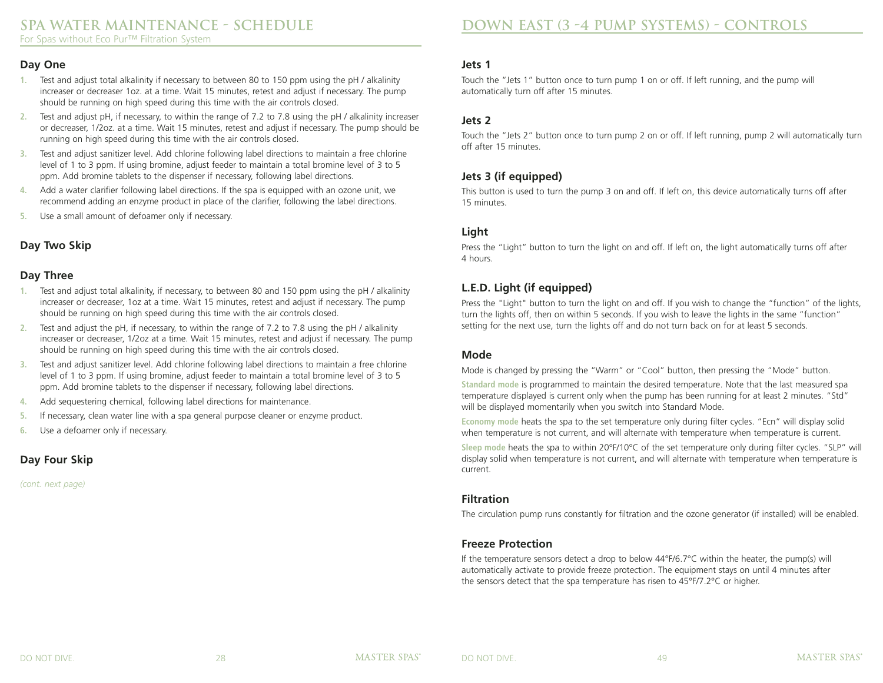# SPA WATER MAINTENANCE - SCHEDULE

For Spas without Eco Pur™ Filtration System

### Day One

1. Test and adjust total alkalinity if necessary to between 80 to 150 ppm using the pH / alkalinity increaser or decreaser 1oz. at a time. Wait 15 minutes, retest and adjust if necessary. The pump should be running on high speed during this time with the air controls closed.
2. Test and adjust pH, if necessary, to within the range of 7.2 to 7.8 using the pH / alkalinity increaser or decreaser, 1/2oz. at a time. Wait 15 minutes, retest and adjust if necessary. The pump should be running on high speed during this time with the air controls closed.
3. Test and adjust sanitizer level. Add chlorine following label directions to maintain a free chlorine level of 1 to 3 ppm. If using bromine, adjust feeder to maintain a total bromine level of 3 to 5 ppm. Add bromine tablets to the dispenser if necessary, following label directions.
4. Add a water clarifier following label directions. If the spa is equipped with an ozone unit, we recommend adding an enzyme product in place of the clarifier, following the label directions.
5. Use a small amount of defoamer only if necessary.

### Day Two Skip

### Day Three

1. Test and adjust total alkalinity, if necessary, to between 80 and 150 ppm using the pH / alkalinity increaser or decreaser, 1oz at a time. Wait 15 minutes, retest and adjust if necessary. The pump should be running on high speed during this time with the air controls closed.
2. Test and adjust the pH, if necessary, to within the range of 7.2 to 7.8 using the pH / alkalinity increaser or decreaser, 1/2oz at a time. Wait 15 minutes, retest and adjust if necessary. The pump should be running on high speed during this time with the air controls closed.
3. Test and adjust sanitizer level. Add chlorine following label directions to maintain a free chlorine level of 1 to 3 ppm. If using bromine, adjust feeder to maintain a total bromine level of 3 to 5 ppm. Add bromine tablets to the dispenser if necessary, following label directions.
4. Add sequestering chemical, following label directions for maintenance.
5. If necessary, clean water line with a spa general purpose cleaner or enzyme product.
6. Use a defoamer only if necessary.

### Day Four Skip

*(cont. next page)*

# DOWN EAST (3 -4 PUMP SYSTEMS) - CONTROLS

### Jets 1

Touch the “Jets 1” button once to turn pump 1 on or off. If left running, and the pump will automatically turn off after 15 minutes.

### Jets 2

Touch the “Jets 2” button once to turn pump 2 on or off. If left running, pump 2 will automatically turn off after 15 minutes.

### Jets 3 (if equipped)

This button is used to turn the pump 3 on and off. If left on, this device automatically turns off after 15 minutes.

### Light

Press the “Light” button to turn the light on and off. If left on, the light automatically turns off after 4 hours.

### L.E.D. Light (if equipped)

Press the "Light" button to turn the light on and off. If you wish to change the “function” of the lights, turn the lights off, then on within 5 seconds. If you wish to leave the lights in the same “function” setting for the next use, turn the lights off and do not turn back on for at least 5 seconds.

### Mode

Mode is changed by pressing the “Warm” or “Cool” button, then pressing the “Mode” button.

**Standard mode** is programmed to maintain the desired temperature. Note that the last measured spa temperature displayed is current only when the pump has been running for at least 2 minutes. “Std” will be displayed momentarily when you switch into Standard Mode.

**Economy mode** heats the spa to the set temperature only during filter cycles. “Ecn” will display solid when temperature is not current, and will alternate with temperature when temperature is current.

**Sleep mode** heats the spa to within 20°F/10°C of the set temperature only during filter cycles. “SLP” will display solid when temperature is not current, and will alternate with temperature when temperature is current.

### Filtration

The circulation pump runs constantly for filtration and the ozone generator (if installed) will be enabled.

### Freeze Protection

If the temperature sensors detect a drop to below 44°F/6.7°C within the heater, the pump(s) will automatically activate to provide freeze protection. The equipment stays on until 4 minutes after the sensors detect that the spa temperature has risen to 45°F/7.2°C or higher.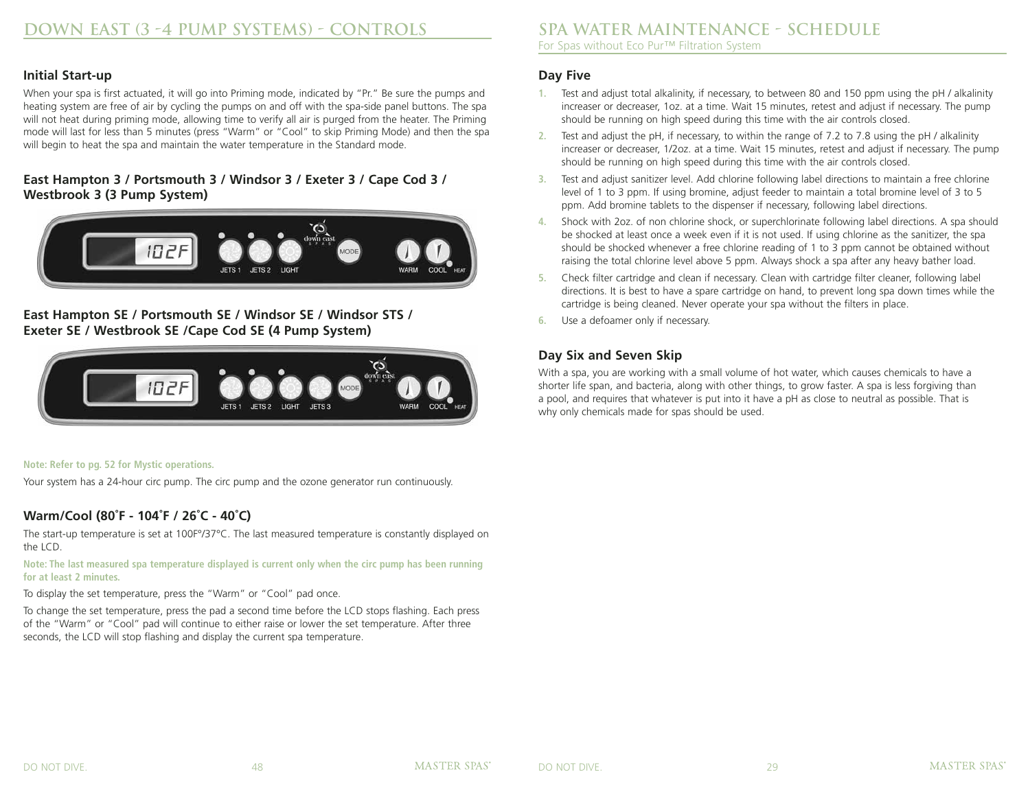# DOWN EAST (3 -4 PUMP SYSTEMS) - CONTROLS

### Initial Start-up

When your spa is first actuated, it will go into Priming mode, indicated by "Pr." Be sure the pumps and heating system are free of air by cycling the pumps on and off with the spa-side panel buttons. The spa will not heat during priming mode, allowing time to verify all air is purged from the heater. The Priming mode will last for less than 5 minutes (press "Warm" or "Cool" to skip Priming Mode) and then the spa will begin to heat the spa and maintain the water temperature in the Standard mode.

### East Hampton 3 / Portsmouth 3 / Windsor 3 / Exeter 3 / Cape Cod 3 / Westbrook 3 (3 Pump System)

102F

JETS 1 JETS 2 LIGHT MODE WARM COOL HEAT

### East Hampton SE / Portsmouth SE / Windsor SE / Windsor STS / Exeter SE / Westbrook SE /Cape Cod SE (4 Pump System)

102F

JETS 1 JETS 2 LIGHT JETS 3 MODE WARM COOL HEAT

**Note: Refer to pg. 52 for Mystic operations.**

Your system has a 24-hour circ pump. The circ pump and the ozone generator run continuously.

### Warm/Cool (80˚F - 104˚F / 26˚C - 40˚C)

The start-up temperature is set at 100F°/37°C. The last measured temperature is constantly displayed on the LCD.

**Note: The last measured spa temperature displayed is current only when the circ pump has been running for at least 2 minutes.**

To display the set temperature, press the "Warm" or "Cool" pad once.

To change the set temperature, press the pad a second time before the LCD stops flashing. Each press of the "Warm" or "Cool" pad will continue to either raise or lower the set temperature. After three seconds, the LCD will stop flashing and display the current spa temperature.

# SPA WATER MAINTENANCE - SCHEDULE

For Spas without Eco Pur™ Filtration System

### Day Five

1. Test and adjust total alkalinity, if necessary, to between 80 and 150 ppm using the pH / alkalinity increaser or decreaser, 1oz. at a time. Wait 15 minutes, retest and adjust if necessary. The pump should be running on high speed during this time with the air controls closed.
2. Test and adjust the pH, if necessary, to within the range of 7.2 to 7.8 using the pH / alkalinity increaser or decreaser, 1/2oz. at a time. Wait 15 minutes, retest and adjust if necessary. The pump should be running on high speed during this time with the air controls closed.
3. Test and adjust sanitizer level. Add chlorine following label directions to maintain a free chlorine level of 1 to 3 ppm. If using bromine, adjust feeder to maintain a total bromine level of 3 to 5 ppm. Add bromine tablets to the dispenser if necessary, following label directions.
4. Shock with 2oz. of non chlorine shock, or superchlorinate following label directions. A spa should be shocked at least once a week even if it is not used. If using chlorine as the sanitizer, the spa should be shocked whenever a free chlorine reading of 1 to 3 ppm cannot be obtained without raising the total chlorine level above 5 ppm. Always shock a spa after any heavy bather load.
5. Check filter cartridge and clean if necessary. Clean with cartridge filter cleaner, following label directions. It is best to have a spare cartridge on hand, to prevent long spa down times while the cartridge is being cleaned. Never operate your spa without the filters in place.
6. Use a defoamer only if necessary.

### Day Six and Seven Skip

With a spa, you are working with a small volume of hot water, which causes chemicals to have a shorter life span, and bacteria, along with other things, to grow faster. A spa is less forgiving than a pool, and requires that whatever is put into it have a pH as close to neutral as possible. That is why only chemicals made for spas should be used.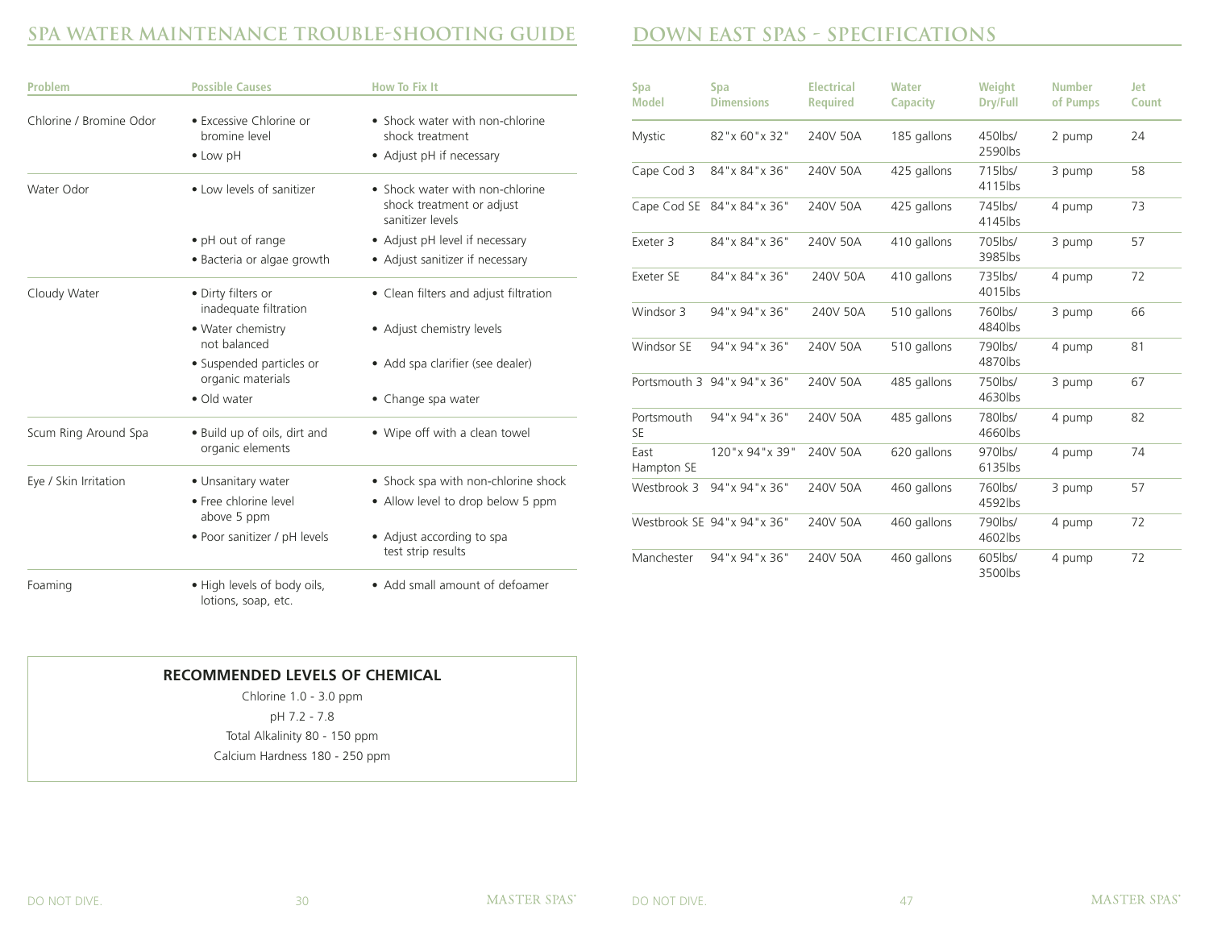## SPA WATER MAINTENANCE TROUBLE-SHOOTING GUIDE

| Problem | Possible Causes | How To Fix It |
|---|---|---|
| Chlorine / Bromine Odor | • Excessive Chlorine or bromine level<br>• Low pH | • Shock water with non-chlorine shock treatment<br>• Adjust pH if necessary |
| Water Odor | • Low levels of sanitizer<br>• pH out of range<br>• Bacteria or algae growth | • Shock water with non-chlorine shock treatment or adjust sanitizer levels<br>• Adjust pH level if necessary<br>• Adjust sanitizer if necessary |
| Cloudy Water | • Dirty filters or inadequate filtration<br>• Water chemistry not balanced<br>• Suspended particles or organic materials<br>• Old water | • Clean filters and adjust filtration<br>• Adjust chemistry levels<br>• Add spa clarifier (see dealer)<br>• Change spa water |
| Scum Ring Around Spa | • Build up of oils, dirt and organic elements | • Wipe off with a clean towel |
| Eye / Skin Irritation | • Unsanitary water<br>• Free chlorine level above 5 ppm<br>• Poor sanitizer / pH levels | • Shock spa with non-chlorine shock<br>• Allow level to drop below 5 ppm<br>• Adjust according to spa test strip results |
| Foaming | • High levels of body oils, lotions, soap, etc. | • Add small amount of defoamer |

**RECOMMENDED LEVELS OF CHEMICAL**

Chlorine 1.0 - 3.0 ppm

pH 7.2 - 7.8

Total Alkalinity 80 - 150 ppm

Calcium Hardness 180 - 250 ppm

## DOWN EAST SPAS - SPECIFICATIONS

| Spa Model | Spa Dimensions | Electrical Required | Water Capacity | Weight Dry/Full | Number of Pumps | Jet Count |
|---|---|---|---|---|---|---|
| Mystic | 82"x 60"x 32" | 240V 50A | 185 gallons | 450lbs/ 2590lbs | 2 pump | 24 |
| Cape Cod 3 | 84"x 84"x 36" | 240V 50A | 425 gallons | 715lbs/ 4115lbs | 3 pump | 58 |
| Cape Cod SE | 84"x 84"x 36" | 240V 50A | 425 gallons | 745lbs/ 4145lbs | 4 pump | 73 |
| Exeter 3 | 84"x 84"x 36" | 240V 50A | 410 gallons | 705lbs/ 3985lbs | 3 pump | 57 |
| Exeter SE | 84"x 84"x 36" | 240V 50A | 410 gallons | 735lbs/ 4015lbs | 4 pump | 72 |
| Windsor 3 | 94"x 94"x 36" | 240V 50A | 510 gallons | 760lbs/ 4840lbs | 3 pump | 66 |
| Windsor SE | 94"x 94"x 36" | 240V 50A | 510 gallons | 790lbs/ 4870lbs | 4 pump | 81 |
| Portsmouth 3 | 94"x 94"x 36" | 240V 50A | 485 gallons | 750lbs/ 4630lbs | 3 pump | 67 |
| Portsmouth SE | 94"x 94"x 36" | 240V 50A | 485 gallons | 780lbs/ 4660lbs | 4 pump | 82 |
| East Hampton SE | 120"x 94"x 39" | 240V 50A | 620 gallons | 970lbs/ 6135lbs | 4 pump | 74 |
| Westbrook 3 | 94"x 94"x 36" | 240V 50A | 460 gallons | 760lbs/ 4592lbs | 3 pump | 57 |
| Westbrook SE | 94"x 94"x 36" | 240V 50A | 460 gallons | 790lbs/ 4602lbs | 4 pump | 72 |
| Manchester | 94"x 94"x 36" | 240V 50A | 460 gallons | 605lbs/ 3500lbs | 4 pump | 72 |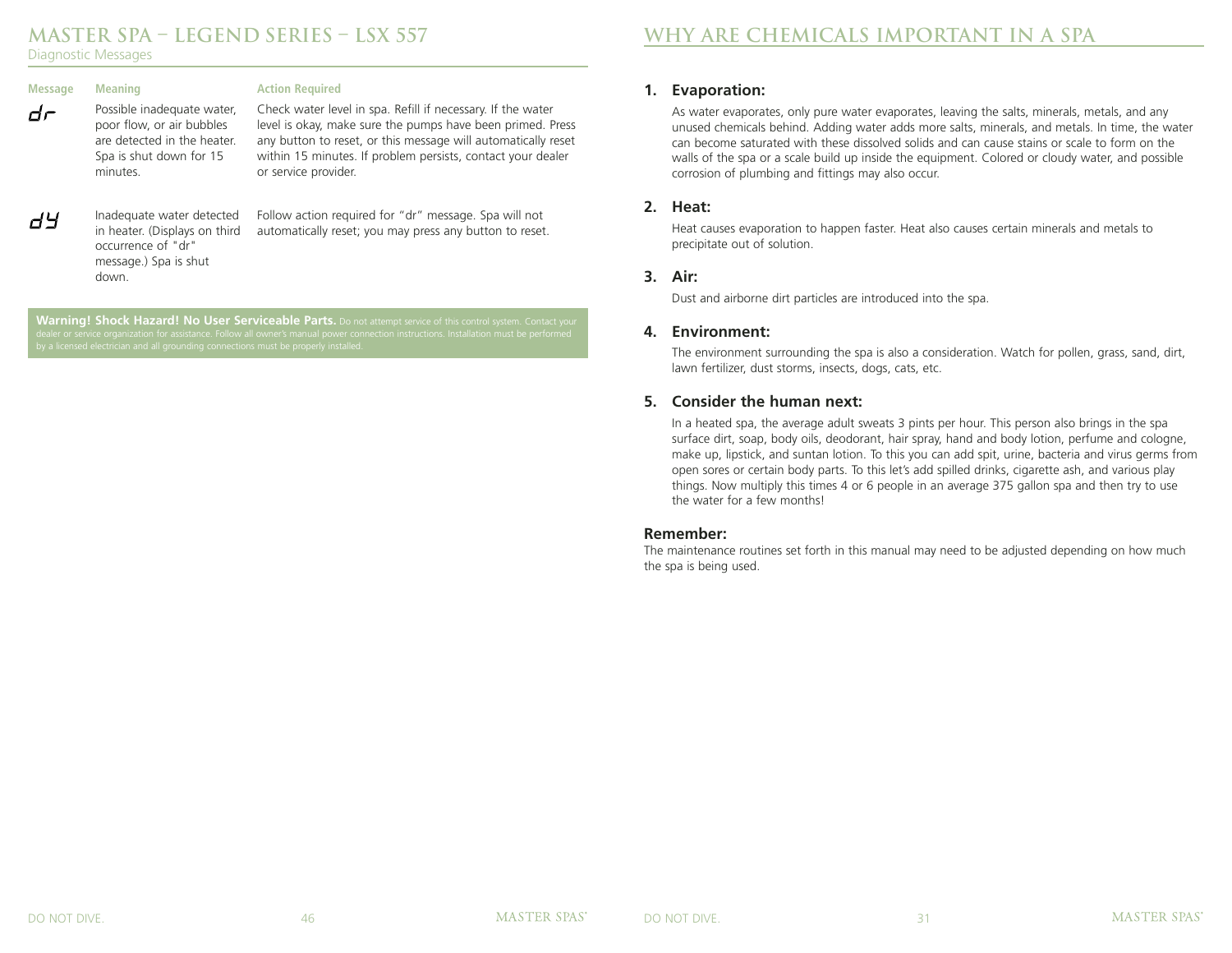# MASTER SPA – LEGEND SERIES – LSX 557

Diagnostic Messages

| Message | Meaning | Action Required |
|---|---|---|
| dr | Possible inadequate water, poor flow, or air bubbles are detected in the heater. Spa is shut down for 15 minutes. | Check water level in spa. Refill if necessary. If the water level is okay, make sure the pumps have been primed. Press any button to reset, or this message will automatically reset within 15 minutes. If problem persists, contact your dealer or service provider. |
| dY | Inadequate water detected in heater. (Displays on third occurrence of "dr" message.) Spa is shut down. | Follow action required for "dr" message. Spa will not automatically reset; you may press any button to reset. |

**Warning! Shock Hazard! No User Serviceable Parts.** Do not attempt service of this control system. Contact your dealer or service organization for assistance. Follow all owner's manual power connection instructions. Installation must be performed by a licensed electrician and all grounding connections must be properly installed.

# WHY ARE CHEMICALS IMPORTANT IN A SPA

### 1. Evaporation:

As water evaporates, only pure water evaporates, leaving the salts, minerals, metals, and any unused chemicals behind. Adding water adds more salts, minerals, and metals. In time, the water can become saturated with these dissolved solids and can cause stains or scale to form on the walls of the spa or a scale build up inside the equipment. Colored or cloudy water, and possible corrosion of plumbing and fittings may also occur.

### 2. Heat:

Heat causes evaporation to happen faster. Heat also causes certain minerals and metals to precipitate out of solution.

### 3. Air:

Dust and airborne dirt particles are introduced into the spa.

### 4. Environment:

The environment surrounding the spa is also a consideration. Watch for pollen, grass, sand, dirt, lawn fertilizer, dust storms, insects, dogs, cats, etc.

### 5. Consider the human next:

In a heated spa, the average adult sweats 3 pints per hour. This person also brings in the spa surface dirt, soap, body oils, deodorant, hair spray, hand and body lotion, perfume and cologne, make up, lipstick, and suntan lotion. To this you can add spit, urine, bacteria and virus germs from open sores or certain body parts. To this let's add spilled drinks, cigarette ash, and various play things. Now multiply this times 4 or 6 people in an average 375 gallon spa and then try to use the water for a few months!

### Remember:

The maintenance routines set forth in this manual may need to be adjusted depending on how much the spa is being used.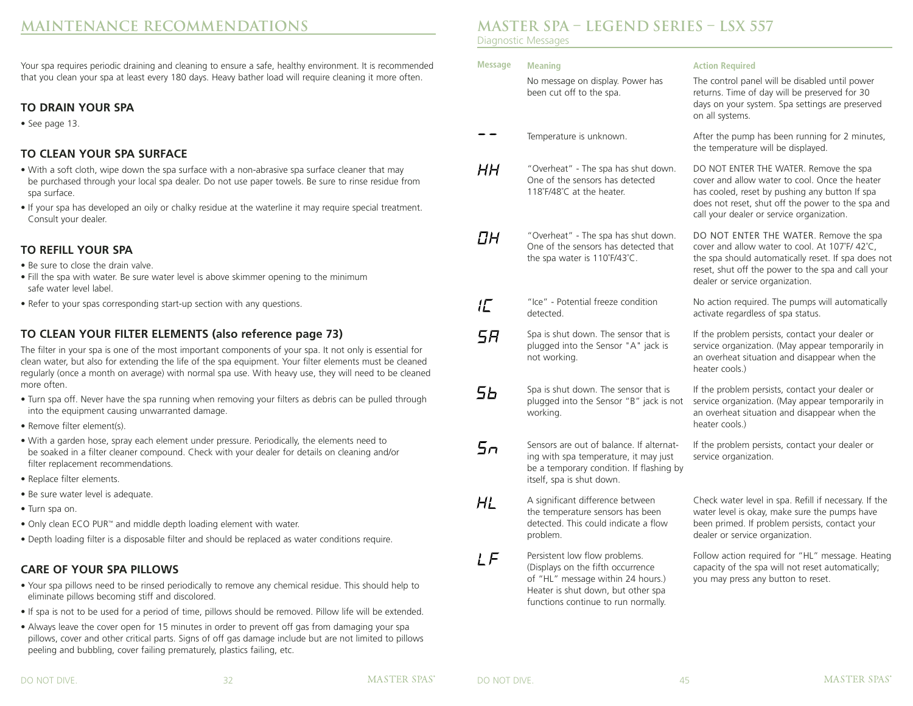# MAINTENANCE RECOMMENDATIONS

Your spa requires periodic draining and cleaning to ensure a safe, healthy environment. It is recommended that you clean your spa at least every 180 days. Heavy bather load will require cleaning it more often.

### TO DRAIN YOUR SPA

- See page 13.

### TO CLEAN YOUR SPA SURFACE

- With a soft cloth, wipe down the spa surface with a non-abrasive spa surface cleaner that may be purchased through your local spa dealer. Do not use paper towels. Be sure to rinse residue from spa surface.
- If your spa has developed an oily or chalky residue at the waterline it may require special treatment. Consult your dealer.

### TO REFILL YOUR SPA

- Be sure to close the drain valve.
- Fill the spa with water. Be sure water level is above skimmer opening to the minimum safe water level label.
- Refer to your spas corresponding start-up section with any questions.

### TO CLEAN YOUR FILTER ELEMENTS (also reference page 73)

The filter in your spa is one of the most important components of your spa. It not only is essential for clean water, but also for extending the life of the spa equipment. Your filter elements must be cleaned regularly (once a month on average) with normal spa use. With heavy use, they will need to be cleaned more often.

- Turn spa off. Never have the spa running when removing your filters as debris can be pulled through into the equipment causing unwarranted damage.
- Remove filter element(s).
- With a garden hose, spray each element under pressure. Periodically, the elements need to be soaked in a filter cleaner compound. Check with your dealer for details on cleaning and/or filter replacement recommendations.
- Replace filter elements.
- Be sure water level is adequate.
- Turn spa on.
- Only clean ECO PUR™ and middle depth loading element with water.
- Depth loading filter is a disposable filter and should be replaced as water conditions require.

### CARE OF YOUR SPA PILLOWS

- Your spa pillows need to be rinsed periodically to remove any chemical residue. This should help to eliminate pillows becoming stiff and discolored.
- If spa is not to be used for a period of time, pillows should be removed. Pillow life will be extended.
- Always leave the cover open for 15 minutes in order to prevent off gas from damaging your spa pillows, cover and other critical parts. Signs of off gas damage include but are not limited to pillows peeling and bubbling, cover failing prematurely, plastics failing, etc.

# MASTER SPA – LEGEND SERIES – LSX 557

Diagnostic Messages

| Message | Meaning | Action Required |
|---|---|---|
| | No message on display. Power has been cut off to the spa. | The control panel will be disabled until power returns. Time of day will be preserved for 30 days on your system. Spa settings are preserved on all systems. |
| -- | Temperature is unknown. | After the pump has been running for 2 minutes, the temperature will be displayed. |
| HH | "Overheat" - The spa has shut down. One of the sensors has detected 118˚F/48˚C at the heater. | DO NOT ENTER THE WATER. Remove the spa cover and allow water to cool. Once the heater has cooled, reset by pushing any button If spa does not reset, shut off the power to the spa and call your dealer or service organization. |
| OH | "Overheat" - The spa has shut down. One of the sensors has detected that the spa water is 110˚F/43˚C. | DO NOT ENTER THE WATER. Remove the spa cover and allow water to cool. At 107˚F/ 42˚C, the spa should automatically reset. If spa does not reset, shut off the power to the spa and call your dealer or service organization. |
| IC | "Ice" - Potential freeze condition detected. | No action required. The pumps will automatically activate regardless of spa status. |
| SA | Spa is shut down. The sensor that is plugged into the Sensor "A" jack is not working. | If the problem persists, contact your dealer or service organization. (May appear temporarily in an overheat situation and disappear when the heater cools.) |
| Sb | Spa is shut down. The sensor that is plugged into the Sensor "B" jack is not working. | If the problem persists, contact your dealer or service organization. (May appear temporarily in an overheat situation and disappear when the heater cools.) |
| Sn | Sensors are out of balance. If alternating with spa temperature, it may just be a temporary condition. If flashing by itself, spa is shut down. | If the problem persists, contact your dealer or service organization. |
| HL | A significant difference between the temperature sensors has been detected. This could indicate a flow problem. | Check water level in spa. Refill if necessary. If the water level is okay, make sure the pumps have been primed. If problem persists, contact your dealer or service organization. |
| LF | Persistent low flow problems. (Displays on the fifth occurrence of "HL" message within 24 hours.) Heater is shut down, but other spa functions continue to run normally. | Follow action required for "HL" message. Heating capacity of the spa will not reset automatically; you may press any button to reset. |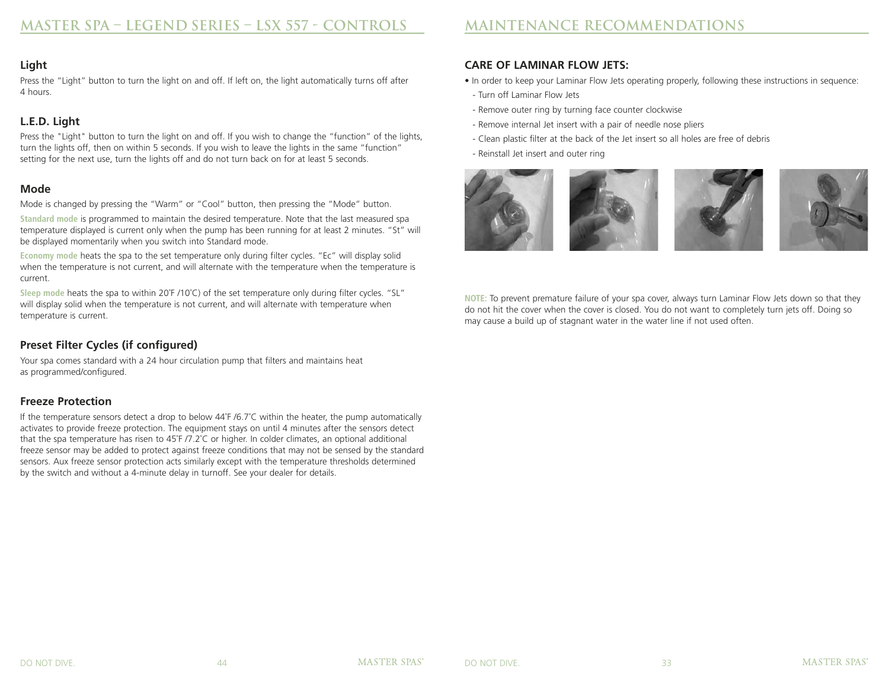# MASTER SPA – LEGEND SERIES – LSX 557 - CONTROLS

### Light

Press the "Light" button to turn the light on and off. If left on, the light automatically turns off after 4 hours.

### L.E.D. Light

Press the "Light" button to turn the light on and off. If you wish to change the "function" of the lights, turn the lights off, then on within 5 seconds. If you wish to leave the lights in the same "function" setting for the next use, turn the lights off and do not turn back on for at least 5 seconds.

### Mode

Mode is changed by pressing the "Warm" or "Cool" button, then pressing the "Mode" button.

**Standard mode** is programmed to maintain the desired temperature. Note that the last measured spa temperature displayed is current only when the pump has been running for at least 2 minutes. "St" will be displayed momentarily when you switch into Standard mode.

**Economy mode** heats the spa to the set temperature only during filter cycles. "Ec" will display solid when the temperature is not current, and will alternate with the temperature when the temperature is current.

**Sleep mode** heats the spa to within 20˚F /10˚C) of the set temperature only during filter cycles. "SL" will display solid when the temperature is not current, and will alternate with temperature when temperature is current.

### Preset Filter Cycles (if configured)

Your spa comes standard with a 24 hour circulation pump that filters and maintains heat as programmed/configured.

### Freeze Protection

If the temperature sensors detect a drop to below 44˚F /6.7˚C within the heater, the pump automatically activates to provide freeze protection. The equipment stays on until 4 minutes after the sensors detect that the spa temperature has risen to 45˚F /7.2˚C or higher. In colder climates, an optional additional freeze sensor may be added to protect against freeze conditions that may not be sensed by the standard sensors. Aux freeze sensor protection acts similarly except with the temperature thresholds determined by the switch and without a 4-minute delay in turnoff. See your dealer for details.

# MAINTENANCE RECOMMENDATIONS

### CARE OF LAMINAR FLOW JETS:

- In order to keep your Laminar Flow Jets operating properly, following these instructions in sequence:
  - Turn off Laminar Flow Jets
  - Remove outer ring by turning face counter clockwise
  - Remove internal Jet insert with a pair of needle nose pliers
  - Clean plastic filter at the back of the Jet insert so all holes are free of debris
  - Reinstall Jet insert and outer ring

**NOTE:** To prevent premature failure of your spa cover, always turn Laminar Flow Jets down so that they do not hit the cover when the cover is closed. You do not want to completely turn jets off. Doing so may cause a build up of stagnant water in the water line if not used often.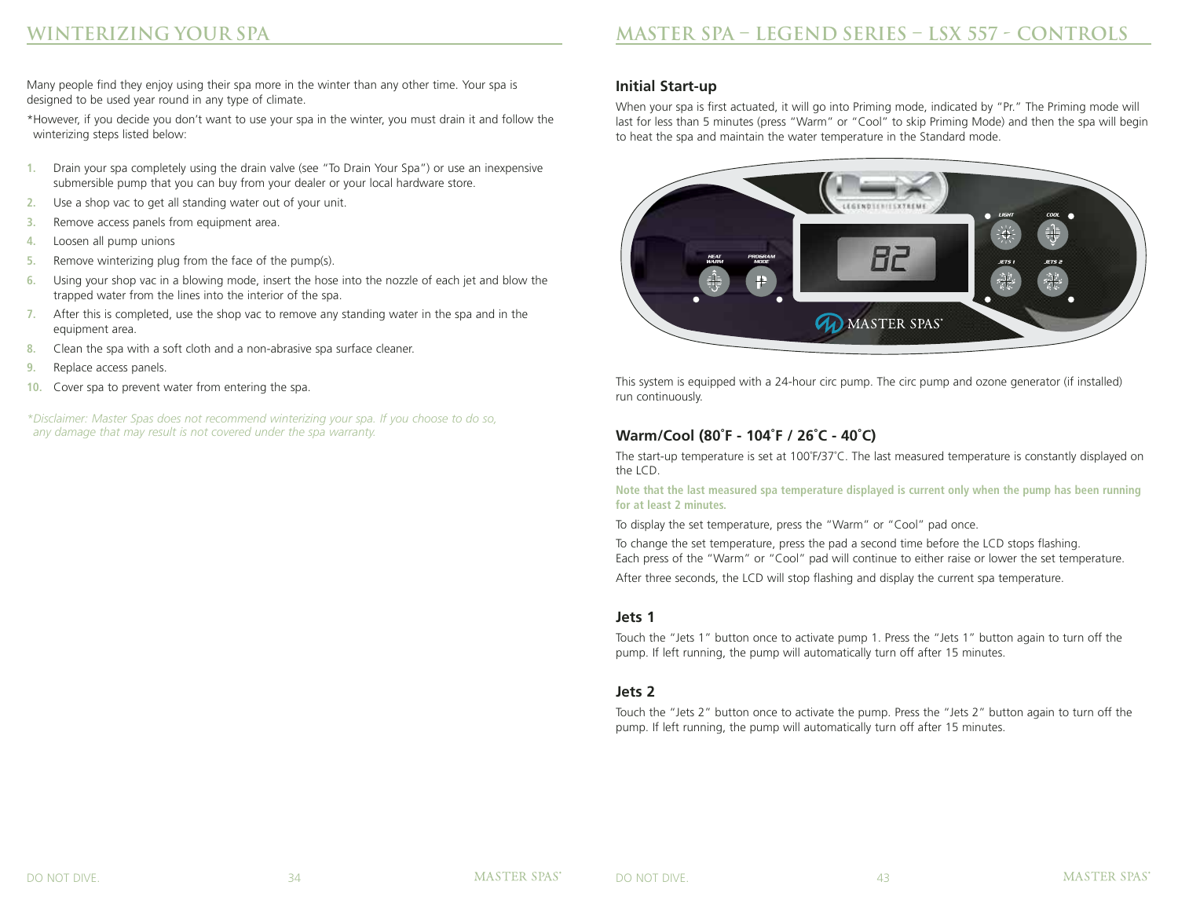# WINTERIZING YOUR SPA

Many people find they enjoy using their spa more in the winter than any other time. Your spa is designed to be used year round in any type of climate.

*However, if you decide you don't want to use your spa in the winter, you must drain it and follow the winterizing steps listed below:

1. Drain your spa completely using the drain valve (see "To Drain Your Spa") or use an inexpensive submersible pump that you can buy from your dealer or your local hardware store.
2. Use a shop vac to get all standing water out of your unit.
3. Remove access panels from equipment area.
4. Loosen all pump unions
5. Remove winterizing plug from the face of the pump(s).
6. Using your shop vac in a blowing mode, insert the hose into the nozzle of each jet and blow the trapped water from the lines into the interior of the spa.
7. After this is completed, use the shop vac to remove any standing water in the spa and in the equipment area.
8. Clean the spa with a soft cloth and a non-abrasive spa surface cleaner.
9. Replace access panels.
10. Cover spa to prevent water from entering the spa.

*\*Disclaimer: Master Spas does not recommend winterizing your spa. If you choose to do so, any damage that may result is not covered under the spa warranty.*

# MASTER SPA – LEGEND SERIES – LSX 557 - CONTROLS

### Initial Start-up

When your spa is first actuated, it will go into Priming mode, indicated by "Pr." The Priming mode will last for less than 5 minutes (press "Warm" or "Cool" to skip Priming Mode) and then the spa will begin to heat the spa and maintain the water temperature in the Standard mode.

LEGEND SERIES XTREME

LIGHT
COOL
HEAT WARM
PROGRAM MODE
82
JETS 1
JETS 2
MASTER SPAS

This system is equipped with a 24-hour circ pump. The circ pump and ozone generator (if installed) run continuously.

### Warm/Cool (80˚F - 104˚F / 26˚C - 40˚C)

The start-up temperature is set at 100˚F/37˚C. The last measured temperature is constantly displayed on the LCD.

**Note that the last measured spa temperature displayed is current only when the pump has been running for at least 2 minutes.**

To display the set temperature, press the "Warm" or "Cool" pad once.

To change the set temperature, press the pad a second time before the LCD stops flashing.
Each press of the "Warm" or "Cool" pad will continue to either raise or lower the set temperature.

After three seconds, the LCD will stop flashing and display the current spa temperature.

### Jets 1

Touch the "Jets 1" button once to activate pump 1. Press the "Jets 1" button again to turn off the pump. If left running, the pump will automatically turn off after 15 minutes.

### Jets 2

Touch the "Jets 2" button once to activate the pump. Press the "Jets 2" button again to turn off the pump. If left running, the pump will automatically turn off after 15 minutes.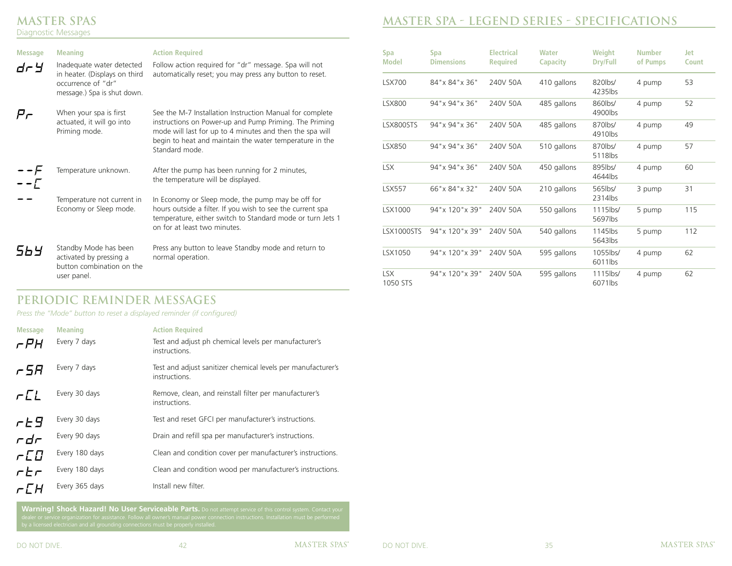# MASTER SPAS

Diagnostic Messages

| Message | Meaning | Action Required |
|---|---|---|
| drY | Inadequate water detected in heater. (Displays on third occurrence of "dr" message.) Spa is shut down. | Follow action required for "dr" message. Spa will not automatically reset; you may press any button to reset. |
| Pr | When your spa is first actuated, it will go into Priming mode. | See the M-7 Installation Instruction Manual for complete instructions on Power-up and Pump Priming. The Priming mode will last for up to 4 minutes and then the spa will begin to heat and maintain the water temperature in the Standard mode. |
| --F<br>--C | Temperature unknown. | After the pump has been running for 2 minutes, the temperature will be displayed. |
| -- | Temperature not current in Economy or Sleep mode. | In Economy or Sleep mode, the pump may be off for hours outside a filter. If you wish to see the current spa temperature, either switch to Standard mode or turn Jets 1 on for at least two minutes. |
| SbY | Standby Mode has been activated by pressing a button combination on the user panel. | Press any button to leave Standby mode and return to normal operation. |

## PERIODIC REMINDER MESSAGES

*Press the "Mode" button to reset a displayed reminder (if configured)*

| Message | Meaning | Action Required |
|---|---|---|
| rPH | Every 7 days | Test and adjust ph chemical levels per manufacturer's instructions. |
| rSA | Every 7 days | Test and adjust sanitizer chemical levels per manufacturer's instructions. |
| rCL | Every 30 days | Remove, clean, and reinstall filter per manufacturer's instructions. |
| rtG | Every 30 days | Test and reset GFCI per manufacturer's instructions. |
| rdr | Every 90 days | Drain and refill spa per manufacturer's instructions. |
| rCO | Every 180 days | Clean and condition cover per manufacturer's instructions. |
| rtr | Every 180 days | Clean and condition wood per manufacturer's instructions. |
| rCH | Every 365 days | Install new filter. |

**Warning! Shock Hazard! No User Serviceable Parts.** Do not attempt service of this control system. Contact your dealer or service organization for assistance. Follow all owner's manual power connection instructions. Installation must be performed by a licensed electrician and all grounding connections must be properly installed.

DO NOT DIVE.

# MASTER SPA - LEGEND SERIES - SPECIFICATIONS

| Spa Model | Spa Dimensions | Electrical Required | Water Capacity | Weight Dry/Full | Number of Pumps | Jet Count |
|---|---|---|---|---|---|---|
| LSX700 | 84"x 84"x 36" | 240V 50A | 410 gallons | 820lbs/ 4235lbs | 4 pump | 53 |
| LSX800 | 94"x 94"x 36" | 240V 50A | 485 gallons | 860lbs/ 4900lbs | 4 pump | 52 |
| LSX800STS | 94"x 94"x 36" | 240V 50A | 485 gallons | 870lbs/ 4910lbs | 4 pump | 49 |
| LSX850 | 94"x 94"x 36" | 240V 50A | 510 gallons | 870lbs/ 5118lbs | 4 pump | 57 |
| LSX | 94"x 94"x 36" | 240V 50A | 450 gallons | 895lbs/ 4644lbs | 4 pump | 60 |
| LSX557 | 66"x 84"x 32" | 240V 50A | 210 gallons | 565lbs/ 2314lbs | 3 pump | 31 |
| LSX1000 | 94"x 120"x 39" | 240V 50A | 550 gallons | 1115lbs/ 5697lbs | 5 pump | 115 |
| LSX1000STS | 94"x 120"x 39" | 240V 50A | 540 gallons | 1145lbs 5643lbs | 5 pump | 112 |
| LSX1050 | 94"x 120"x 39" | 240V 50A | 595 gallons | 1055lbs/ 6011lbs | 4 pump | 62 |
| LSX 1050 STS | 94"x 120"x 39" | 240V 50A | 595 gallons | 1115lbs/ 6071lbs | 4 pump | 62 |

DO NOT DIVE.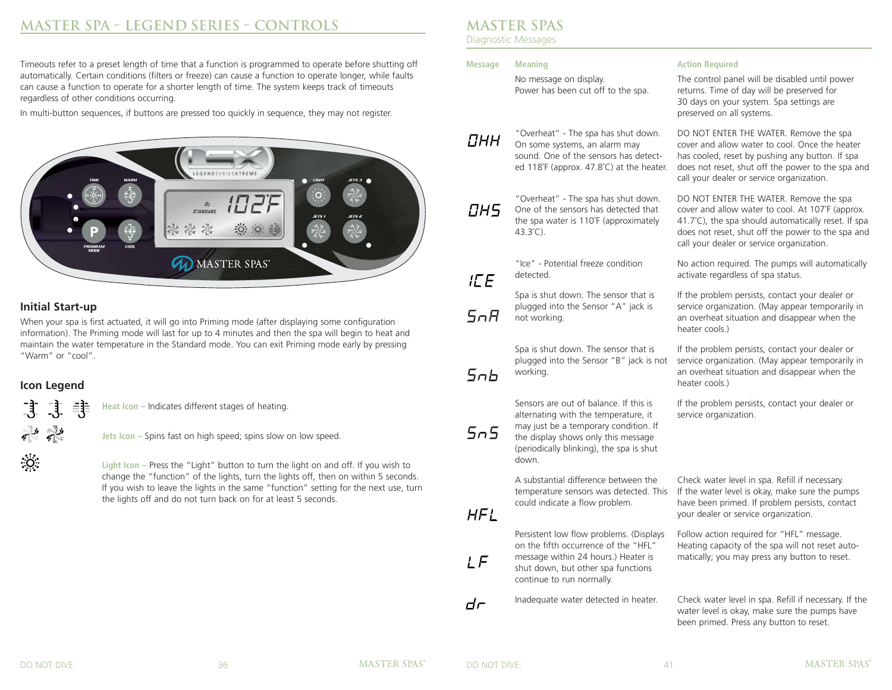# MASTER SPA - LEGEND SERIES - CONTROLS

Timeouts refer to a preset length of time that a function is programmed to operate before shutting off automatically. Certain conditions (filters or freeze) can cause a function to operate longer, while faults can cause a function to operate for a shorter length of time. The system keeps track of timeouts regardless of other conditions occurring.

In multi-button sequences, if buttons are pressed too quickly in sequence, they may not register.

## Initial Start-up

When your spa is first actuated, it will go into Priming mode (after displaying some configuration information). The Priming mode will last for up to 4 minutes and then the spa will begin to heat and maintain the water temperature in the Standard mode. You can exit Priming mode early by pressing "Warm" or "cool".

## Icon Legend

**Heat Icon** – Indicates different stages of heating.

**Jets Icon** – Spins fast on high speed; spins slow on low speed.

**Light Icon** – Press the "Light" button to turn the light on and off. If you wish to change the "function" of the lights, turn the lights off, then on within 5 seconds. If you wish to leave the lights in the same "function" setting for the next use, turn the lights off and do not turn back on for at least 5 seconds.

# MASTER SPAS

Diagnostic Messages

| Message | Meaning | Action Required |
|---|---|---|
| | No message on display. Power has been cut off to the spa. | The control panel will be disabled until power returns. Time of day will be preserved for 30 days on your system. Spa settings are preserved on all systems. |
| OHH | "Overheat" - The spa has shut down. On some systems, an alarm may sound. One of the sensors has detected 118˚F (approx. 47.8˚C) at the heater. | DO NOT ENTER THE WATER. Remove the spa cover and allow water to cool. Once the heater has cooled, reset by pushing any button. If spa does not reset, shut off the power to the spa and call your dealer or service organization. |
| OHS | "Overheat" - The spa has shut down. One of the sensors has detected that the spa water is 110˚F (approximately 43.3˚C). | DO NOT ENTER THE WATER. Remove the spa cover and allow water to cool. At 107˚F (approx. 41.7˚C), the spa should automatically reset. If spa does not reset, shut off the power to the spa and call your dealer or service organization. |
| ICE | "Ice" - Potential freeze condition detected. | No action required. The pumps will automatically activate regardless of spa status. |
| SnA | Spa is shut down. The sensor that is plugged into the Sensor "A" jack is not working. | If the problem persists, contact your dealer or service organization. (May appear temporarily in an overheat situation and disappear when the heater cools.) |
| Snb | Spa is shut down. The sensor that is plugged into the Sensor "B" jack is not working. | If the problem persists, contact your dealer or service organization. (May appear temporarily in an overheat situation and disappear when the heater cools.) |
| SnS | Sensors are out of balance. If this is alternating with the temperature, it may just be a temporary condition. If the display shows only this message (periodically blinking), the spa is shut down. | If the problem persists, contact your dealer or service organization. |
| HFL | A substantial difference between the temperature sensors was detected. This could indicate a flow problem. | Check water level in spa. Refill if necessary. If the water level is okay, make sure the pumps have been primed. If problem persists, contact your dealer or service organization. |
| LF | Persistent low flow problems. (Displays on the fifth occurrence of the "HFL" message within 24 hours.) Heater is shut down, but other spa functions continue to run normally. | Follow action required for "HFL" message. Heating capacity of the spa will not reset automatically; you may press any button to reset. |
| dr | Inadequate water detected in heater. | Check water level in spa. Refill if necessary. If the water level is okay, make sure the pumps have been primed. Press any button to reset. |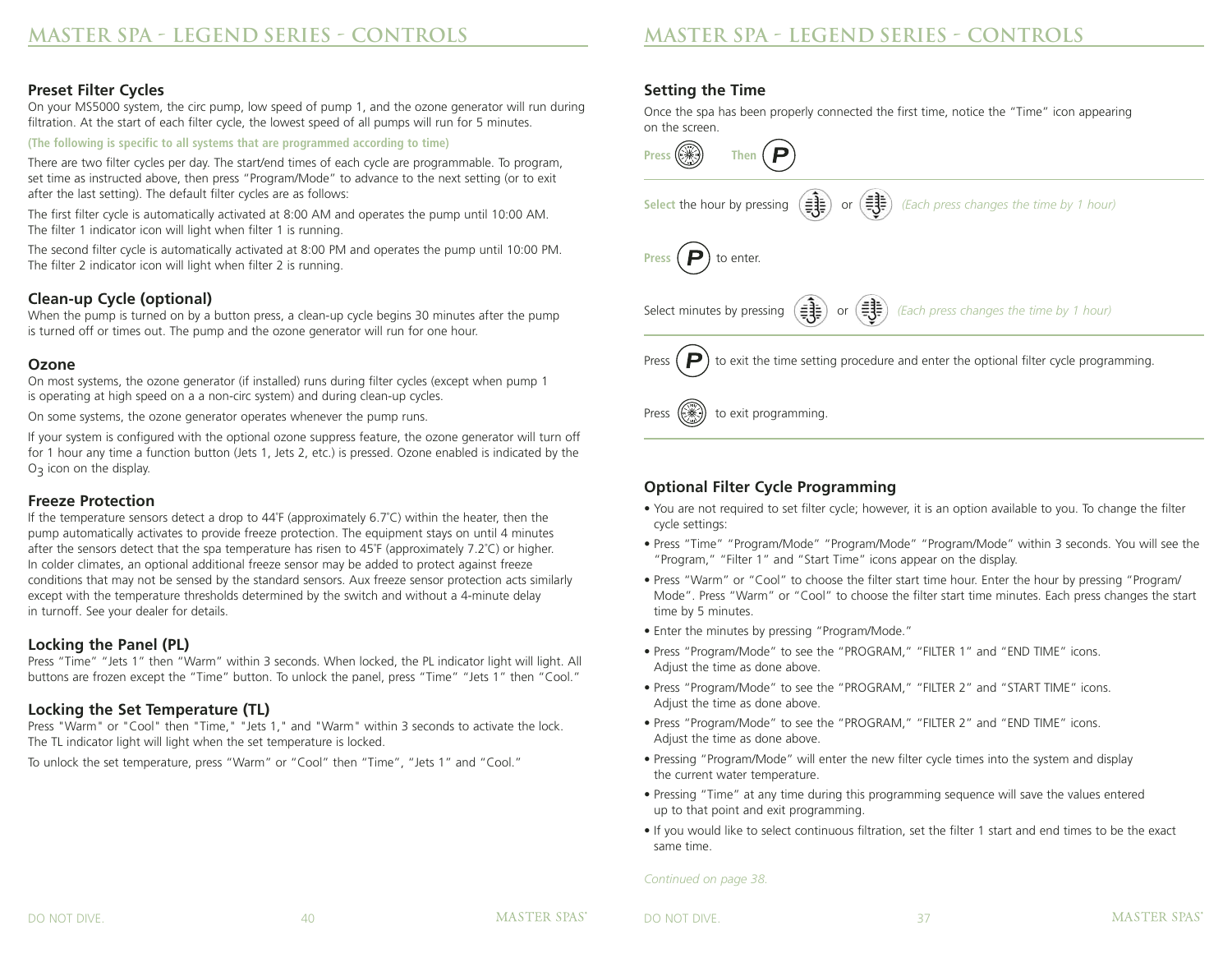## Preset Filter Cycles

On your MS5000 system, the circ pump, low speed of pump 1, and the ozone generator will run during filtration. At the start of each filter cycle, the lowest speed of all pumps will run for 5 minutes.

**(The following is specific to all systems that are programmed according to time)**

There are two filter cycles per day. The start/end times of each cycle are programmable. To program, set time as instructed above, then press "Program/Mode" to advance to the next setting (or to exit after the last setting). The default filter cycles are as follows:

The first filter cycle is automatically activated at 8:00 AM and operates the pump until 10:00 AM. The filter 1 indicator icon will light when filter 1 is running.

The second filter cycle is automatically activated at 8:00 PM and operates the pump until 10:00 PM. The filter 2 indicator icon will light when filter 2 is running.

## Clean-up Cycle (optional)

When the pump is turned on by a button press, a clean-up cycle begins 30 minutes after the pump is turned off or times out. The pump and the ozone generator will run for one hour.

## Ozone

On most systems, the ozone generator (if installed) runs during filter cycles (except when pump 1 is operating at high speed on a a non-circ system) and during clean-up cycles.

On some systems, the ozone generator operates whenever the pump runs.

If your system is configured with the optional ozone suppress feature, the ozone generator will turn off for 1 hour any time a function button (Jets 1, Jets 2, etc.) is pressed. Ozone enabled is indicated by the $O_3$ icon on the display.

## Freeze Protection

If the temperature sensors detect a drop to 44˚F (approximately 6.7˚C) within the heater, then the pump automatically activates to provide freeze protection. The equipment stays on until 4 minutes after the sensors detect that the spa temperature has risen to 45˚F (approximately 7.2˚C) or higher. In colder climates, an optional additional freeze sensor may be added to protect against freeze conditions that may not be sensed by the standard sensors. Aux freeze sensor protection acts similarly except with the temperature thresholds determined by the switch and without a 4-minute delay in turnoff. See your dealer for details.

## Locking the Panel (PL)

Press "Time" "Jets 1" then "Warm" within 3 seconds. When locked, the PL indicator light will light. All buttons are frozen except the "Time" button. To unlock the panel, press "Time" "Jets 1" then "Cool."

## Locking the Set Temperature (TL)

Press "Warm" or "Cool" then "Time," "Jets 1," and "Warm" within 3 seconds to activate the lock. The TL indicator light will light when the set temperature is locked.

To unlock the set temperature, press "Warm" or "Cool" then "Time", "Jets 1" and "Cool."

## Setting the Time

Once the spa has been properly connected the first time, notice the "Time" icon appearing on the screen.

**Press** [Time] **Then** [P]

**Select** the hour by pressing [Warm] or [Cool] *(Each press changes the time by 1 hour)*

**Press** [P] to enter.

Select minutes by pressing [Warm] or [Cool] *(Each press changes the time by 1 hour)*

Press [P] to exit the time setting procedure and enter the optional filter cycle programming.

Press [Time] to exit programming.

## Optional Filter Cycle Programming

- You are not required to set filter cycle; however, it is an option available to you. To change the filter cycle settings:
- Press "Time" "Program/Mode" "Program/Mode" "Program/Mode" within 3 seconds. You will see the "Program," "Filter 1" and "Start Time" icons appear on the display.
- Press "Warm" or "Cool" to choose the filter start time hour. Enter the hour by pressing "Program/ Mode". Press "Warm" or "Cool" to choose the filter start time minutes. Each press changes the start time by 5 minutes.
- Enter the minutes by pressing "Program/Mode."
- Press "Program/Mode" to see the "PROGRAM," "FILTER 1" and "END TIME" icons. Adjust the time as done above.
- Press "Program/Mode" to see the "PROGRAM," "FILTER 2" and "START TIME" icons. Adjust the time as done above.
- Press "Program/Mode" to see the "PROGRAM," "FILTER 2" and "END TIME" icons. Adjust the time as done above.
- Pressing "Program/Mode" will enter the new filter cycle times into the system and display the current water temperature.
- Pressing "Time" at any time during this programming sequence will save the values entered up to that point and exit programming.
- If you would like to select continuous filtration, set the filter 1 start and end times to be the exact same time.

*Continued on page 38.*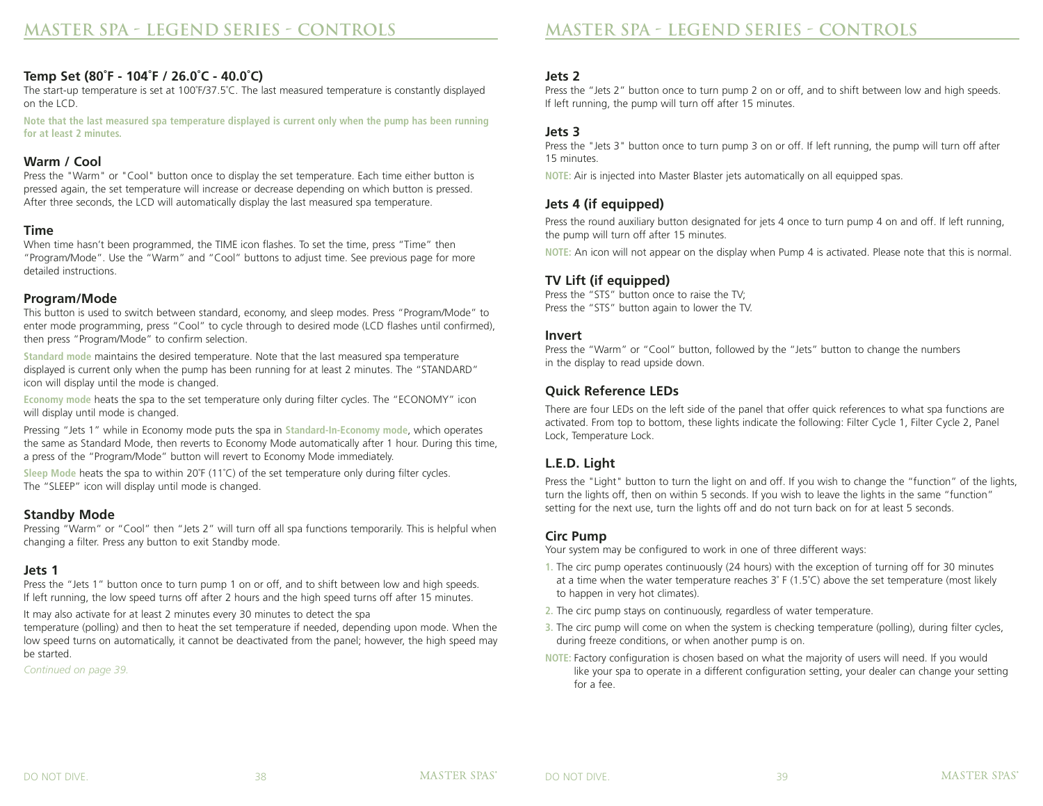## Temp Set (80˚F - 104˚F / 26.0˚C - 40.0˚C)

The start-up temperature is set at 100˚F/37.5˚C. The last measured temperature is constantly displayed on the LCD.

**Note that the last measured spa temperature displayed is current only when the pump has been running for at least 2 minutes.**

## Warm / Cool

Press the "Warm" or "Cool" button once to display the set temperature. Each time either button is pressed again, the set temperature will increase or decrease depending on which button is pressed. After three seconds, the LCD will automatically display the last measured spa temperature.

## Time

When time hasn't been programmed, the TIME icon flashes. To set the time, press "Time" then "Program/Mode". Use the "Warm" and "Cool" buttons to adjust time. See previous page for more detailed instructions.

## Program/Mode

This button is used to switch between standard, economy, and sleep modes. Press "Program/Mode" to enter mode programming, press "Cool" to cycle through to desired mode (LCD flashes until confirmed), then press "Program/Mode" to confirm selection.

**Standard mode** maintains the desired temperature. Note that the last measured spa temperature displayed is current only when the pump has been running for at least 2 minutes. The "STANDARD" icon will display until the mode is changed.

**Economy mode** heats the spa to the set temperature only during filter cycles. The "ECONOMY" icon will display until mode is changed.

Pressing "Jets 1" while in Economy mode puts the spa in **Standard-In-Economy mode**, which operates the same as Standard Mode, then reverts to Economy Mode automatically after 1 hour. During this time, a press of the "Program/Mode" button will revert to Economy Mode immediately.

**Sleep Mode** heats the spa to within 20˚F (11˚C) of the set temperature only during filter cycles. The "SLEEP" icon will display until mode is changed.

## Standby Mode

Pressing "Warm" or "Cool" then "Jets 2" will turn off all spa functions temporarily. This is helpful when changing a filter. Press any button to exit Standby mode.

## Jets 1

Press the "Jets 1" button once to turn pump 1 on or off, and to shift between low and high speeds. If left running, the low speed turns off after 2 hours and the high speed turns off after 15 minutes.

It may also activate for at least 2 minutes every 30 minutes to detect the spa temperature (polling) and then to heat the set temperature if needed, depending upon mode. When the low speed turns on automatically, it cannot be deactivated from the panel; however, the high speed may be started.

*Continued on page 39.*

## Jets 2

Press the "Jets 2" button once to turn pump 2 on or off, and to shift between low and high speeds. If left running, the pump will turn off after 15 minutes.

## Jets 3

Press the "Jets 3" button once to turn pump 3 on or off. If left running, the pump will turn off after 15 minutes.

**NOTE:** Air is injected into Master Blaster jets automatically on all equipped spas.

## Jets 4 (if equipped)

Press the round auxiliary button designated for jets 4 once to turn pump 4 on and off. If left running, the pump will turn off after 15 minutes.

**NOTE:** An icon will not appear on the display when Pump 4 is activated. Please note that this is normal.

## TV Lift (if equipped)

Press the "STS" button once to raise the TV;
Press the "STS" button again to lower the TV.

## Invert

Press the "Warm" or "Cool" button, followed by the "Jets" button to change the numbers in the display to read upside down.

## Quick Reference LEDs

There are four LEDs on the left side of the panel that offer quick references to what spa functions are activated. From top to bottom, these lights indicate the following: Filter Cycle 1, Filter Cycle 2, Panel Lock, Temperature Lock.

## L.E.D. Light

Press the "Light" button to turn the light on and off. If you wish to change the "function" of the lights, turn the lights off, then on within 5 seconds. If you wish to leave the lights in the same "function" setting for the next use, turn the lights off and do not turn back on for at least 5 seconds.

## Circ Pump

Your system may be configured to work in one of three different ways:

1. The circ pump operates continuously (24 hours) with the exception of turning off for 30 minutes at a time when the water temperature reaches 3˚ F (1.5˚C) above the set temperature (most likely to happen in very hot climates).
2. The circ pump stays on continuously, regardless of water temperature.
3. The circ pump will come on when the system is checking temperature (polling), during filter cycles, during freeze conditions, or when another pump is on.

**NOTE:** Factory configuration is chosen based on what the majority of users will need. If you would like your spa to operate in a different configuration setting, your dealer can change your setting for a fee.